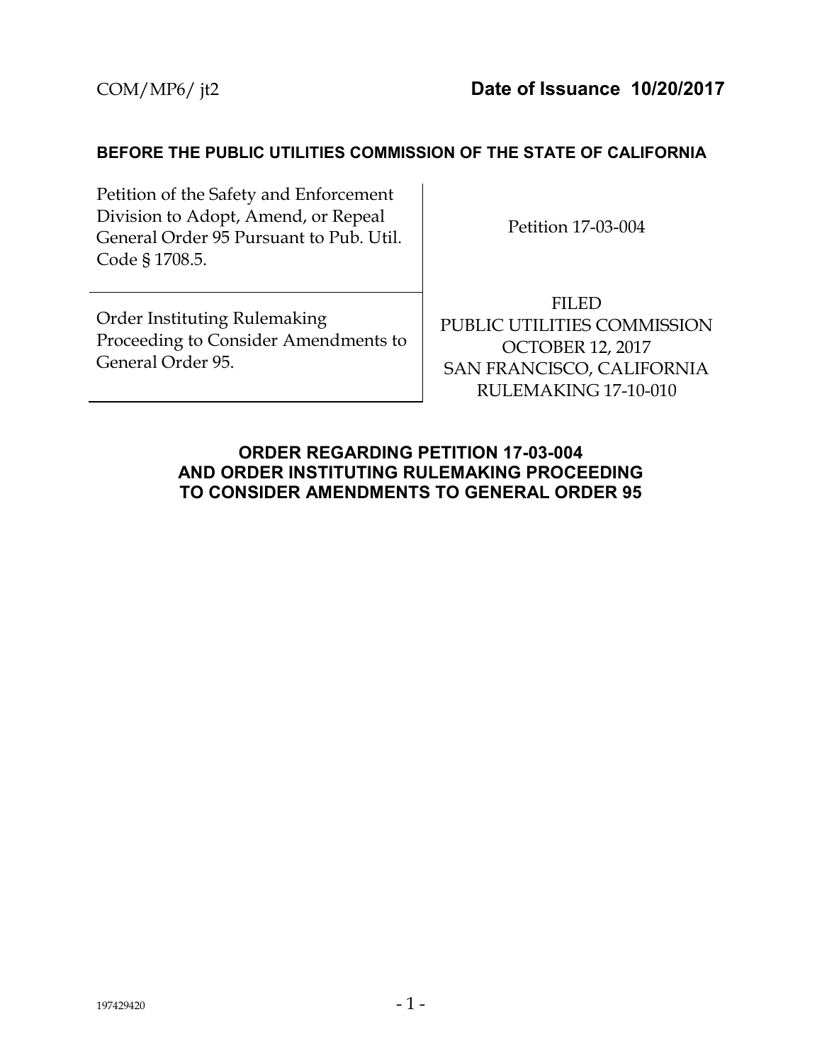COM/MP6/ jt2 **Date of Issuance 10/20/2017**

**BEFORE THE PUBLIC UTILITIES COMMISSION OF THE STATE OF CALIFORNIA**

| | |
|---|---|
| Petition of the Safety and Enforcement Division to Adopt, Amend, or Repeal General Order 95 Pursuant to Pub. Util. Code § 1708.5. | Petition 17-03-004 |
| Order Instituting Rulemaking Proceeding to Consider Amendments to General Order 95. | FILED<br>PUBLIC UTILITIES COMMISSION<br>OCTOBER 12, 2017<br>SAN FRANCISCO, CALIFORNIA<br>RULEMAKING 17-10-010 |

**ORDER REGARDING PETITION 17-03-004**
**AND ORDER INSTITUTING RULEMAKING PROCEEDING**
**TO CONSIDER AMENDMENTS TO GENERAL ORDER 95**

197429420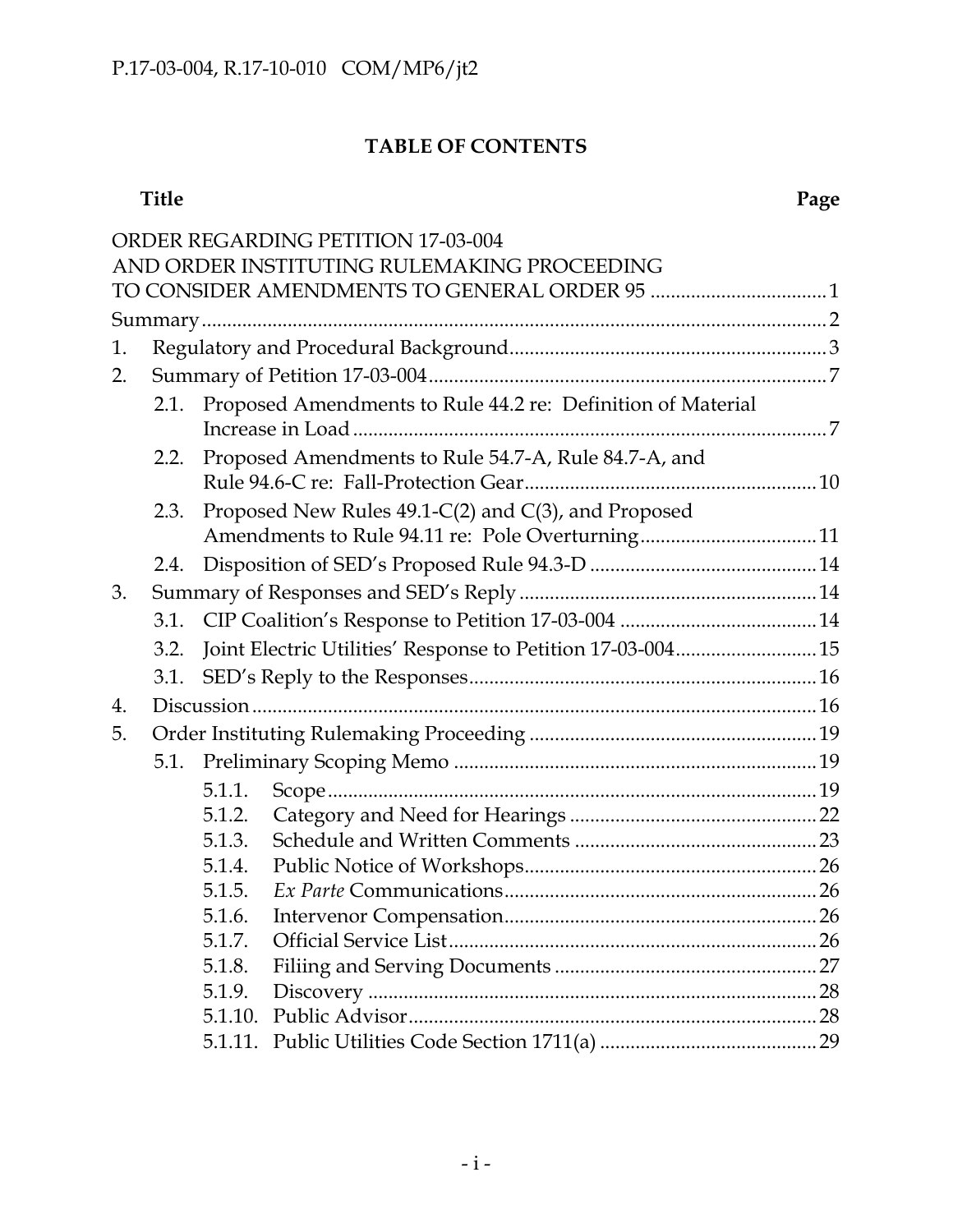# TABLE OF CONTENTS

| Title | Page |
|---|---|
| ORDER REGARDING PETITION 17-03-004 AND ORDER INSTITUTING RULEMAKING PROCEEDING TO CONSIDER AMENDMENTS TO GENERAL ORDER 95 | 1 |
| Summary | 2 |
| 1. Regulatory and Procedural Background | 3 |
| 2. Summary of Petition 17-03-004 | 7 |
| 2.1. Proposed Amendments to Rule 44.2 re: Definition of Material Increase in Load | 7 |
| 2.2. Proposed Amendments to Rule 54.7-A, Rule 84.7-A, and Rule 94.6-C re: Fall-Protection Gear | 10 |
| 2.3. Proposed New Rules 49.1-C(2) and C(3), and Proposed Amendments to Rule 94.11 re: Pole Overturning | 11 |
| 2.4. Disposition of SED's Proposed Rule 94.3-D | 14 |
| 3. Summary of Responses and SED's Reply | 14 |
| 3.1. CIP Coalition's Response to Petition 17-03-004 | 14 |
| 3.2. Joint Electric Utilities' Response to Petition 17-03-004 | 15 |
| 3.1. SED's Reply to the Responses | 16 |
| 4. Discussion | 16 |
| 5. Order Instituting Rulemaking Proceeding | 19 |
| 5.1. Preliminary Scoping Memo | 19 |
| 5.1.1. Scope | 19 |
| 5.1.2. Category and Need for Hearings | 22 |
| 5.1.3. Schedule and Written Comments | 23 |
| 5.1.4. Public Notice of Workshops | 26 |
| 5.1.5. *Ex Parte* Communications | 26 |
| 5.1.6. Intervenor Compensation | 26 |
| 5.1.7. Official Service List | 26 |
| 5.1.8. Filiing and Serving Documents | 27 |
| 5.1.9. Discovery | 28 |
| 5.1.10. Public Advisor | 28 |
| 5.1.11. Public Utilities Code Section 1711(a) | 29 |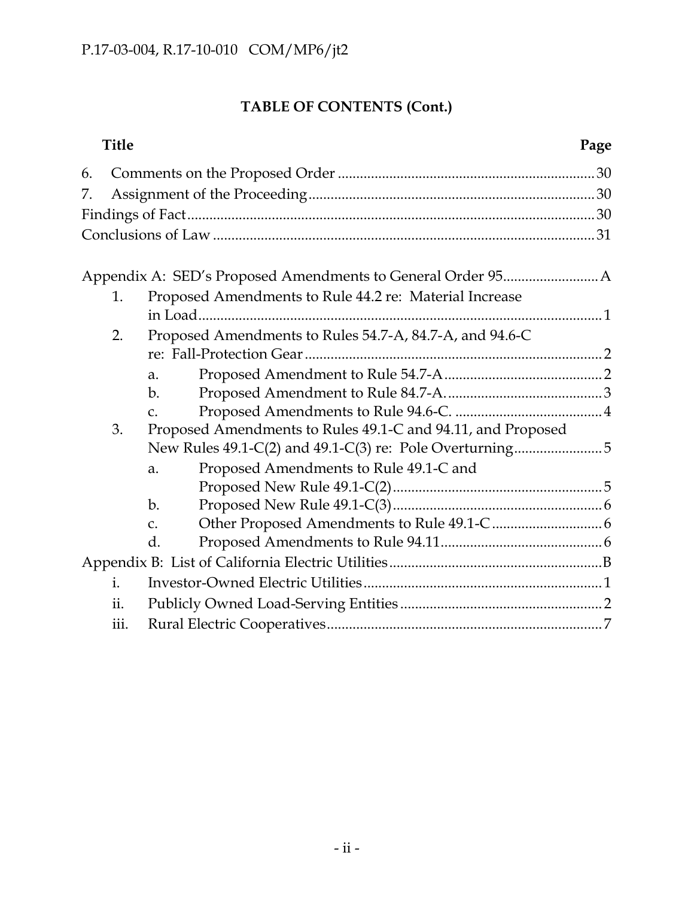**TABLE OF CONTENTS (Cont.)**

| Title | Page |
|---|---|
| 6. Comments on the Proposed Order | 30 |
| 7. Assignment of the Proceeding | 30 |
| Findings of Fact | 30 |
| Conclusions of Law | 31 |
| | |
| Appendix A: SED's Proposed Amendments to General Order 95 | A |
| 1. Proposed Amendments to Rule 44.2 re: Material Increase in Load | 1 |
| 2. Proposed Amendments to Rules 54.7-A, 84.7-A, and 94.6-C re: Fall-Protection Gear | 2 |
| a. Proposed Amendment to Rule 54.7-A | 2 |
| b. Proposed Amendment to Rule 84.7-A. | 3 |
| c. Proposed Amendments to Rule 94.6-C. | 4 |
| 3. Proposed Amendments to Rules 49.1-C and 94.11, and Proposed New Rules 49.1-C(2) and 49.1-C(3) re: Pole Overturning | 5 |
| a. Proposed Amendments to Rule 49.1-C and Proposed New Rule 49.1-C(2) | 5 |
| b. Proposed New Rule 49.1-C(3) | 6 |
| c. Other Proposed Amendments to Rule 49.1-C | 6 |
| d. Proposed Amendments to Rule 94.11 | 6 |
| Appendix B: List of California Electric Utilities | B |
| i. Investor-Owned Electric Utilities | 1 |
| ii. Publicly Owned Load-Serving Entities | 2 |
| iii. Rural Electric Cooperatives | 7 |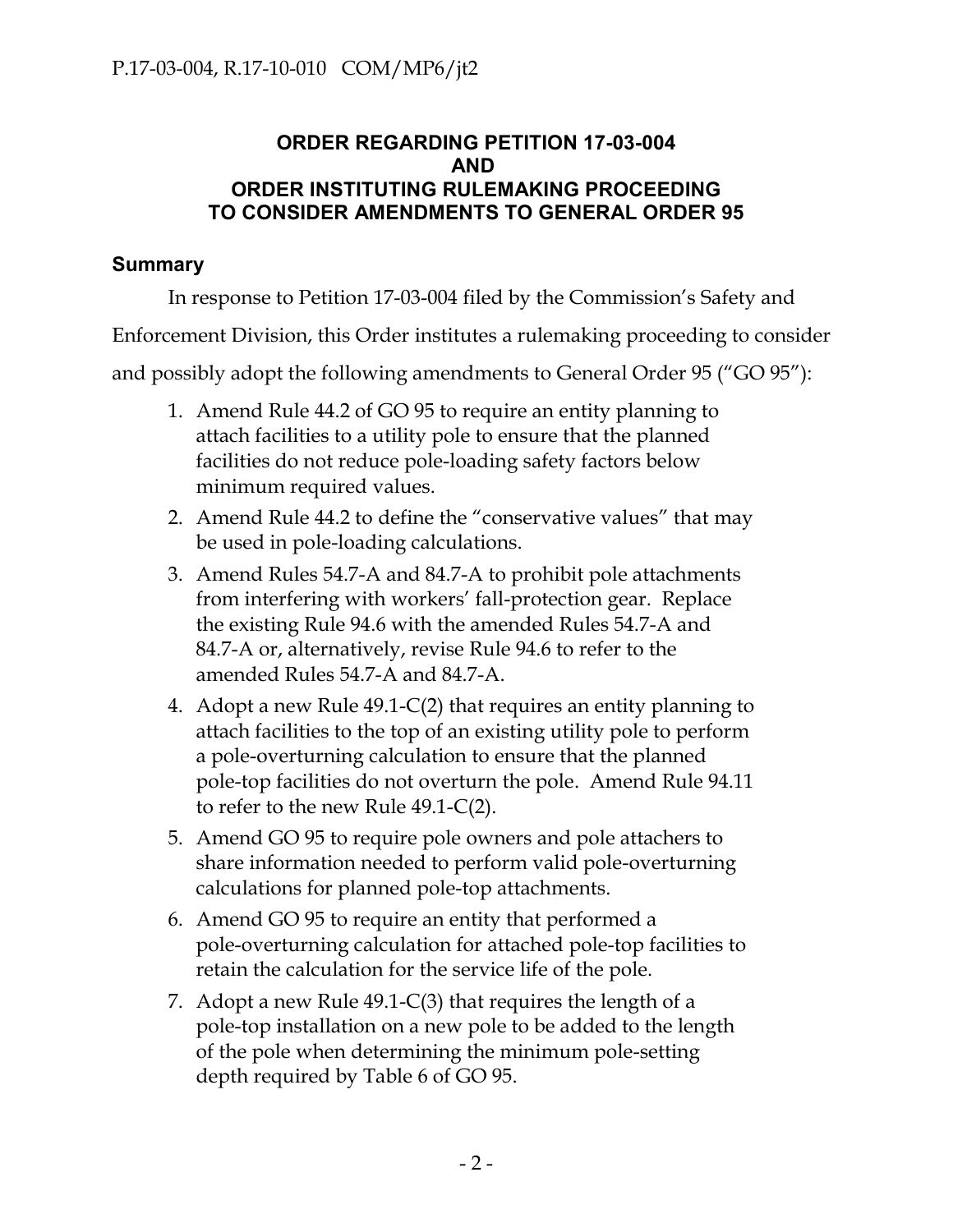## ORDER REGARDING PETITION 17-03-004 AND ORDER INSTITUTING RULEMAKING PROCEEDING TO CONSIDER AMENDMENTS TO GENERAL ORDER 95

### Summary

In response to Petition 17-03-004 filed by the Commission's Safety and Enforcement Division, this Order institutes a rulemaking proceeding to consider and possibly adopt the following amendments to General Order 95 ("GO 95"):

1. Amend Rule 44.2 of GO 95 to require an entity planning to attach facilities to a utility pole to ensure that the planned facilities do not reduce pole-loading safety factors below minimum required values.
2. Amend Rule 44.2 to define the "conservative values" that may be used in pole-loading calculations.
3. Amend Rules 54.7-A and 84.7-A to prohibit pole attachments from interfering with workers' fall-protection gear. Replace the existing Rule 94.6 with the amended Rules 54.7-A and 84.7-A or, alternatively, revise Rule 94.6 to refer to the amended Rules 54.7-A and 84.7-A.
4. Adopt a new Rule 49.1-C(2) that requires an entity planning to attach facilities to the top of an existing utility pole to perform a pole-overturning calculation to ensure that the planned pole-top facilities do not overturn the pole. Amend Rule 94.11 to refer to the new Rule 49.1-C(2).
5. Amend GO 95 to require pole owners and pole attachers to share information needed to perform valid pole-overturning calculations for planned pole-top attachments.
6. Amend GO 95 to require an entity that performed a pole-overturning calculation for attached pole-top facilities to retain the calculation for the service life of the pole.
7. Adopt a new Rule 49.1-C(3) that requires the length of a pole-top installation on a new pole to be added to the length of the pole when determining the minimum pole-setting depth required by Table 6 of GO 95.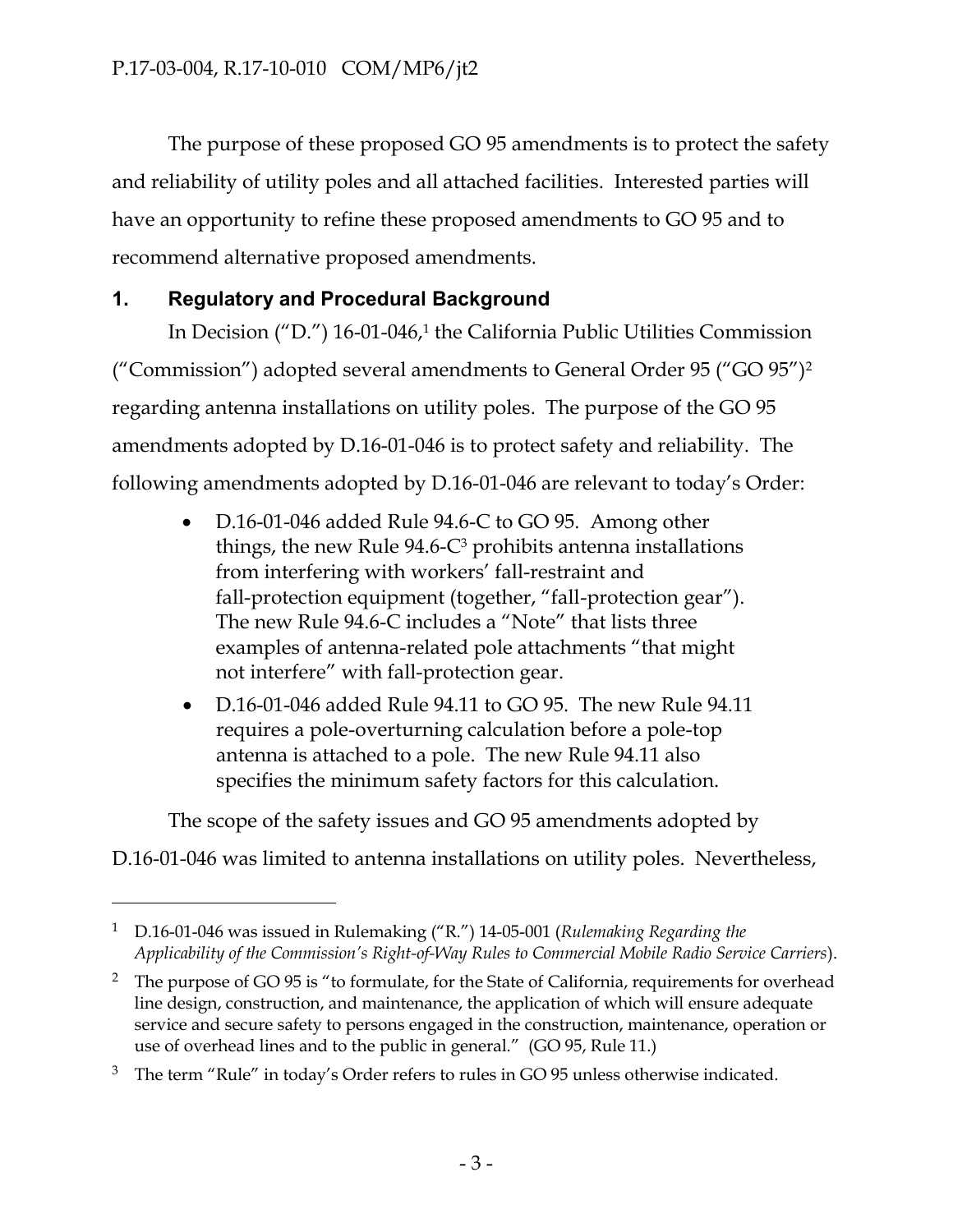The purpose of these proposed GO 95 amendments is to protect the safety and reliability of utility poles and all attached facilities. Interested parties will have an opportunity to refine these proposed amendments to GO 95 and to recommend alternative proposed amendments.

## 1. Regulatory and Procedural Background

In Decision ("D.") 16-01-046,[1] the California Public Utilities Commission ("Commission") adopted several amendments to General Order 95 ("GO 95")[2] regarding antenna installations on utility poles. The purpose of the GO 95 amendments adopted by D.16-01-046 is to protect safety and reliability. The following amendments adopted by D.16-01-046 are relevant to today's Order:

- D.16-01-046 added Rule 94.6-C to GO 95. Among other things, the new Rule 94.6-C[3] prohibits antenna installations from interfering with workers' fall-restraint and fall-protection equipment (together, "fall-protection gear"). The new Rule 94.6-C includes a "Note" that lists three examples of antenna-related pole attachments "that might not interfere" with fall-protection gear.
- D.16-01-046 added Rule 94.11 to GO 95. The new Rule 94.11 requires a pole-overturning calculation before a pole-top antenna is attached to a pole. The new Rule 94.11 also specifies the minimum safety factors for this calculation.

The scope of the safety issues and GO 95 amendments adopted by D.16-01-046 was limited to antenna installations on utility poles. Nevertheless,

---

[1] D.16-01-046 was issued in Rulemaking ("R.") 14-05-001 (*Rulemaking Regarding the Applicability of the Commission's Right-of-Way Rules to Commercial Mobile Radio Service Carriers*).

[2] The purpose of GO 95 is "to formulate, for the State of California, requirements for overhead line design, construction, and maintenance, the application of which will ensure adequate service and secure safety to persons engaged in the construction, maintenance, operation or use of overhead lines and to the public in general." (GO 95, Rule 11.)

[3] The term "Rule" in today's Order refers to rules in GO 95 unless otherwise indicated.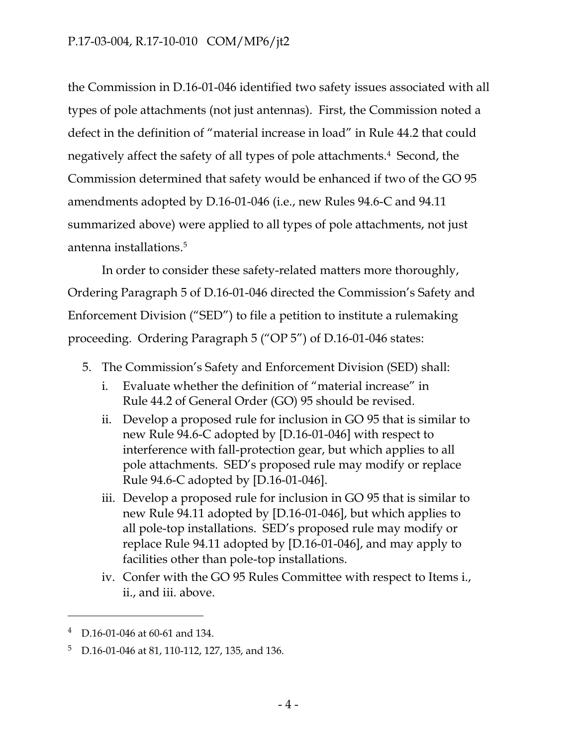the Commission in D.16-01-046 identified two safety issues associated with all types of pole attachments (not just antennas). First, the Commission noted a defect in the definition of "material increase in load" in Rule 44.2 that could negatively affect the safety of all types of pole attachments.[4] Second, the Commission determined that safety would be enhanced if two of the GO 95 amendments adopted by D.16-01-046 (i.e., new Rules 94.6-C and 94.11 summarized above) were applied to all types of pole attachments, not just antenna installations.[5]

In order to consider these safety-related matters more thoroughly, Ordering Paragraph 5 of D.16-01-046 directed the Commission's Safety and Enforcement Division ("SED") to file a petition to institute a rulemaking proceeding. Ordering Paragraph 5 ("OP 5") of D.16-01-046 states:

5. The Commission's Safety and Enforcement Division (SED) shall:
   i. Evaluate whether the definition of "material increase" in Rule 44.2 of General Order (GO) 95 should be revised.
   ii. Develop a proposed rule for inclusion in GO 95 that is similar to new Rule 94.6-C adopted by [D.16-01-046] with respect to interference with fall-protection gear, but which applies to all pole attachments. SED's proposed rule may modify or replace Rule 94.6-C adopted by [D.16-01-046].
   iii. Develop a proposed rule for inclusion in GO 95 that is similar to new Rule 94.11 adopted by [D.16-01-046], but which applies to all pole-top installations. SED's proposed rule may modify or replace Rule 94.11 adopted by [D.16-01-046], and may apply to facilities other than pole-top installations.
   iv. Confer with the GO 95 Rules Committee with respect to Items i., ii., and iii. above.

---

[4] D.16-01-046 at 60-61 and 134.

[5] D.16-01-046 at 81, 110-112, 127, 135, and 136.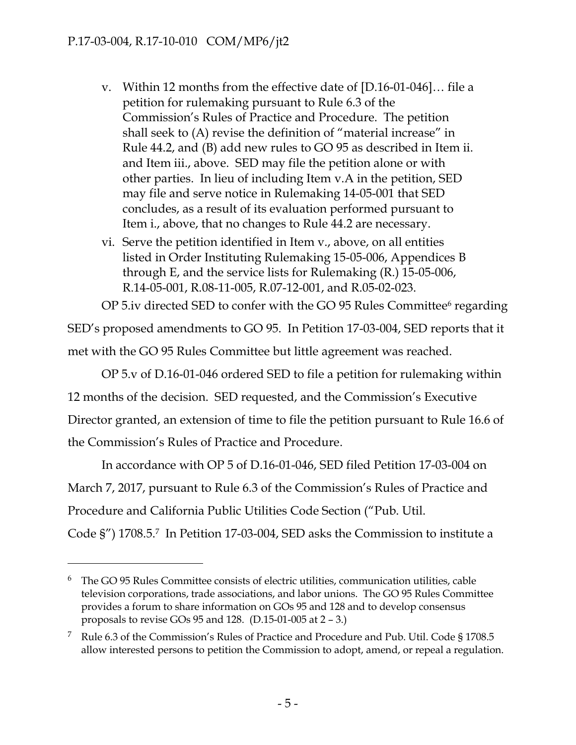v. Within 12 months from the effective date of [D.16-01-046]… file a petition for rulemaking pursuant to Rule 6.3 of the Commission's Rules of Practice and Procedure. The petition shall seek to (A) revise the definition of "material increase" in Rule 44.2, and (B) add new rules to GO 95 as described in Item ii. and Item iii., above. SED may file the petition alone or with other parties. In lieu of including Item v.A in the petition, SED may file and serve notice in Rulemaking 14-05-001 that SED concludes, as a result of its evaluation performed pursuant to Item i., above, that no changes to Rule 44.2 are necessary.

vi. Serve the petition identified in Item v., above, on all entities listed in Order Instituting Rulemaking 15-05-006, Appendices B through E, and the service lists for Rulemaking (R.) 15-05-006, R.14-05-001, R.08-11-005, R.07-12-001, and R.05-02-023.

OP 5.iv directed SED to confer with the GO 95 Rules Committee[6] regarding SED's proposed amendments to GO 95. In Petition 17-03-004, SED reports that it met with the GO 95 Rules Committee but little agreement was reached.

OP 5.v of D.16-01-046 ordered SED to file a petition for rulemaking within 12 months of the decision. SED requested, and the Commission's Executive Director granted, an extension of time to file the petition pursuant to Rule 16.6 of the Commission's Rules of Practice and Procedure.

In accordance with OP 5 of D.16-01-046, SED filed Petition 17-03-004 on March 7, 2017, pursuant to Rule 6.3 of the Commission's Rules of Practice and Procedure and California Public Utilities Code Section ("Pub. Util. Code §") 1708.5.[7] In Petition 17-03-004, SED asks the Commission to institute a

---

[6] The GO 95 Rules Committee consists of electric utilities, communication utilities, cable television corporations, trade associations, and labor unions. The GO 95 Rules Committee provides a forum to share information on GOs 95 and 128 and to develop consensus proposals to revise GOs 95 and 128. (D.15-01-005 at 2 – 3.)

[7] Rule 6.3 of the Commission's Rules of Practice and Procedure and Pub. Util. Code § 1708.5 allow interested persons to petition the Commission to adopt, amend, or repeal a regulation.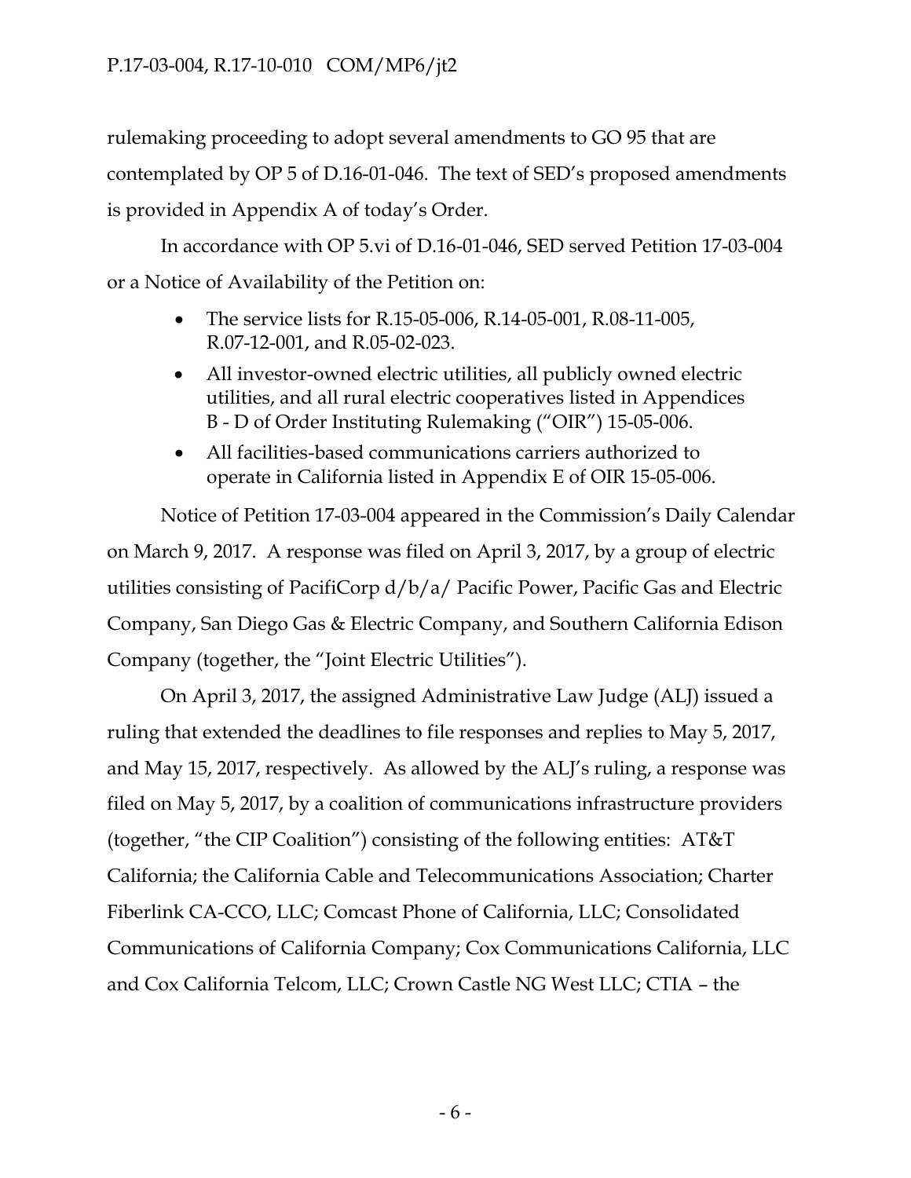rulemaking proceeding to adopt several amendments to GO 95 that are contemplated by OP 5 of D.16-01-046. The text of SED's proposed amendments is provided in Appendix A of today's Order.

In accordance with OP 5.vi of D.16-01-046, SED served Petition 17-03-004 or a Notice of Availability of the Petition on:

- The service lists for R.15-05-006, R.14-05-001, R.08-11-005, R.07-12-001, and R.05-02-023.
- All investor-owned electric utilities, all publicly owned electric utilities, and all rural electric cooperatives listed in Appendices B - D of Order Instituting Rulemaking ("OIR") 15-05-006.
- All facilities-based communications carriers authorized to operate in California listed in Appendix E of OIR 15-05-006.

Notice of Petition 17-03-004 appeared in the Commission's Daily Calendar on March 9, 2017. A response was filed on April 3, 2017, by a group of electric utilities consisting of PacifiCorp d/b/a/ Pacific Power, Pacific Gas and Electric Company, San Diego Gas & Electric Company, and Southern California Edison Company (together, the "Joint Electric Utilities").

On April 3, 2017, the assigned Administrative Law Judge (ALJ) issued a ruling that extended the deadlines to file responses and replies to May 5, 2017, and May 15, 2017, respectively. As allowed by the ALJ's ruling, a response was filed on May 5, 2017, by a coalition of communications infrastructure providers (together, "the CIP Coalition") consisting of the following entities: AT&T California; the California Cable and Telecommunications Association; Charter Fiberlink CA-CCO, LLC; Comcast Phone of California, LLC; Consolidated Communications of California Company; Cox Communications California, LLC and Cox California Telcom, LLC; Crown Castle NG West LLC; CTIA – the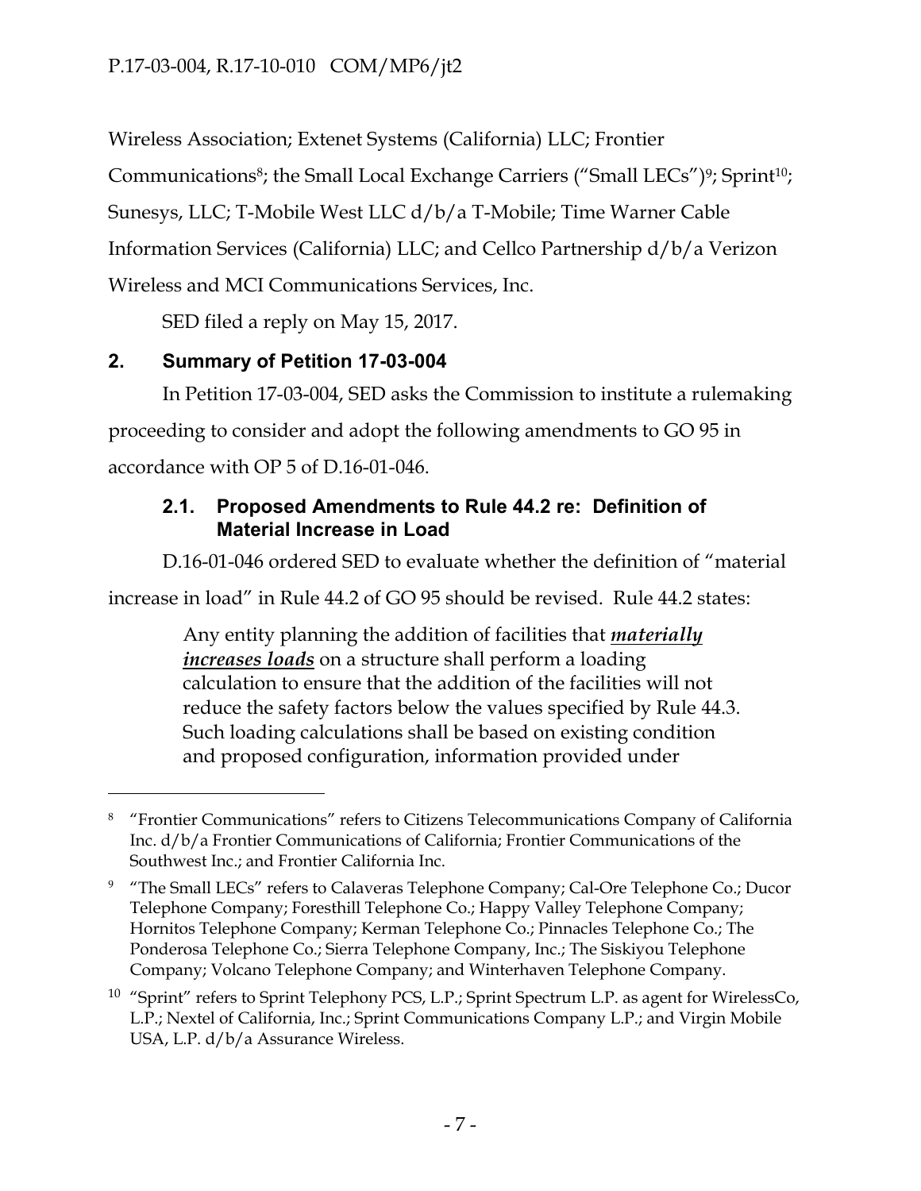Wireless Association; Extenet Systems (California) LLC; Frontier Communications[8]; the Small Local Exchange Carriers ("Small LECs")[9]; Sprint[10]; Sunesys, LLC; T-Mobile West LLC d/b/a T-Mobile; Time Warner Cable Information Services (California) LLC; and Cellco Partnership d/b/a Verizon Wireless and MCI Communications Services, Inc.

SED filed a reply on May 15, 2017.

## 2. Summary of Petition 17-03-004

In Petition 17-03-004, SED asks the Commission to institute a rulemaking proceeding to consider and adopt the following amendments to GO 95 in accordance with OP 5 of D.16-01-046.

### 2.1. Proposed Amendments to Rule 44.2 re: Definition of Material Increase in Load

D.16-01-046 ordered SED to evaluate whether the definition of "material increase in load" in Rule 44.2 of GO 95 should be revised. Rule 44.2 states:

> Any entity planning the addition of facilities that ***materially increases loads*** on a structure shall perform a loading calculation to ensure that the addition of the facilities will not reduce the safety factors below the values specified by Rule 44.3. Such loading calculations shall be based on existing condition and proposed configuration, information provided under

---

[8] "Frontier Communications" refers to Citizens Telecommunications Company of California Inc. d/b/a Frontier Communications of California; Frontier Communications of the Southwest Inc.; and Frontier California Inc.

[9] "The Small LECs" refers to Calaveras Telephone Company; Cal-Ore Telephone Co.; Ducor Telephone Company; Foresthill Telephone Co.; Happy Valley Telephone Company; Hornitos Telephone Company; Kerman Telephone Co.; Pinnacles Telephone Co.; The Ponderosa Telephone Co.; Sierra Telephone Company, Inc.; The Siskiyou Telephone Company; Volcano Telephone Company; and Winterhaven Telephone Company.

[10] "Sprint" refers to Sprint Telephony PCS, L.P.; Sprint Spectrum L.P. as agent for WirelessCo, L.P.; Nextel of California, Inc.; Sprint Communications Company L.P.; and Virgin Mobile USA, L.P. d/b/a Assurance Wireless.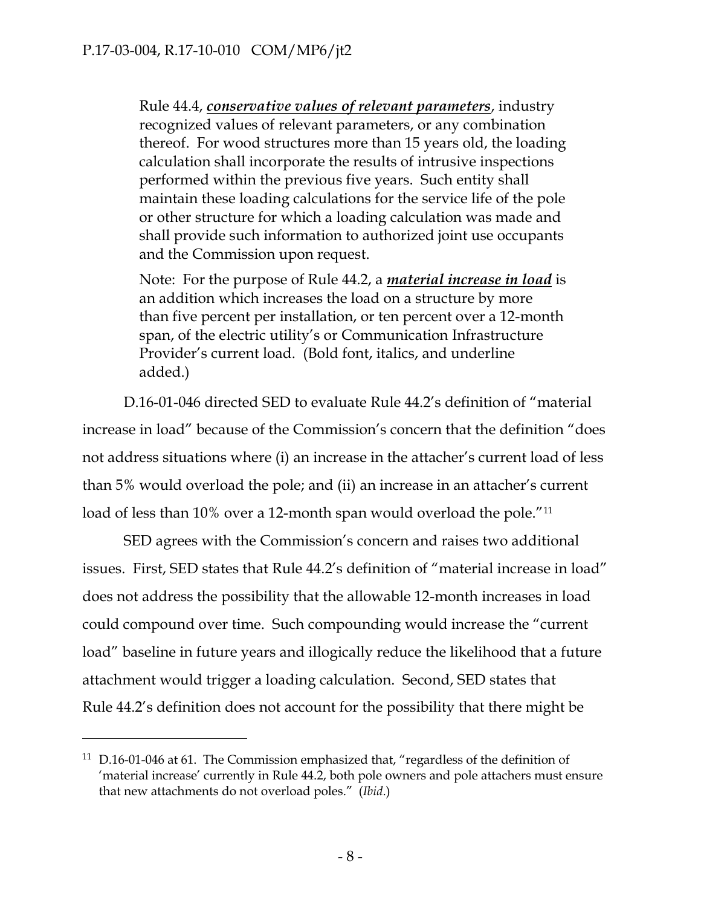> Rule 44.4, ***conservative values of relevant parameters***, industry recognized values of relevant parameters, or any combination thereof. For wood structures more than 15 years old, the loading calculation shall incorporate the results of intrusive inspections performed within the previous five years. Such entity shall maintain these loading calculations for the service life of the pole or other structure for which a loading calculation was made and shall provide such information to authorized joint use occupants and the Commission upon request.
>
> Note: For the purpose of Rule 44.2, a ***material increase in load*** is an addition which increases the load on a structure by more than five percent per installation, or ten percent over a 12-month span, of the electric utility's or Communication Infrastructure Provider's current load. (Bold font, italics, and underline added.)

D.16-01-046 directed SED to evaluate Rule 44.2's definition of "material increase in load" because of the Commission's concern that the definition "does not address situations where (i) an increase in the attacher's current load of less than 5% would overload the pole; and (ii) an increase in an attacher's current load of less than 10% over a 12-month span would overload the pole."[11]

SED agrees with the Commission's concern and raises two additional issues. First, SED states that Rule 44.2's definition of "material increase in load" does not address the possibility that the allowable 12-month increases in load could compound over time. Such compounding would increase the "current load" baseline in future years and illogically reduce the likelihood that a future attachment would trigger a loading calculation. Second, SED states that Rule 44.2's definition does not account for the possibility that there might be

---

[11] D.16-01-046 at 61. The Commission emphasized that, "regardless of the definition of 'material increase' currently in Rule 44.2, both pole owners and pole attachers must ensure that new attachments do not overload poles." (*Ibid*.)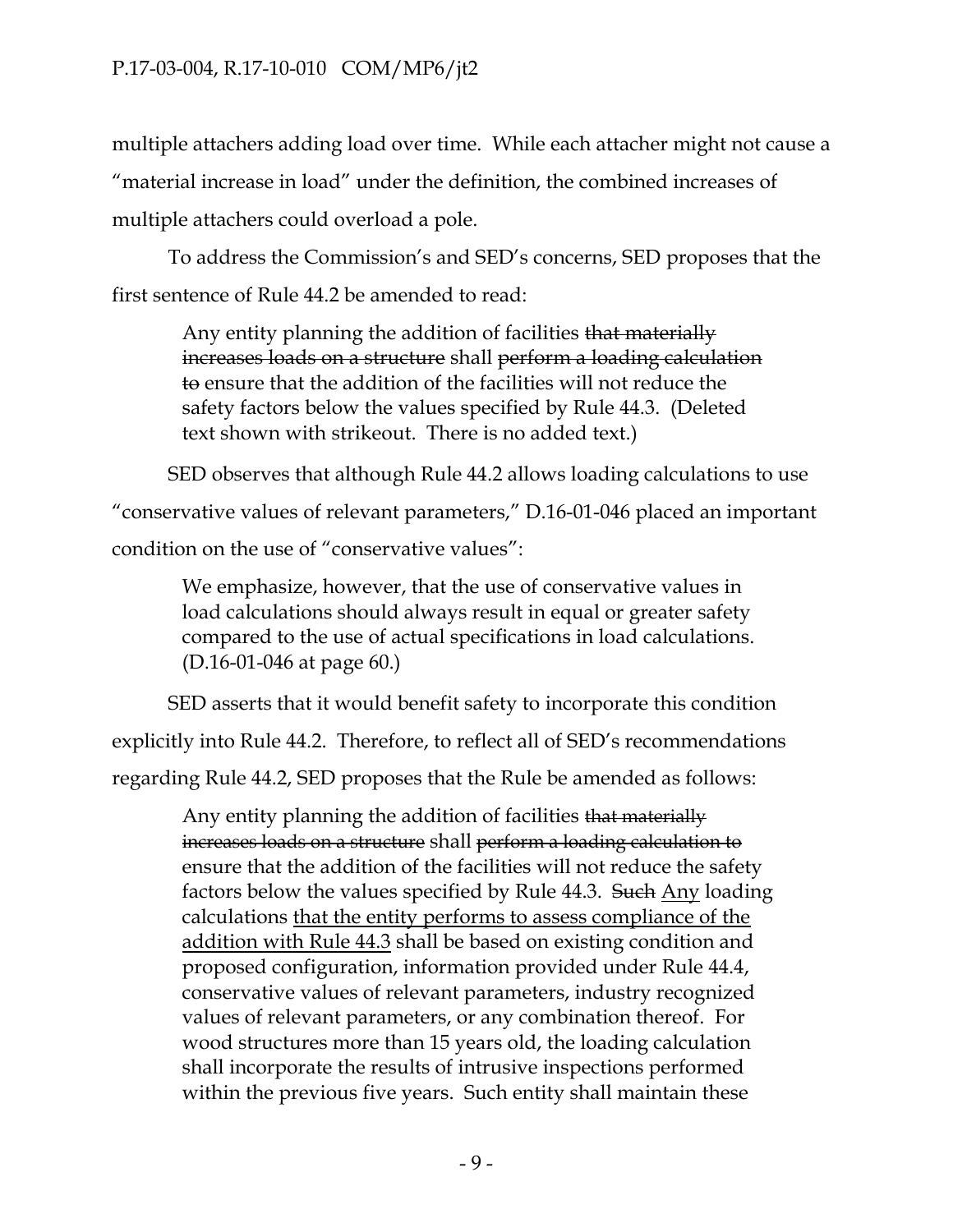multiple attachers adding load over time. While each attacher might not cause a "material increase in load" under the definition, the combined increases of multiple attachers could overload a pole.

To address the Commission's and SED's concerns, SED proposes that the first sentence of Rule 44.2 be amended to read:

> Any entity planning the addition of facilities ~~that materially increases loads on a structure~~ shall ~~perform a loading calculation to~~ ensure that the addition of the facilities will not reduce the safety factors below the values specified by Rule 44.3. (Deleted text shown with strikeout. There is no added text.)

SED observes that although Rule 44.2 allows loading calculations to use "conservative values of relevant parameters," D.16-01-046 placed an important condition on the use of "conservative values":

> We emphasize, however, that the use of conservative values in load calculations should always result in equal or greater safety compared to the use of actual specifications in load calculations. (D.16-01-046 at page 60.)

SED asserts that it would benefit safety to incorporate this condition explicitly into Rule 44.2. Therefore, to reflect all of SED's recommendations regarding Rule 44.2, SED proposes that the Rule be amended as follows:

> Any entity planning the addition of facilities ~~that materially increases loads on a structure~~ shall ~~perform a loading calculation to~~ ensure that the addition of the facilities will not reduce the safety factors below the values specified by Rule 44.3. ~~Such~~ <u>Any</u> loading calculations <u>that the entity performs to assess compliance of the addition with Rule 44.3</u> shall be based on existing condition and proposed configuration, information provided under Rule 44.4, conservative values of relevant parameters, industry recognized values of relevant parameters, or any combination thereof. For wood structures more than 15 years old, the loading calculation shall incorporate the results of intrusive inspections performed within the previous five years. Such entity shall maintain these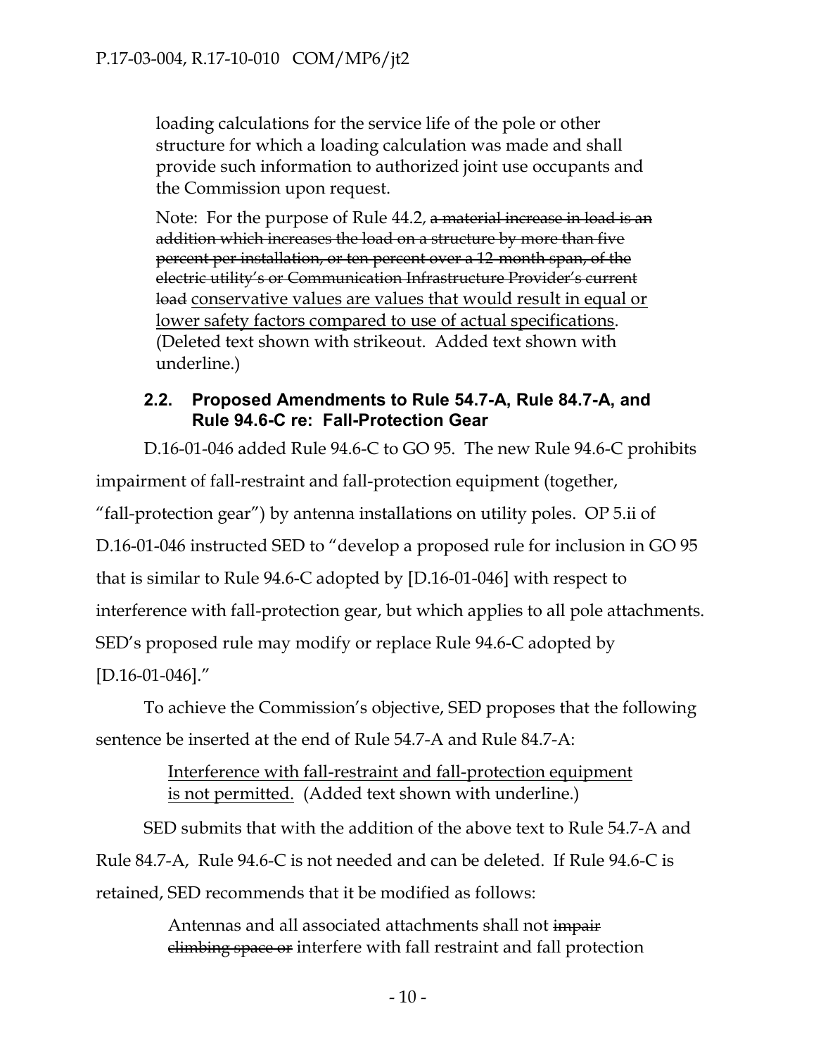loading calculations for the service life of the pole or other structure for which a loading calculation was made and shall provide such information to authorized joint use occupants and the Commission upon request.

Note: For the purpose of Rule 44.2, ~~a material increase in load is an addition which increases the load on a structure by more than five percent per installation, or ten percent over a 12-month span, of the electric utility's or Communication Infrastructure Provider's current load~~ <u>conservative values are values that would result in equal or lower safety factors compared to use of actual specifications</u>. (Deleted text shown with strikeout. Added text shown with underline.)

### 2.2. Proposed Amendments to Rule 54.7-A, Rule 84.7-A, and Rule 94.6-C re: Fall-Protection Gear

D.16-01-046 added Rule 94.6-C to GO 95. The new Rule 94.6-C prohibits impairment of fall-restraint and fall-protection equipment (together, "fall-protection gear") by antenna installations on utility poles. OP 5.ii of D.16-01-046 instructed SED to "develop a proposed rule for inclusion in GO 95 that is similar to Rule 94.6-C adopted by [D.16-01-046] with respect to interference with fall-protection gear, but which applies to all pole attachments. SED's proposed rule may modify or replace Rule 94.6-C adopted by [D.16-01-046]."

To achieve the Commission's objective, SED proposes that the following sentence be inserted at the end of Rule 54.7-A and Rule 84.7-A:

> <u>Interference with fall-restraint and fall-protection equipment is not permitted.</u> (Added text shown with underline.)

SED submits that with the addition of the above text to Rule 54.7-A and Rule 84.7-A, Rule 94.6-C is not needed and can be deleted. If Rule 94.6-C is retained, SED recommends that it be modified as follows:

> Antennas and all associated attachments shall not ~~impair climbing space or~~ interfere with fall restraint and fall protection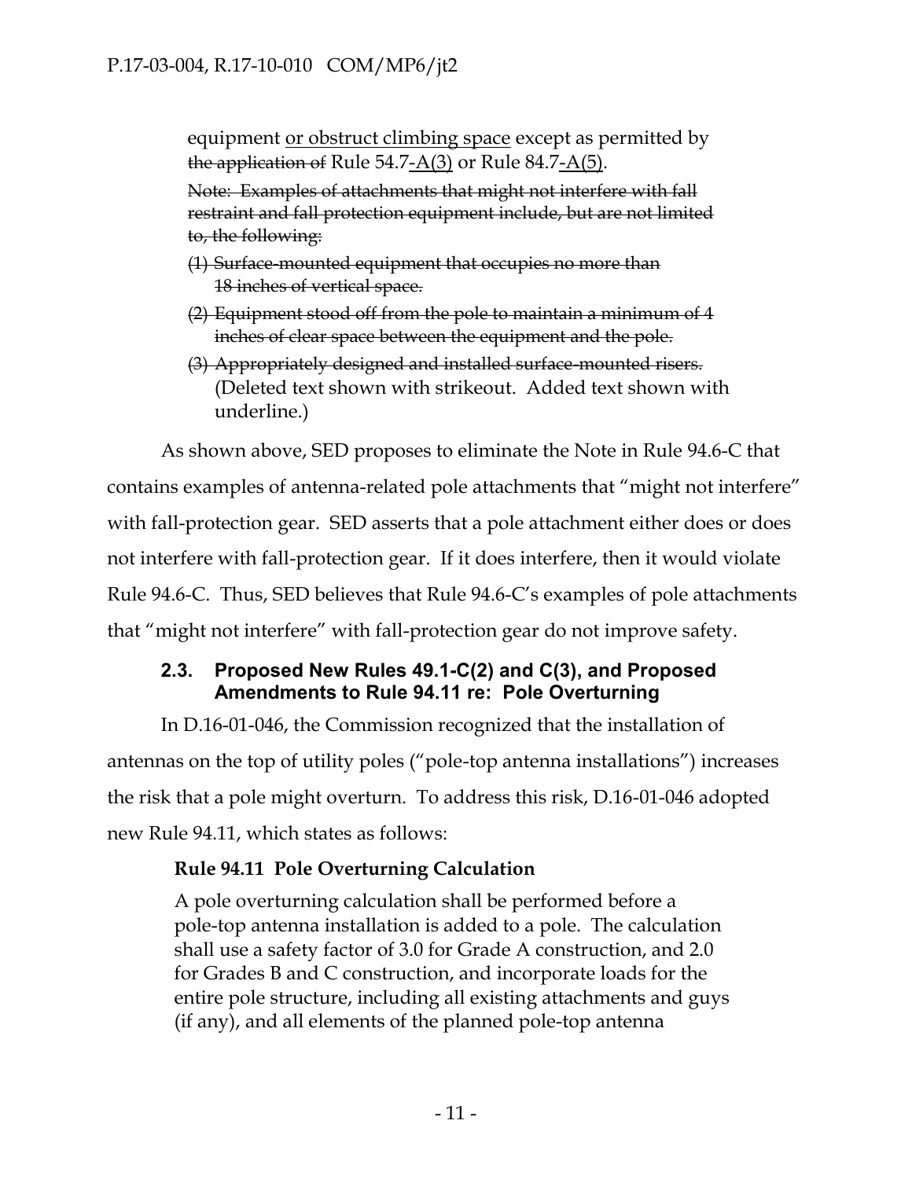> equipment <u>or obstruct climbing space</u> except as permitted by ~~the application of~~ Rule 54.7<u>-A(3)</u> or Rule 84.7<u>-A(5)</u>.
>
> ~~Note: Examples of attachments that might not interfere with fall restraint and fall protection equipment include, but are not limited to, the following:~~
>
> ~~(1) Surface-mounted equipment that occupies no more than 18 inches of vertical space.~~
>
> ~~(2) Equipment stood off from the pole to maintain a minimum of 4 inches of clear space between the equipment and the pole.~~
>
> ~~(3) Appropriately designed and installed surface-mounted risers.~~
>
> (Deleted text shown with strikeout. Added text shown with underline.)

As shown above, SED proposes to eliminate the Note in Rule 94.6-C that contains examples of antenna-related pole attachments that "might not interfere" with fall-protection gear. SED asserts that a pole attachment either does or does not interfere with fall-protection gear. If it does interfere, then it would violate Rule 94.6-C. Thus, SED believes that Rule 94.6-C's examples of pole attachments that "might not interfere" with fall-protection gear do not improve safety.

### 2.3. Proposed New Rules 49.1-C(2) and C(3), and Proposed Amendments to Rule 94.11 re: Pole Overturning

In D.16-01-046, the Commission recognized that the installation of antennas on the top of utility poles ("pole-top antenna installations") increases the risk that a pole might overturn. To address this risk, D.16-01-046 adopted new Rule 94.11, which states as follows:

> **Rule 94.11 Pole Overturning Calculation**
>
> A pole overturning calculation shall be performed before a pole-top antenna installation is added to a pole. The calculation shall use a safety factor of 3.0 for Grade A construction, and 2.0 for Grades B and C construction, and incorporate loads for the entire pole structure, including all existing attachments and guys (if any), and all elements of the planned pole-top antenna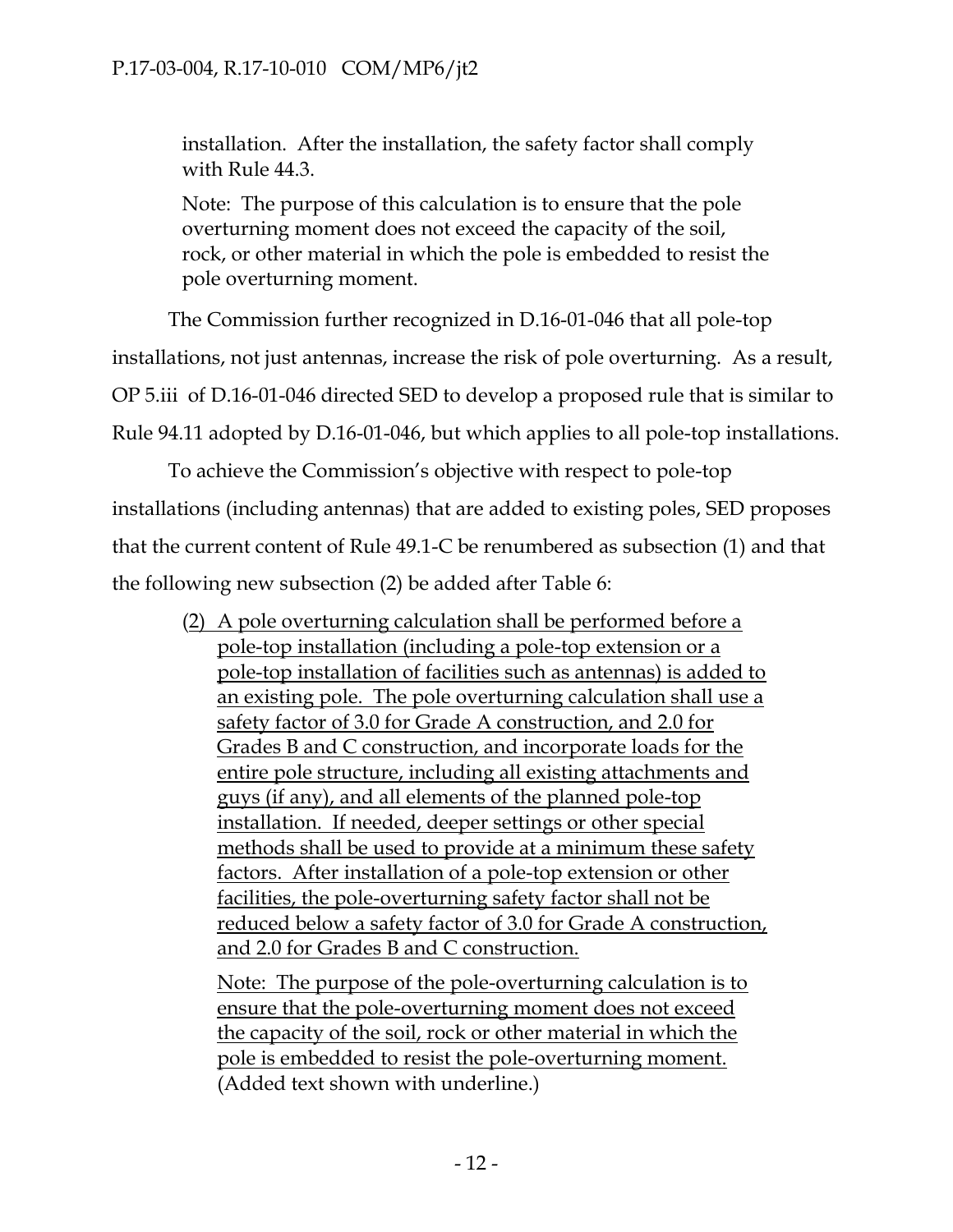> installation. After the installation, the safety factor shall comply with Rule 44.3.
>
> Note: The purpose of this calculation is to ensure that the pole overturning moment does not exceed the capacity of the soil, rock, or other material in which the pole is embedded to resist the pole overturning moment.

The Commission further recognized in D.16-01-046 that all pole-top installations, not just antennas, increase the risk of pole overturning. As a result, OP 5.iii of D.16-01-046 directed SED to develop a proposed rule that is similar to Rule 94.11 adopted by D.16-01-046, but which applies to all pole-top installations.

To achieve the Commission's objective with respect to pole-top installations (including antennas) that are added to existing poles, SED proposes that the current content of Rule 49.1-C be renumbered as subsection (1) and that the following new subsection (2) be added after Table 6:

> <u>(2) A pole overturning calculation shall be performed before a pole-top installation (including a pole-top extension or a pole-top installation of facilities such as antennas) is added to an existing pole. The pole overturning calculation shall use a safety factor of 3.0 for Grade A construction, and 2.0 for Grades B and C construction, and incorporate loads for the entire pole structure, including all existing attachments and guys (if any), and all elements of the planned pole-top installation. If needed, deeper settings or other special methods shall be used to provide at a minimum these safety factors. After installation of a pole-top extension or other facilities, the pole-overturning safety factor shall not be reduced below a safety factor of 3.0 for Grade A construction, and 2.0 for Grades B and C construction.</u>
>
> <u>Note: The purpose of the pole-overturning calculation is to ensure that the pole-overturning moment does not exceed the capacity of the soil, rock or other material in which the pole is embedded to resist the pole-overturning moment.</u> (Added text shown with underline.)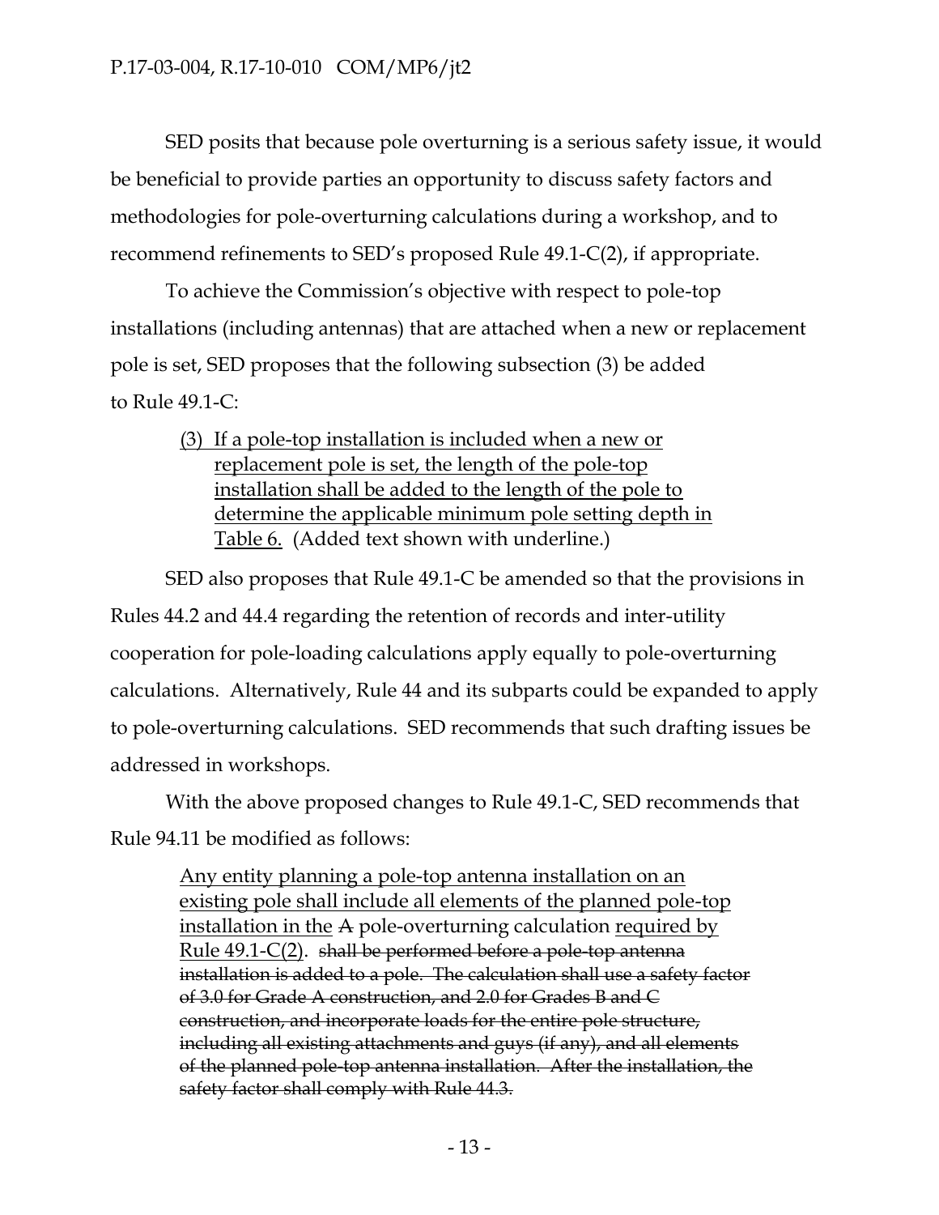SED posits that because pole overturning is a serious safety issue, it would be beneficial to provide parties an opportunity to discuss safety factors and methodologies for pole-overturning calculations during a workshop, and to recommend refinements to SED's proposed Rule 49.1-C(2), if appropriate.

To achieve the Commission's objective with respect to pole-top installations (including antennas) that are attached when a new or replacement pole is set, SED proposes that the following subsection (3) be added to Rule 49.1-C:

> <u>(3) If a pole-top installation is included when a new or replacement pole is set, the length of the pole-top installation shall be added to the length of the pole to determine the applicable minimum pole setting depth in Table 6.</u> (Added text shown with underline.)

SED also proposes that Rule 49.1-C be amended so that the provisions in Rules 44.2 and 44.4 regarding the retention of records and inter-utility cooperation for pole-loading calculations apply equally to pole-overturning calculations. Alternatively, Rule 44 and its subparts could be expanded to apply to pole-overturning calculations. SED recommends that such drafting issues be addressed in workshops.

With the above proposed changes to Rule 49.1-C, SED recommends that Rule 94.11 be modified as follows:

> <u>Any entity planning a pole-top antenna installation on an existing pole shall include all elements of the planned pole-top installation in the</u> ~~A~~ pole-overturning calculation <u>required by Rule 49.1-C(2)</u>. ~~shall be performed before a pole-top antenna installation is added to a pole. The calculation shall use a safety factor of 3.0 for Grade A construction, and 2.0 for Grades B and C construction, and incorporate loads for the entire pole structure, including all existing attachments and guys (if any), and all elements of the planned pole-top antenna installation. After the installation, the safety factor shall comply with Rule 44.3.~~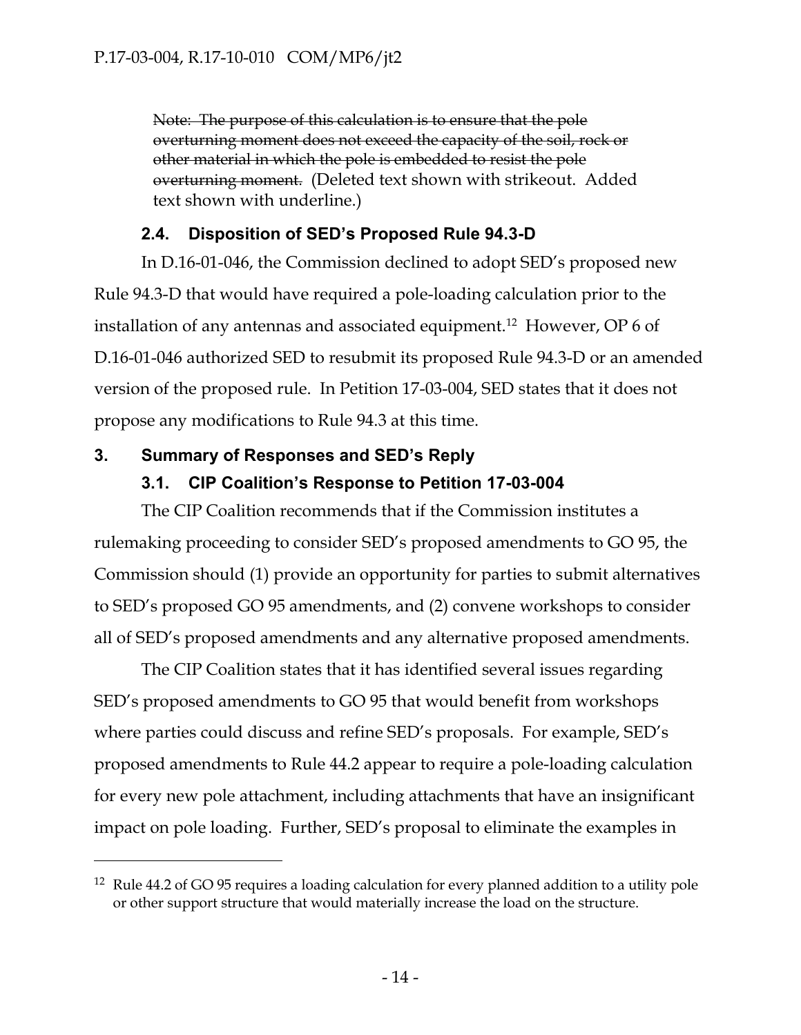~~Note: The purpose of this calculation is to ensure that the pole overturning moment does not exceed the capacity of the soil, rock or other material in which the pole is embedded to resist the pole overturning moment.~~ (Deleted text shown with strikeout. Added text shown with underline.)

### 2.4. Disposition of SED's Proposed Rule 94.3-D

In D.16-01-046, the Commission declined to adopt SED's proposed new Rule 94.3-D that would have required a pole-loading calculation prior to the installation of any antennas and associated equipment.[12] However, OP 6 of D.16-01-046 authorized SED to resubmit its proposed Rule 94.3-D or an amended version of the proposed rule. In Petition 17-03-004, SED states that it does not propose any modifications to Rule 94.3 at this time.

## 3. Summary of Responses and SED's Reply

### 3.1. CIP Coalition's Response to Petition 17-03-004

The CIP Coalition recommends that if the Commission institutes a rulemaking proceeding to consider SED's proposed amendments to GO 95, the Commission should (1) provide an opportunity for parties to submit alternatives to SED's proposed GO 95 amendments, and (2) convene workshops to consider all of SED's proposed amendments and any alternative proposed amendments.

The CIP Coalition states that it has identified several issues regarding SED's proposed amendments to GO 95 that would benefit from workshops where parties could discuss and refine SED's proposals. For example, SED's proposed amendments to Rule 44.2 appear to require a pole-loading calculation for every new pole attachment, including attachments that have an insignificant impact on pole loading. Further, SED's proposal to eliminate the examples in

---

[12] Rule 44.2 of GO 95 requires a loading calculation for every planned addition to a utility pole or other support structure that would materially increase the load on the structure.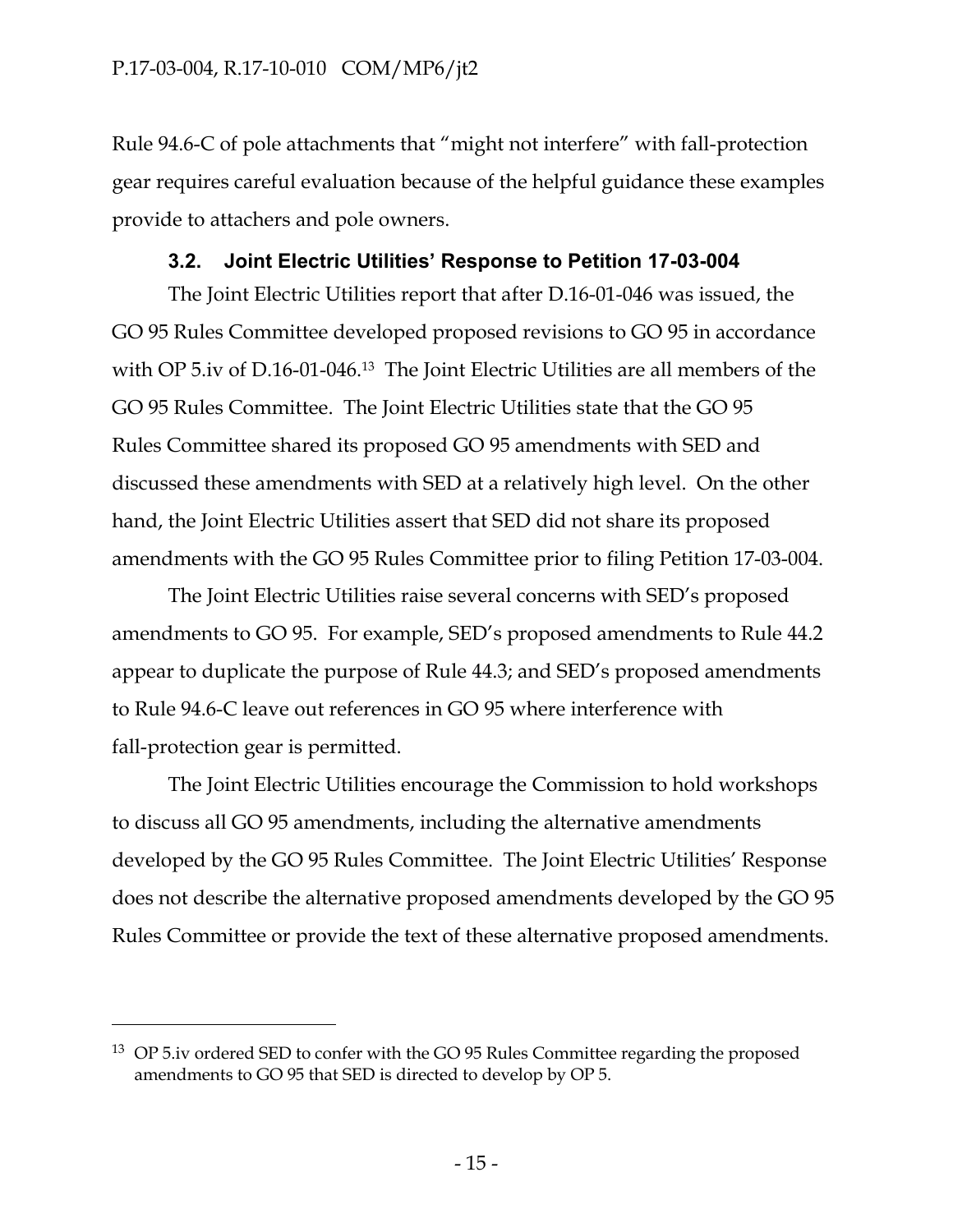Rule 94.6-C of pole attachments that "might not interfere" with fall-protection gear requires careful evaluation because of the helpful guidance these examples provide to attachers and pole owners.

### 3.2. Joint Electric Utilities' Response to Petition 17-03-004

The Joint Electric Utilities report that after D.16-01-046 was issued, the GO 95 Rules Committee developed proposed revisions to GO 95 in accordance with OP 5.iv of D.16-01-046.[13] The Joint Electric Utilities are all members of the GO 95 Rules Committee. The Joint Electric Utilities state that the GO 95 Rules Committee shared its proposed GO 95 amendments with SED and discussed these amendments with SED at a relatively high level. On the other hand, the Joint Electric Utilities assert that SED did not share its proposed amendments with the GO 95 Rules Committee prior to filing Petition 17-03-004.

The Joint Electric Utilities raise several concerns with SED's proposed amendments to GO 95. For example, SED's proposed amendments to Rule 44.2 appear to duplicate the purpose of Rule 44.3; and SED's proposed amendments to Rule 94.6-C leave out references in GO 95 where interference with fall-protection gear is permitted.

The Joint Electric Utilities encourage the Commission to hold workshops to discuss all GO 95 amendments, including the alternative amendments developed by the GO 95 Rules Committee. The Joint Electric Utilities' Response does not describe the alternative proposed amendments developed by the GO 95 Rules Committee or provide the text of these alternative proposed amendments.

---

[13] OP 5.iv ordered SED to confer with the GO 95 Rules Committee regarding the proposed amendments to GO 95 that SED is directed to develop by OP 5.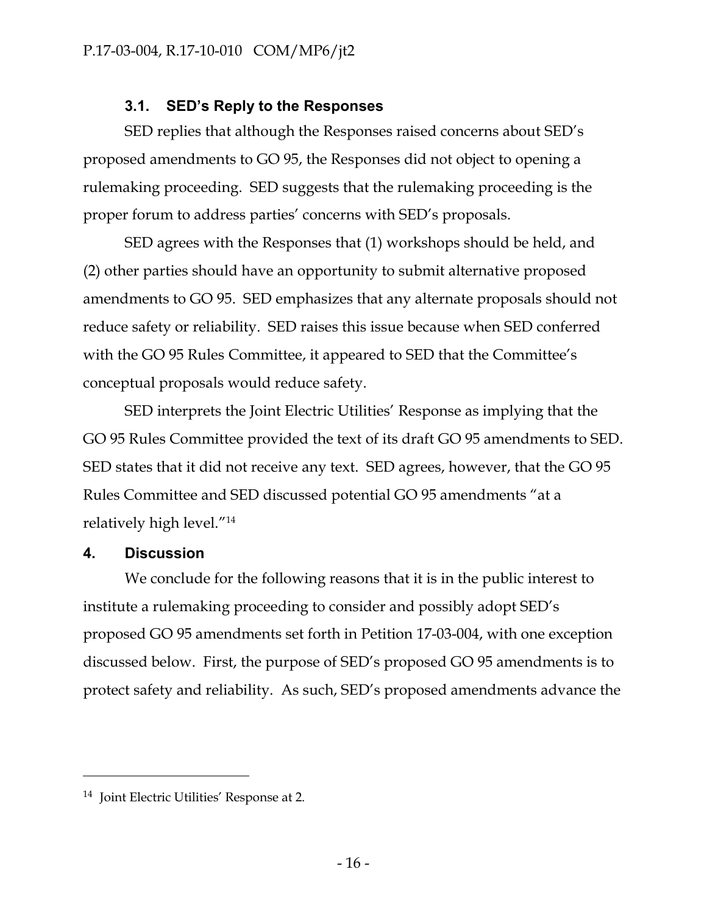### 3.1. SED's Reply to the Responses

SED replies that although the Responses raised concerns about SED's proposed amendments to GO 95, the Responses did not object to opening a rulemaking proceeding. SED suggests that the rulemaking proceeding is the proper forum to address parties' concerns with SED's proposals.

SED agrees with the Responses that (1) workshops should be held, and (2) other parties should have an opportunity to submit alternative proposed amendments to GO 95. SED emphasizes that any alternate proposals should not reduce safety or reliability. SED raises this issue because when SED conferred with the GO 95 Rules Committee, it appeared to SED that the Committee's conceptual proposals would reduce safety.

SED interprets the Joint Electric Utilities' Response as implying that the GO 95 Rules Committee provided the text of its draft GO 95 amendments to SED. SED states that it did not receive any text. SED agrees, however, that the GO 95 Rules Committee and SED discussed potential GO 95 amendments "at a relatively high level."[14]

## 4. Discussion

We conclude for the following reasons that it is in the public interest to institute a rulemaking proceeding to consider and possibly adopt SED's proposed GO 95 amendments set forth in Petition 17-03-004, with one exception discussed below. First, the purpose of SED's proposed GO 95 amendments is to protect safety and reliability. As such, SED's proposed amendments advance the

---

[14] Joint Electric Utilities' Response at 2.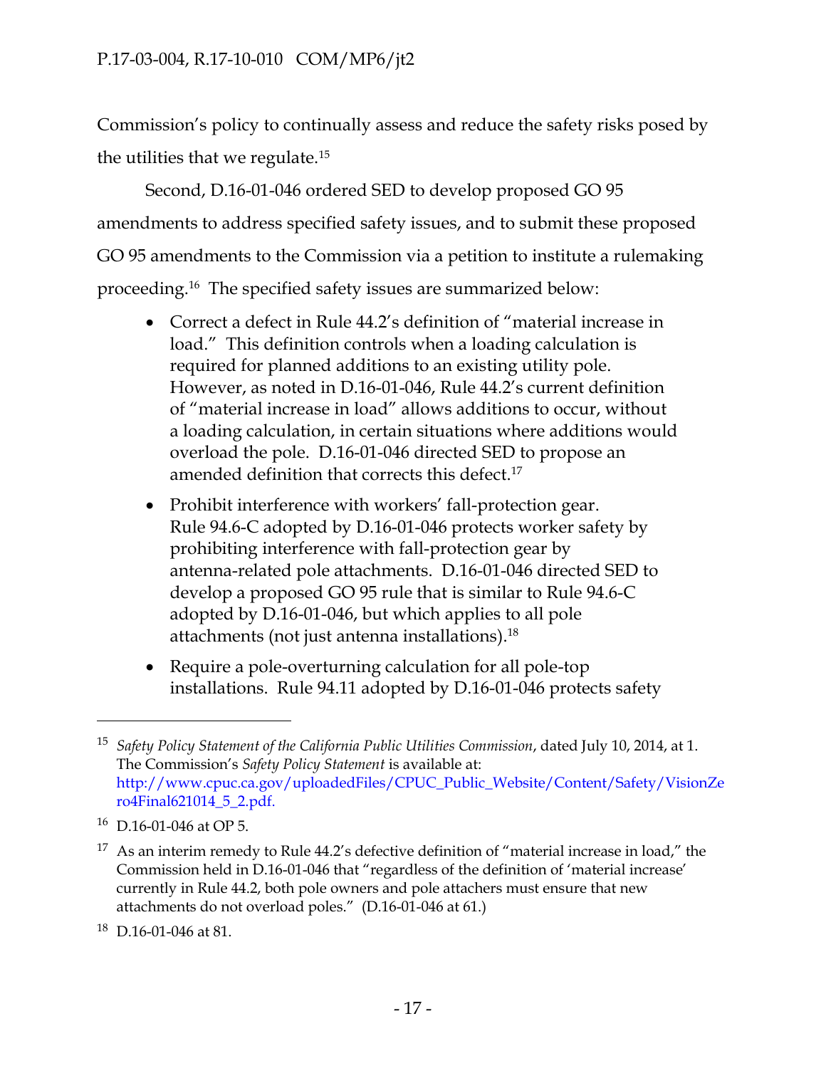Commission's policy to continually assess and reduce the safety risks posed by the utilities that we regulate.[15]

Second, D.16-01-046 ordered SED to develop proposed GO 95 amendments to address specified safety issues, and to submit these proposed GO 95 amendments to the Commission via a petition to institute a rulemaking proceeding.[16] The specified safety issues are summarized below:

- Correct a defect in Rule 44.2's definition of "material increase in load." This definition controls when a loading calculation is required for planned additions to an existing utility pole. However, as noted in D.16-01-046, Rule 44.2's current definition of "material increase in load" allows additions to occur, without a loading calculation, in certain situations where additions would overload the pole. D.16-01-046 directed SED to propose an amended definition that corrects this defect.[17]
- Prohibit interference with workers' fall-protection gear. Rule 94.6-C adopted by D.16-01-046 protects worker safety by prohibiting interference with fall-protection gear by antenna-related pole attachments. D.16-01-046 directed SED to develop a proposed GO 95 rule that is similar to Rule 94.6-C adopted by D.16-01-046, but which applies to all pole attachments (not just antenna installations).[18]
- Require a pole-overturning calculation for all pole-top installations. Rule 94.11 adopted by D.16-01-046 protects safety

---

[15] *Safety Policy Statement of the California Public Utilities Commission*, dated July 10, 2014, at 1. The Commission's *Safety Policy Statement* is available at: http://www.cpuc.ca.gov/uploadedFiles/CPUC_Public_Website/Content/Safety/VisionZero4Final621014_5_2.pdf.

[16] D.16-01-046 at OP 5.

[17] As an interim remedy to Rule 44.2's defective definition of "material increase in load," the Commission held in D.16-01-046 that "regardless of the definition of 'material increase' currently in Rule 44.2, both pole owners and pole attachers must ensure that new attachments do not overload poles." (D.16-01-046 at 61.)

[18] D.16-01-046 at 81.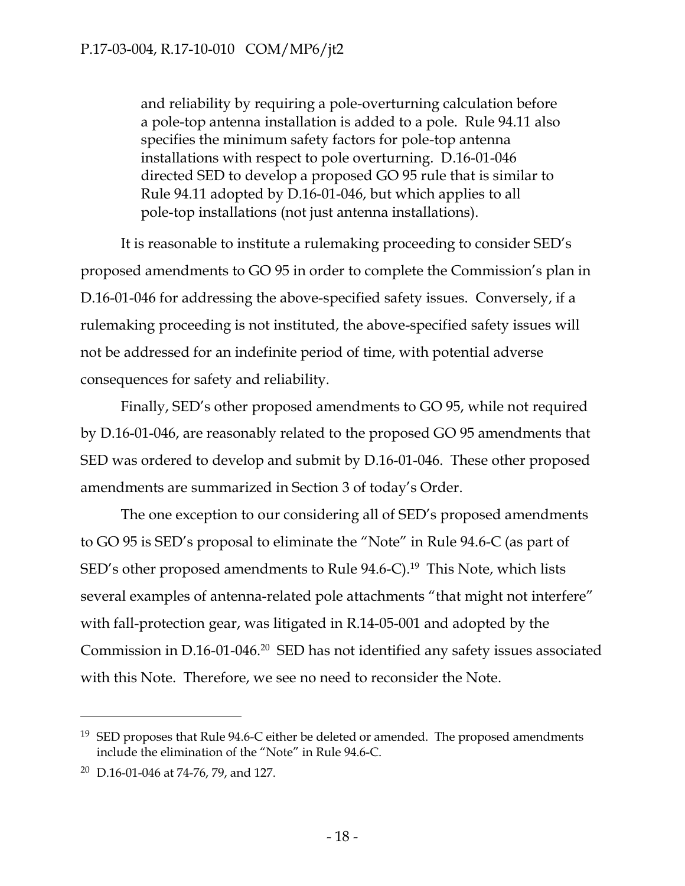> and reliability by requiring a pole-overturning calculation before a pole-top antenna installation is added to a pole. Rule 94.11 also specifies the minimum safety factors for pole-top antenna installations with respect to pole overturning. D.16-01-046 directed SED to develop a proposed GO 95 rule that is similar to Rule 94.11 adopted by D.16-01-046, but which applies to all pole-top installations (not just antenna installations).

It is reasonable to institute a rulemaking proceeding to consider SED's proposed amendments to GO 95 in order to complete the Commission's plan in D.16-01-046 for addressing the above-specified safety issues. Conversely, if a rulemaking proceeding is not instituted, the above-specified safety issues will not be addressed for an indefinite period of time, with potential adverse consequences for safety and reliability.

Finally, SED's other proposed amendments to GO 95, while not required by D.16-01-046, are reasonably related to the proposed GO 95 amendments that SED was ordered to develop and submit by D.16-01-046. These other proposed amendments are summarized in Section 3 of today's Order.

The one exception to our considering all of SED's proposed amendments to GO 95 is SED's proposal to eliminate the "Note" in Rule 94.6-C (as part of SED's other proposed amendments to Rule 94.6-C).[19] This Note, which lists several examples of antenna-related pole attachments "that might not interfere" with fall-protection gear, was litigated in R.14-05-001 and adopted by the Commission in D.16-01-046.[20] SED has not identified any safety issues associated with this Note. Therefore, we see no need to reconsider the Note.

---

[19] SED proposes that Rule 94.6-C either be deleted or amended. The proposed amendments include the elimination of the "Note" in Rule 94.6-C.

[20] D.16-01-046 at 74-76, 79, and 127.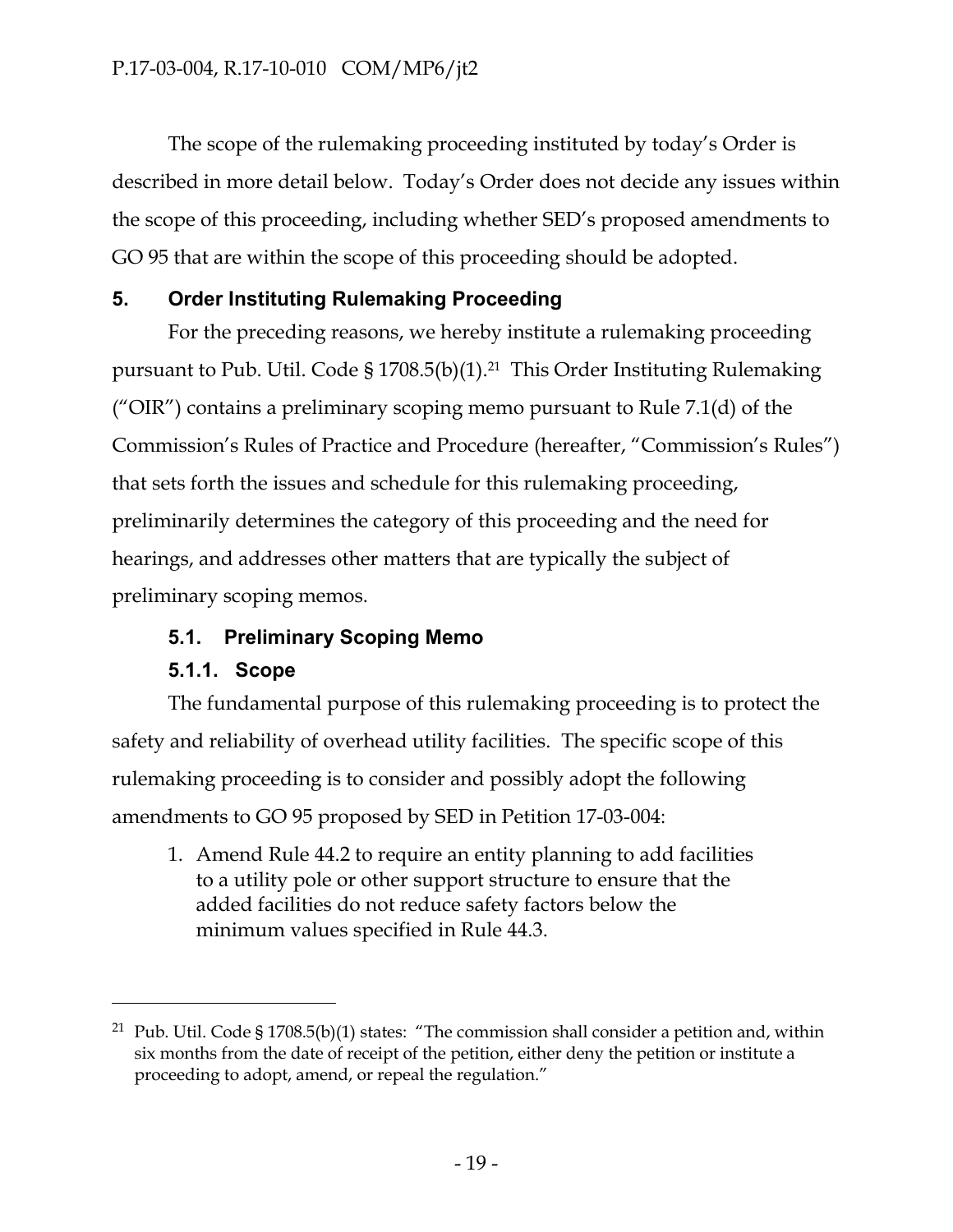The scope of the rulemaking proceeding instituted by today's Order is described in more detail below. Today's Order does not decide any issues within the scope of this proceeding, including whether SED's proposed amendments to GO 95 that are within the scope of this proceeding should be adopted.

## 5. Order Instituting Rulemaking Proceeding

For the preceding reasons, we hereby institute a rulemaking proceeding pursuant to Pub. Util. Code § 1708.5(b)(1).[21] This Order Instituting Rulemaking ("OIR") contains a preliminary scoping memo pursuant to Rule 7.1(d) of the Commission's Rules of Practice and Procedure (hereafter, "Commission's Rules") that sets forth the issues and schedule for this rulemaking proceeding, preliminarily determines the category of this proceeding and the need for hearings, and addresses other matters that are typically the subject of preliminary scoping memos.

### 5.1. Preliminary Scoping Memo

#### 5.1.1. Scope

The fundamental purpose of this rulemaking proceeding is to protect the safety and reliability of overhead utility facilities. The specific scope of this rulemaking proceeding is to consider and possibly adopt the following amendments to GO 95 proposed by SED in Petition 17-03-004:

1. Amend Rule 44.2 to require an entity planning to add facilities to a utility pole or other support structure to ensure that the added facilities do not reduce safety factors below the minimum values specified in Rule 44.3.

---

[21] Pub. Util. Code § 1708.5(b)(1) states: "The commission shall consider a petition and, within six months from the date of receipt of the petition, either deny the petition or institute a proceeding to adopt, amend, or repeal the regulation."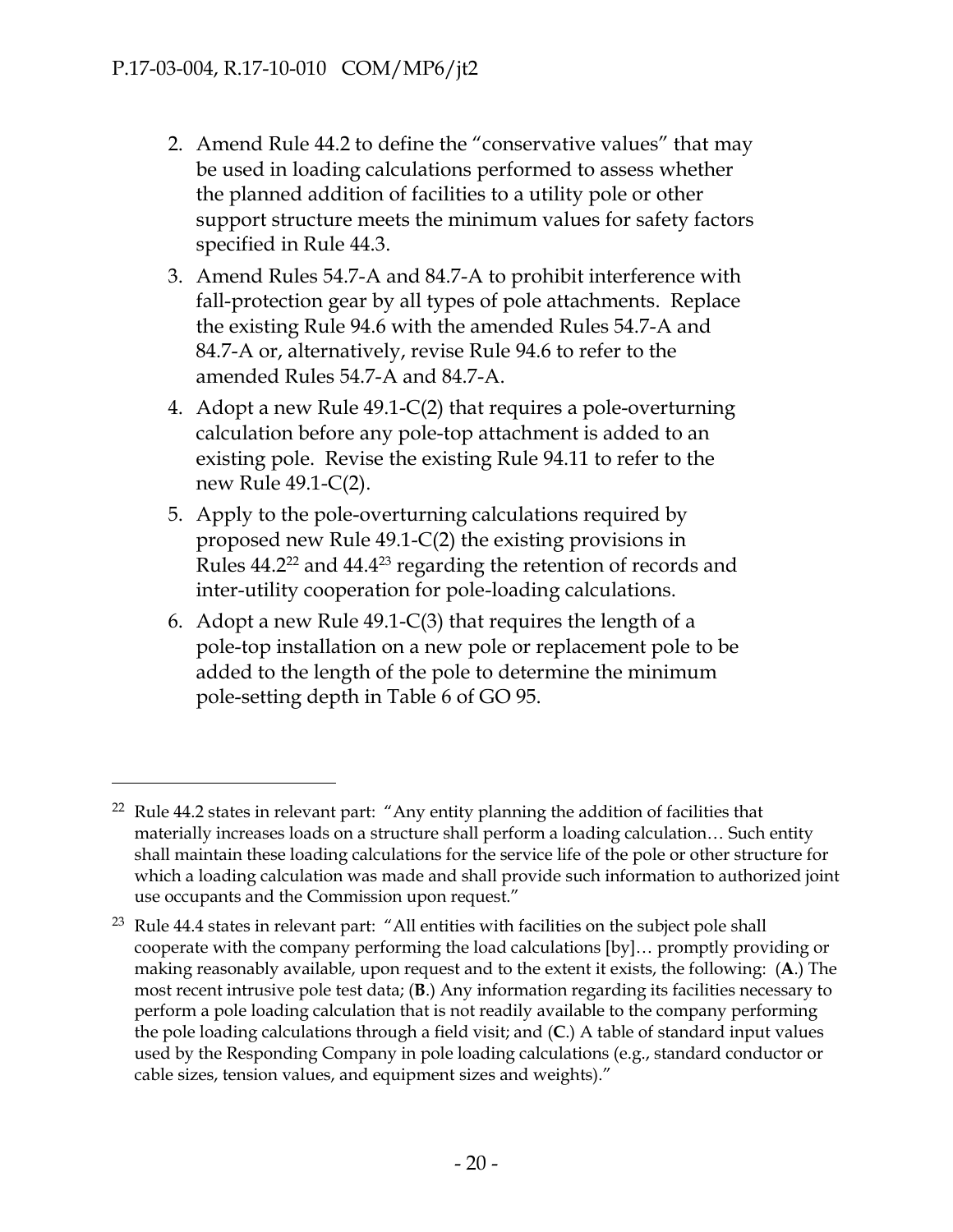2. Amend Rule 44.2 to define the "conservative values" that may be used in loading calculations performed to assess whether the planned addition of facilities to a utility pole or other support structure meets the minimum values for safety factors specified in Rule 44.3.
3. Amend Rules 54.7-A and 84.7-A to prohibit interference with fall-protection gear by all types of pole attachments. Replace the existing Rule 94.6 with the amended Rules 54.7-A and 84.7-A or, alternatively, revise Rule 94.6 to refer to the amended Rules 54.7-A and 84.7-A.
4. Adopt a new Rule 49.1-C(2) that requires a pole-overturning calculation before any pole-top attachment is added to an existing pole. Revise the existing Rule 94.11 to refer to the new Rule 49.1-C(2).
5. Apply to the pole-overturning calculations required by proposed new Rule 49.1-C(2) the existing provisions in Rules 44.2[22] and 44.4[23] regarding the retention of records and inter-utility cooperation for pole-loading calculations.
6. Adopt a new Rule 49.1-C(3) that requires the length of a pole-top installation on a new pole or replacement pole to be added to the length of the pole to determine the minimum pole-setting depth in Table 6 of GO 95.

---

[22] Rule 44.2 states in relevant part: "Any entity planning the addition of facilities that materially increases loads on a structure shall perform a loading calculation… Such entity shall maintain these loading calculations for the service life of the pole or other structure for which a loading calculation was made and shall provide such information to authorized joint use occupants and the Commission upon request."

[23] Rule 44.4 states in relevant part: "All entities with facilities on the subject pole shall cooperate with the company performing the load calculations [by]… promptly providing or making reasonably available, upon request and to the extent it exists, the following: (**A**.) The most recent intrusive pole test data; (**B**.) Any information regarding its facilities necessary to perform a pole loading calculation that is not readily available to the company performing the pole loading calculations through a field visit; and (**C**.) A table of standard input values used by the Responding Company in pole loading calculations (e.g., standard conductor or cable sizes, tension values, and equipment sizes and weights)."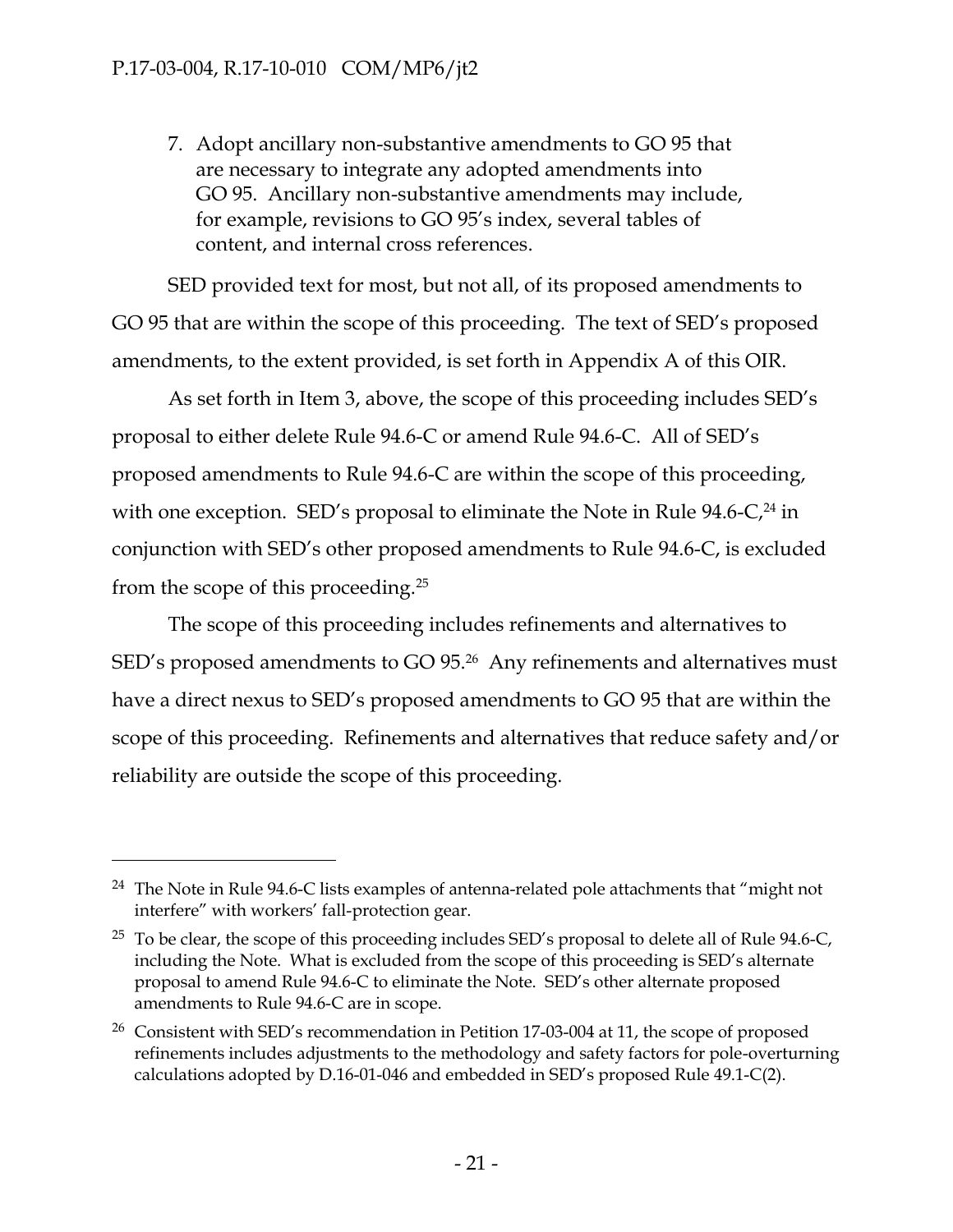7. Adopt ancillary non-substantive amendments to GO 95 that are necessary to integrate any adopted amendments into GO 95. Ancillary non-substantive amendments may include, for example, revisions to GO 95's index, several tables of content, and internal cross references.

SED provided text for most, but not all, of its proposed amendments to GO 95 that are within the scope of this proceeding. The text of SED's proposed amendments, to the extent provided, is set forth in Appendix A of this OIR.

As set forth in Item 3, above, the scope of this proceeding includes SED's proposal to either delete Rule 94.6-C or amend Rule 94.6-C. All of SED's proposed amendments to Rule 94.6-C are within the scope of this proceeding, with one exception. SED's proposal to eliminate the Note in Rule 94.6-C,[24] in conjunction with SED's other proposed amendments to Rule 94.6-C, is excluded from the scope of this proceeding.[25]

The scope of this proceeding includes refinements and alternatives to SED's proposed amendments to GO 95.[26] Any refinements and alternatives must have a direct nexus to SED's proposed amendments to GO 95 that are within the scope of this proceeding. Refinements and alternatives that reduce safety and/or reliability are outside the scope of this proceeding.

---

[24] The Note in Rule 94.6-C lists examples of antenna-related pole attachments that "might not interfere" with workers' fall-protection gear.

[25] To be clear, the scope of this proceeding includes SED's proposal to delete all of Rule 94.6-C, including the Note. What is excluded from the scope of this proceeding is SED's alternate proposal to amend Rule 94.6-C to eliminate the Note. SED's other alternate proposed amendments to Rule 94.6-C are in scope.

[26] Consistent with SED's recommendation in Petition 17-03-004 at 11, the scope of proposed refinements includes adjustments to the methodology and safety factors for pole-overturning calculations adopted by D.16-01-046 and embedded in SED's proposed Rule 49.1-C(2).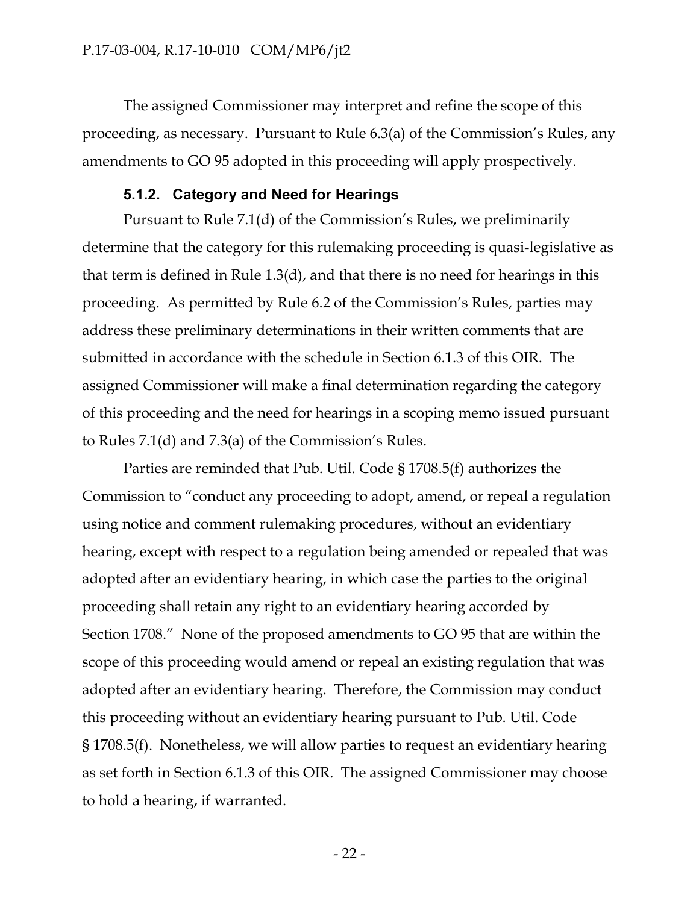The assigned Commissioner may interpret and refine the scope of this proceeding, as necessary. Pursuant to Rule 6.3(a) of the Commission's Rules, any amendments to GO 95 adopted in this proceeding will apply prospectively.

#### 5.1.2. Category and Need for Hearings

Pursuant to Rule 7.1(d) of the Commission's Rules, we preliminarily determine that the category for this rulemaking proceeding is quasi-legislative as that term is defined in Rule 1.3(d), and that there is no need for hearings in this proceeding. As permitted by Rule 6.2 of the Commission's Rules, parties may address these preliminary determinations in their written comments that are submitted in accordance with the schedule in Section 6.1.3 of this OIR. The assigned Commissioner will make a final determination regarding the category of this proceeding and the need for hearings in a scoping memo issued pursuant to Rules 7.1(d) and 7.3(a) of the Commission's Rules.

Parties are reminded that Pub. Util. Code § 1708.5(f) authorizes the Commission to "conduct any proceeding to adopt, amend, or repeal a regulation using notice and comment rulemaking procedures, without an evidentiary hearing, except with respect to a regulation being amended or repealed that was adopted after an evidentiary hearing, in which case the parties to the original proceeding shall retain any right to an evidentiary hearing accorded by Section 1708." None of the proposed amendments to GO 95 that are within the scope of this proceeding would amend or repeal an existing regulation that was adopted after an evidentiary hearing. Therefore, the Commission may conduct this proceeding without an evidentiary hearing pursuant to Pub. Util. Code § 1708.5(f). Nonetheless, we will allow parties to request an evidentiary hearing as set forth in Section 6.1.3 of this OIR. The assigned Commissioner may choose to hold a hearing, if warranted.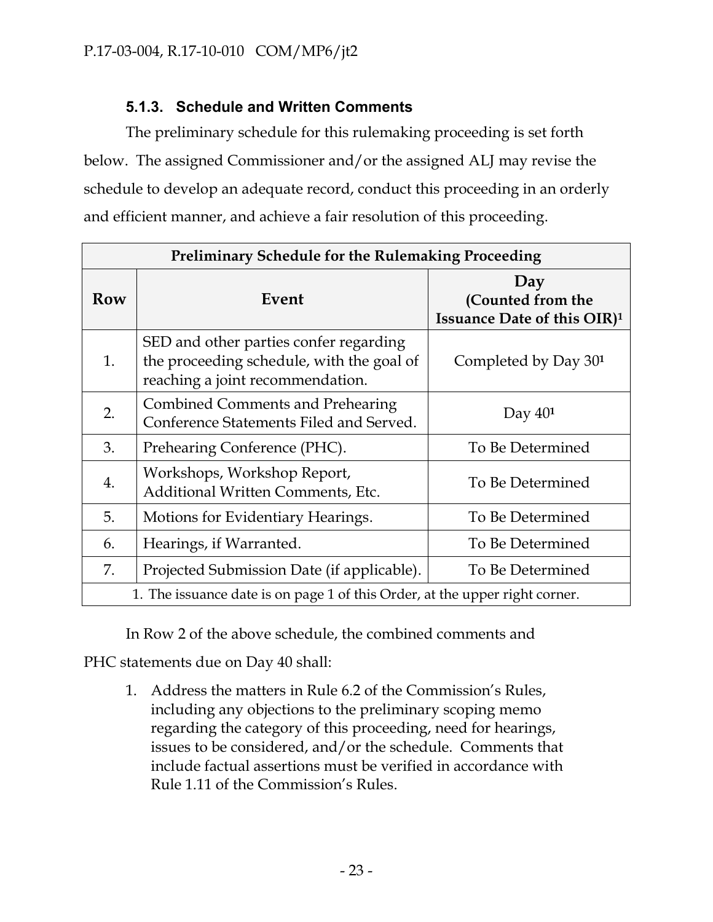### 5.1.3. Schedule and Written Comments

The preliminary schedule for this rulemaking proceeding is set forth below. The assigned Commissioner and/or the assigned ALJ may revise the schedule to develop an adequate record, conduct this proceeding in an orderly and efficient manner, and achieve a fair resolution of this proceeding.

| Preliminary Schedule for the Rulemaking Proceeding | | |
|---|---|---|
| **Row** | **Event** | **Day (Counted from the Issuance Date of this OIR)[1]** |
| 1. | SED and other parties confer regarding the proceeding schedule, with the goal of reaching a joint recommendation. | Completed by Day 30[1] |
| 2. | Combined Comments and Prehearing Conference Statements Filed and Served. | Day 40[1] |
| 3. | Prehearing Conference (PHC). | To Be Determined |
| 4. | Workshops, Workshop Report, Additional Written Comments, Etc. | To Be Determined |
| 5. | Motions for Evidentiary Hearings. | To Be Determined |
| 6. | Hearings, if Warranted. | To Be Determined |
| 7. | Projected Submission Date (if applicable). | To Be Determined |
| 1. The issuance date is on page 1 of this Order, at the upper right corner. | | |

In Row 2 of the above schedule, the combined comments and PHC statements due on Day 40 shall:

1. Address the matters in Rule 6.2 of the Commission's Rules, including any objections to the preliminary scoping memo regarding the category of this proceeding, need for hearings, issues to be considered, and/or the schedule. Comments that include factual assertions must be verified in accordance with Rule 1.11 of the Commission's Rules.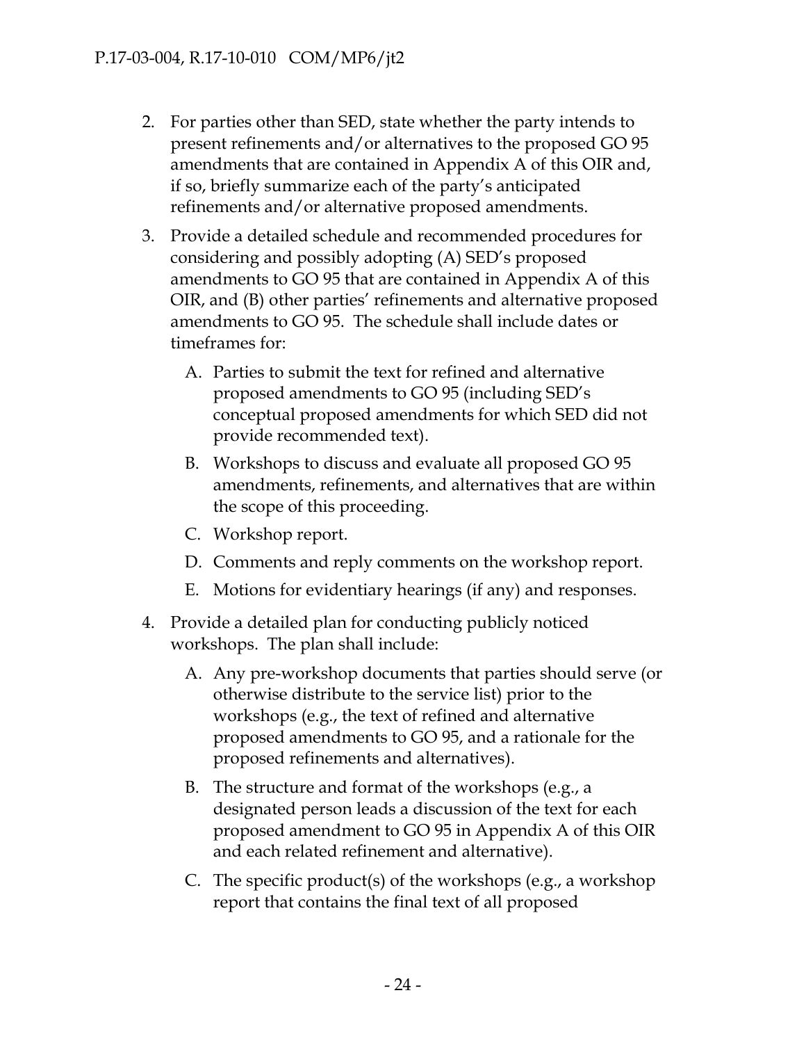2. For parties other than SED, state whether the party intends to present refinements and/or alternatives to the proposed GO 95 amendments that are contained in Appendix A of this OIR and, if so, briefly summarize each of the party's anticipated refinements and/or alternative proposed amendments.

3. Provide a detailed schedule and recommended procedures for considering and possibly adopting (A) SED's proposed amendments to GO 95 that are contained in Appendix A of this OIR, and (B) other parties' refinements and alternative proposed amendments to GO 95. The schedule shall include dates or timeframes for:

   A. Parties to submit the text for refined and alternative proposed amendments to GO 95 (including SED's conceptual proposed amendments for which SED did not provide recommended text).

   B. Workshops to discuss and evaluate all proposed GO 95 amendments, refinements, and alternatives that are within the scope of this proceeding.

   C. Workshop report.

   D. Comments and reply comments on the workshop report.

   E. Motions for evidentiary hearings (if any) and responses.

4. Provide a detailed plan for conducting publicly noticed workshops. The plan shall include:

   A. Any pre-workshop documents that parties should serve (or otherwise distribute to the service list) prior to the workshops (e.g., the text of refined and alternative proposed amendments to GO 95, and a rationale for the proposed refinements and alternatives).

   B. The structure and format of the workshops (e.g., a designated person leads a discussion of the text for each proposed amendment to GO 95 in Appendix A of this OIR and each related refinement and alternative).

   C. The specific product(s) of the workshops (e.g., a workshop report that contains the final text of all proposed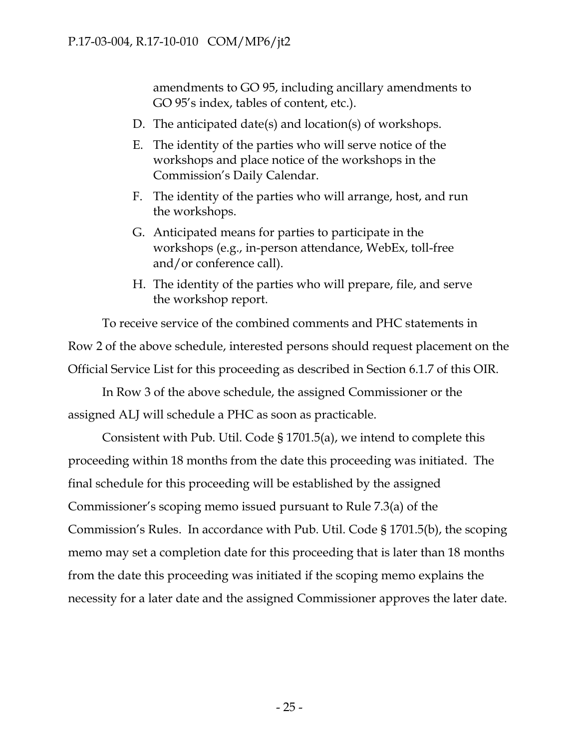amendments to GO 95, including ancillary amendments to GO 95's index, tables of content, etc.).

D. The anticipated date(s) and location(s) of workshops.

E. The identity of the parties who will serve notice of the workshops and place notice of the workshops in the Commission's Daily Calendar.

F. The identity of the parties who will arrange, host, and run the workshops.

G. Anticipated means for parties to participate in the workshops (e.g., in-person attendance, WebEx, toll-free and/or conference call).

H. The identity of the parties who will prepare, file, and serve the workshop report.

To receive service of the combined comments and PHC statements in Row 2 of the above schedule, interested persons should request placement on the Official Service List for this proceeding as described in Section 6.1.7 of this OIR.

In Row 3 of the above schedule, the assigned Commissioner or the assigned ALJ will schedule a PHC as soon as practicable.

Consistent with Pub. Util. Code § 1701.5(a), we intend to complete this proceeding within 18 months from the date this proceeding was initiated. The final schedule for this proceeding will be established by the assigned Commissioner's scoping memo issued pursuant to Rule 7.3(a) of the Commission's Rules. In accordance with Pub. Util. Code § 1701.5(b), the scoping memo may set a completion date for this proceeding that is later than 18 months from the date this proceeding was initiated if the scoping memo explains the necessity for a later date and the assigned Commissioner approves the later date.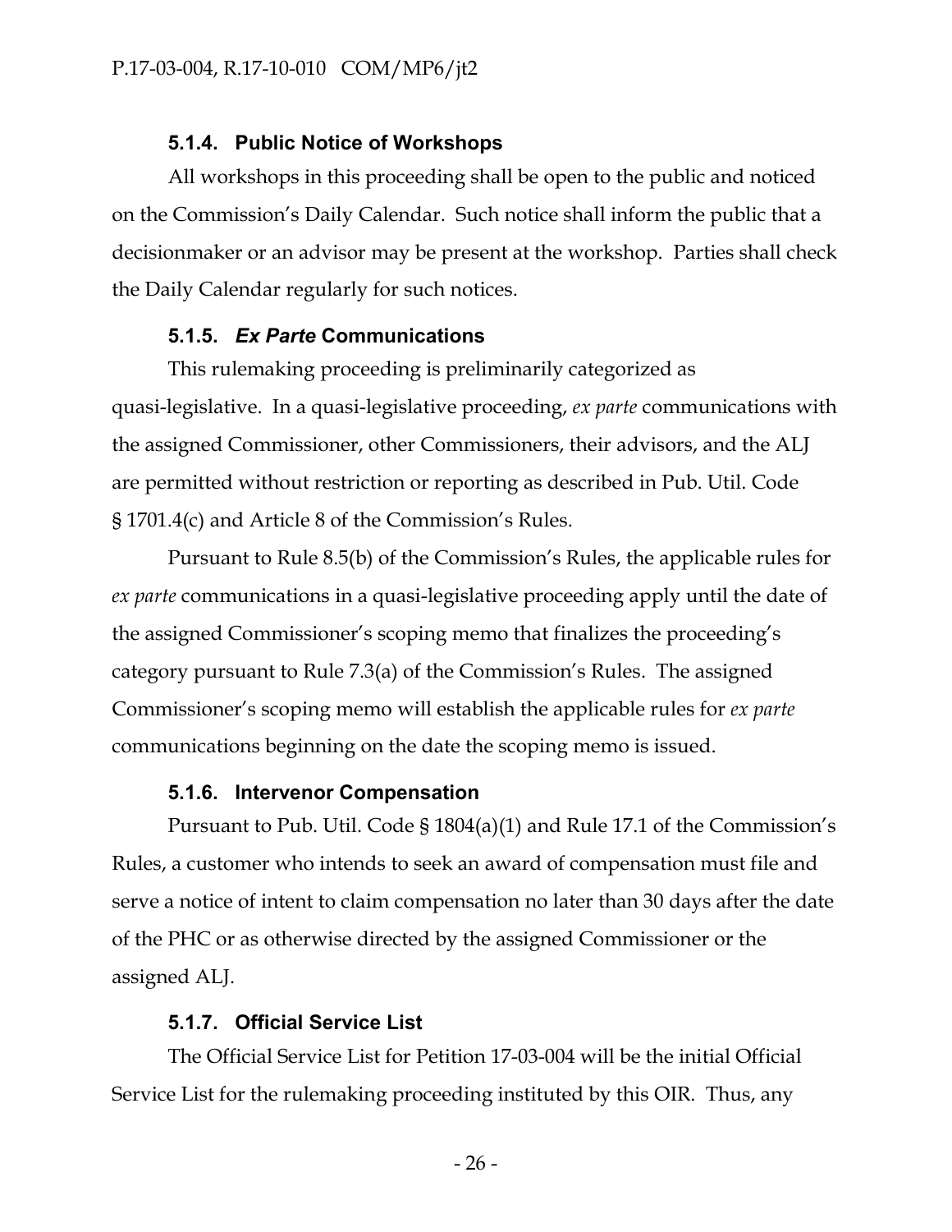#### 5.1.4. Public Notice of Workshops

All workshops in this proceeding shall be open to the public and noticed on the Commission's Daily Calendar. Such notice shall inform the public that a decisionmaker or an advisor may be present at the workshop. Parties shall check the Daily Calendar regularly for such notices.

#### 5.1.5. *Ex Parte* Communications

This rulemaking proceeding is preliminarily categorized as quasi-legislative. In a quasi-legislative proceeding, *ex parte* communications with the assigned Commissioner, other Commissioners, their advisors, and the ALJ are permitted without restriction or reporting as described in Pub. Util. Code § 1701.4(c) and Article 8 of the Commission's Rules.

Pursuant to Rule 8.5(b) of the Commission's Rules, the applicable rules for *ex parte* communications in a quasi-legislative proceeding apply until the date of the assigned Commissioner's scoping memo that finalizes the proceeding's category pursuant to Rule 7.3(a) of the Commission's Rules. The assigned Commissioner's scoping memo will establish the applicable rules for *ex parte* communications beginning on the date the scoping memo is issued.

#### 5.1.6. Intervenor Compensation

Pursuant to Pub. Util. Code § 1804(a)(1) and Rule 17.1 of the Commission's Rules, a customer who intends to seek an award of compensation must file and serve a notice of intent to claim compensation no later than 30 days after the date of the PHC or as otherwise directed by the assigned Commissioner or the assigned ALJ.

#### 5.1.7. Official Service List

The Official Service List for Petition 17-03-004 will be the initial Official Service List for the rulemaking proceeding instituted by this OIR. Thus, any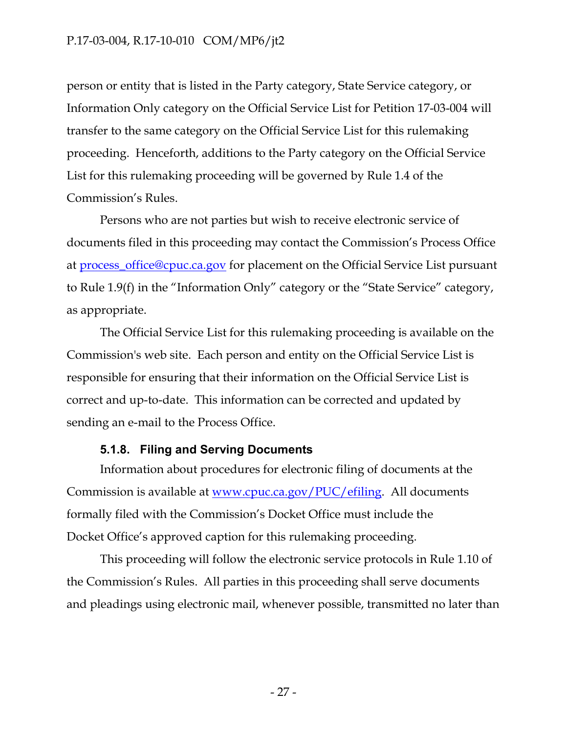person or entity that is listed in the Party category, State Service category, or Information Only category on the Official Service List for Petition 17-03-004 will transfer to the same category on the Official Service List for this rulemaking proceeding. Henceforth, additions to the Party category on the Official Service List for this rulemaking proceeding will be governed by Rule 1.4 of the Commission's Rules.

Persons who are not parties but wish to receive electronic service of documents filed in this proceeding may contact the Commission's Process Office at process_office@cpuc.ca.gov for placement on the Official Service List pursuant to Rule 1.9(f) in the "Information Only" category or the "State Service" category, as appropriate.

The Official Service List for this rulemaking proceeding is available on the Commission's web site. Each person and entity on the Official Service List is responsible for ensuring that their information on the Official Service List is correct and up-to-date. This information can be corrected and updated by sending an e-mail to the Process Office.

#### 5.1.8. Filing and Serving Documents

Information about procedures for electronic filing of documents at the Commission is available at www.cpuc.ca.gov/PUC/efiling. All documents formally filed with the Commission's Docket Office must include the Docket Office's approved caption for this rulemaking proceeding.

This proceeding will follow the electronic service protocols in Rule 1.10 of the Commission's Rules. All parties in this proceeding shall serve documents and pleadings using electronic mail, whenever possible, transmitted no later than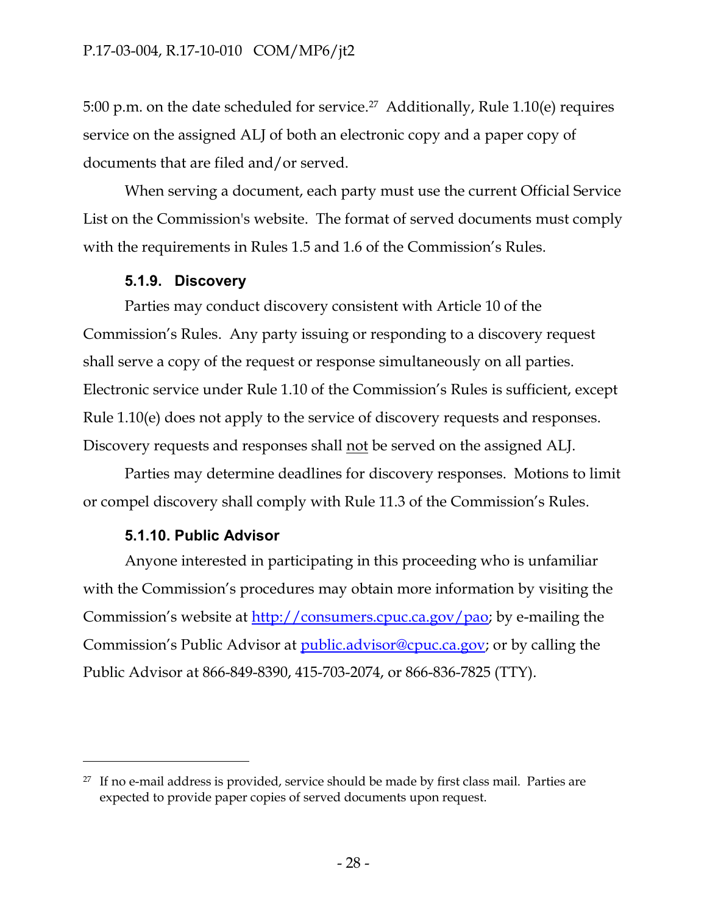5:00 p.m. on the date scheduled for service.[27] Additionally, Rule 1.10(e) requires service on the assigned ALJ of both an electronic copy and a paper copy of documents that are filed and/or served.

When serving a document, each party must use the current Official Service List on the Commission's website. The format of served documents must comply with the requirements in Rules 1.5 and 1.6 of the Commission's Rules.

### 5.1.9. Discovery

Parties may conduct discovery consistent with Article 10 of the Commission's Rules. Any party issuing or responding to a discovery request shall serve a copy of the request or response simultaneously on all parties. Electronic service under Rule 1.10 of the Commission's Rules is sufficient, except Rule 1.10(e) does not apply to the service of discovery requests and responses. Discovery requests and responses shall not be served on the assigned ALJ.

Parties may determine deadlines for discovery responses. Motions to limit or compel discovery shall comply with Rule 11.3 of the Commission's Rules.

### 5.1.10. Public Advisor

Anyone interested in participating in this proceeding who is unfamiliar with the Commission's procedures may obtain more information by visiting the Commission's website at [http://consumers.cpuc.ca.gov/pao](http://consumers.cpuc.ca.gov/pao); by e-mailing the Commission's Public Advisor at [public.advisor@cpuc.ca.gov](mailto:public.advisor@cpuc.ca.gov); or by calling the Public Advisor at 866-849-8390, 415-703-2074, or 866-836-7825 (TTY).

---

[27] If no e-mail address is provided, service should be made by first class mail. Parties are expected to provide paper copies of served documents upon request.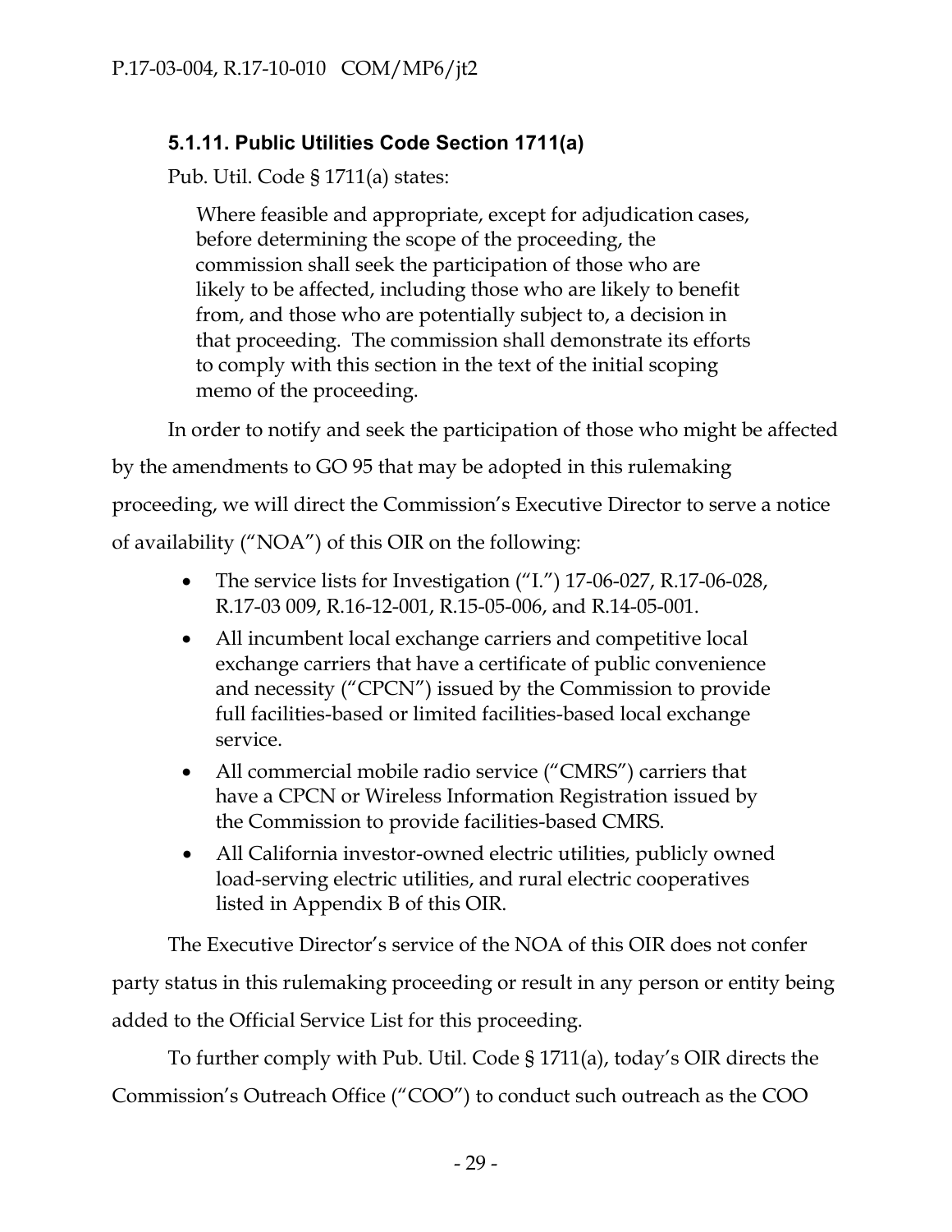### 5.1.11. Public Utilities Code Section 1711(a)

Pub. Util. Code § 1711(a) states:

> Where feasible and appropriate, except for adjudication cases, before determining the scope of the proceeding, the commission shall seek the participation of those who are likely to be affected, including those who are likely to benefit from, and those who are potentially subject to, a decision in that proceeding. The commission shall demonstrate its efforts to comply with this section in the text of the initial scoping memo of the proceeding.

In order to notify and seek the participation of those who might be affected by the amendments to GO 95 that may be adopted in this rulemaking proceeding, we will direct the Commission's Executive Director to serve a notice of availability ("NOA") of this OIR on the following:

- The service lists for Investigation ("I.") 17-06-027, R.17-06-028, R.17-03 009, R.16-12-001, R.15-05-006, and R.14-05-001.
- All incumbent local exchange carriers and competitive local exchange carriers that have a certificate of public convenience and necessity ("CPCN") issued by the Commission to provide full facilities-based or limited facilities-based local exchange service.
- All commercial mobile radio service ("CMRS") carriers that have a CPCN or Wireless Information Registration issued by the Commission to provide facilities-based CMRS.
- All California investor-owned electric utilities, publicly owned load-serving electric utilities, and rural electric cooperatives listed in Appendix B of this OIR.

The Executive Director's service of the NOA of this OIR does not confer party status in this rulemaking proceeding or result in any person or entity being added to the Official Service List for this proceeding.

To further comply with Pub. Util. Code § 1711(a), today's OIR directs the Commission's Outreach Office ("COO") to conduct such outreach as the COO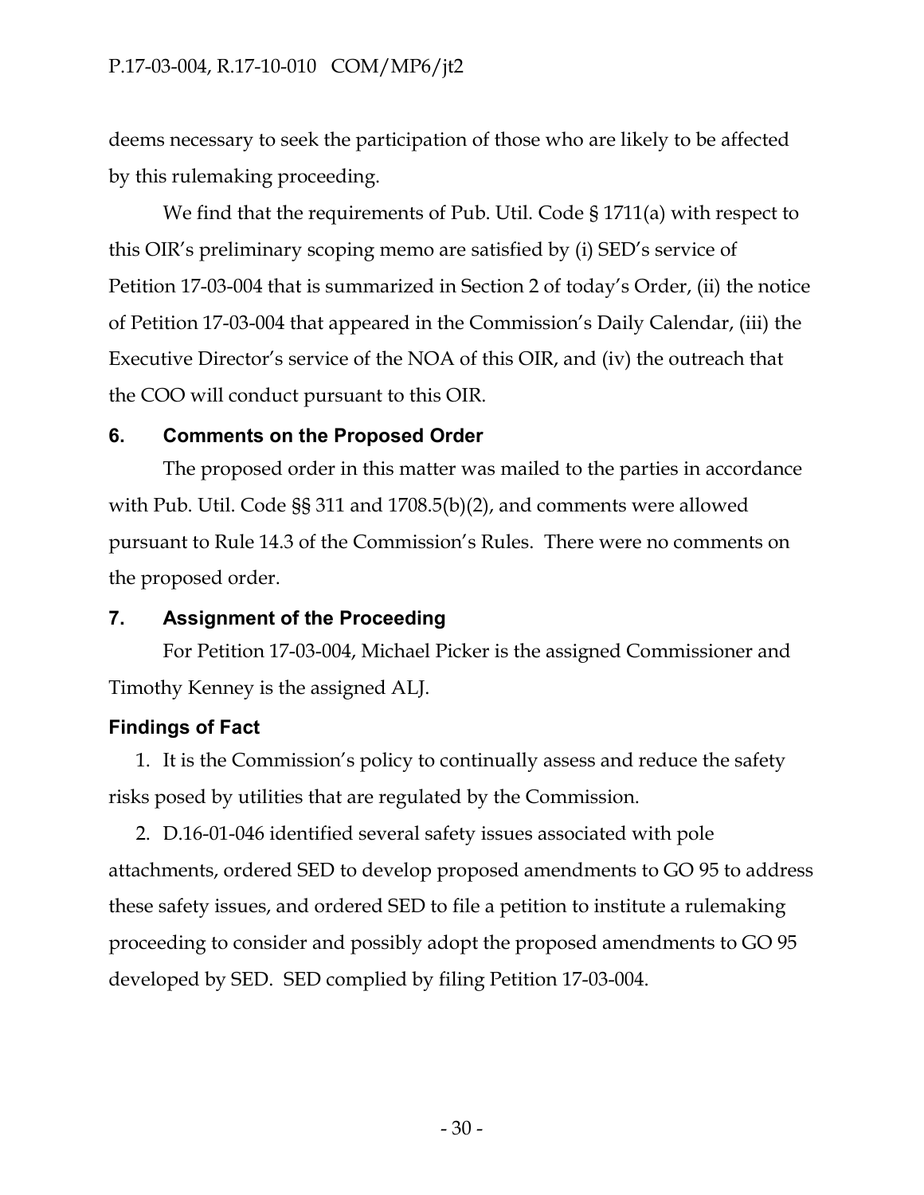deems necessary to seek the participation of those who are likely to be affected by this rulemaking proceeding.

We find that the requirements of Pub. Util. Code § 1711(a) with respect to this OIR's preliminary scoping memo are satisfied by (i) SED's service of Petition 17-03-004 that is summarized in Section 2 of today's Order, (ii) the notice of Petition 17-03-004 that appeared in the Commission's Daily Calendar, (iii) the Executive Director's service of the NOA of this OIR, and (iv) the outreach that the COO will conduct pursuant to this OIR.

## 6. Comments on the Proposed Order

The proposed order in this matter was mailed to the parties in accordance with Pub. Util. Code §§ 311 and 1708.5(b)(2), and comments were allowed pursuant to Rule 14.3 of the Commission's Rules. There were no comments on the proposed order.

## 7. Assignment of the Proceeding

For Petition 17-03-004, Michael Picker is the assigned Commissioner and Timothy Kenney is the assigned ALJ.

## Findings of Fact

1. It is the Commission's policy to continually assess and reduce the safety risks posed by utilities that are regulated by the Commission.

2. D.16-01-046 identified several safety issues associated with pole attachments, ordered SED to develop proposed amendments to GO 95 to address these safety issues, and ordered SED to file a petition to institute a rulemaking proceeding to consider and possibly adopt the proposed amendments to GO 95 developed by SED. SED complied by filing Petition 17-03-004.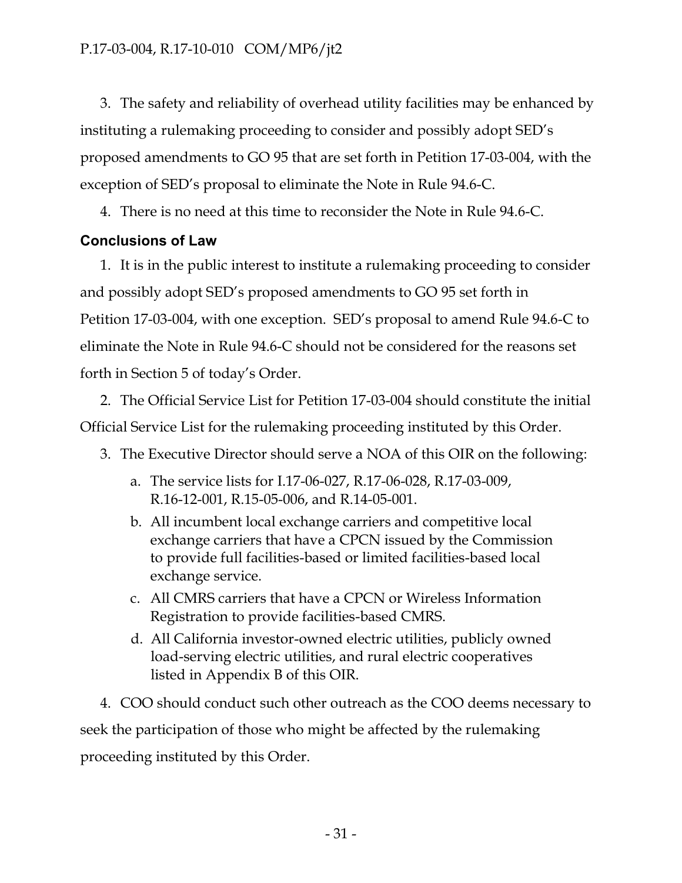3. The safety and reliability of overhead utility facilities may be enhanced by instituting a rulemaking proceeding to consider and possibly adopt SED's proposed amendments to GO 95 that are set forth in Petition 17-03-004, with the exception of SED's proposal to eliminate the Note in Rule 94.6-C.

4. There is no need at this time to reconsider the Note in Rule 94.6-C.

## Conclusions of Law

1. It is in the public interest to institute a rulemaking proceeding to consider and possibly adopt SED's proposed amendments to GO 95 set forth in Petition 17-03-004, with one exception. SED's proposal to amend Rule 94.6-C to eliminate the Note in Rule 94.6-C should not be considered for the reasons set forth in Section 5 of today's Order.

2. The Official Service List for Petition 17-03-004 should constitute the initial Official Service List for the rulemaking proceeding instituted by this Order.

3. The Executive Director should serve a NOA of this OIR on the following:

   a. The service lists for I.17-06-027, R.17-06-028, R.17-03-009, R.16-12-001, R.15-05-006, and R.14-05-001.

   b. All incumbent local exchange carriers and competitive local exchange carriers that have a CPCN issued by the Commission to provide full facilities-based or limited facilities-based local exchange service.

   c. All CMRS carriers that have a CPCN or Wireless Information Registration to provide facilities-based CMRS.

   d. All California investor-owned electric utilities, publicly owned load-serving electric utilities, and rural electric cooperatives listed in Appendix B of this OIR.

4. COO should conduct such other outreach as the COO deems necessary to seek the participation of those who might be affected by the rulemaking proceeding instituted by this Order.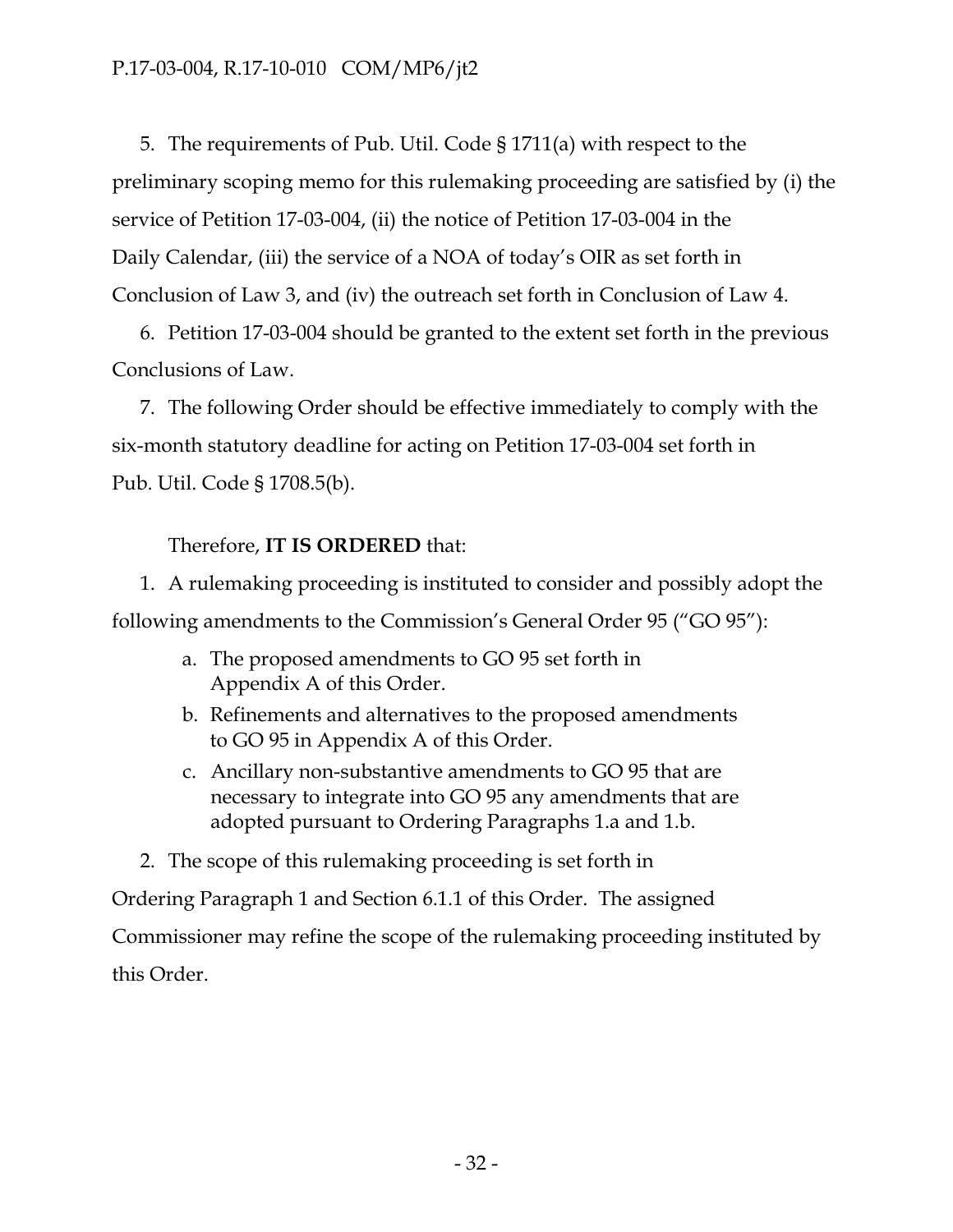5. The requirements of Pub. Util. Code § 1711(a) with respect to the preliminary scoping memo for this rulemaking proceeding are satisfied by (i) the service of Petition 17-03-004, (ii) the notice of Petition 17-03-004 in the Daily Calendar, (iii) the service of a NOA of today's OIR as set forth in Conclusion of Law 3, and (iv) the outreach set forth in Conclusion of Law 4.

6. Petition 17-03-004 should be granted to the extent set forth in the previous Conclusions of Law.

7. The following Order should be effective immediately to comply with the six-month statutory deadline for acting on Petition 17-03-004 set forth in Pub. Util. Code § 1708.5(b).

Therefore, **IT IS ORDERED** that:

1. A rulemaking proceeding is instituted to consider and possibly adopt the following amendments to the Commission's General Order 95 ("GO 95"):

   a. The proposed amendments to GO 95 set forth in Appendix A of this Order.

   b. Refinements and alternatives to the proposed amendments to GO 95 in Appendix A of this Order.

   c. Ancillary non-substantive amendments to GO 95 that are necessary to integrate into GO 95 any amendments that are adopted pursuant to Ordering Paragraphs 1.a and 1.b.

2. The scope of this rulemaking proceeding is set forth in Ordering Paragraph 1 and Section 6.1.1 of this Order. The assigned Commissioner may refine the scope of the rulemaking proceeding instituted by this Order.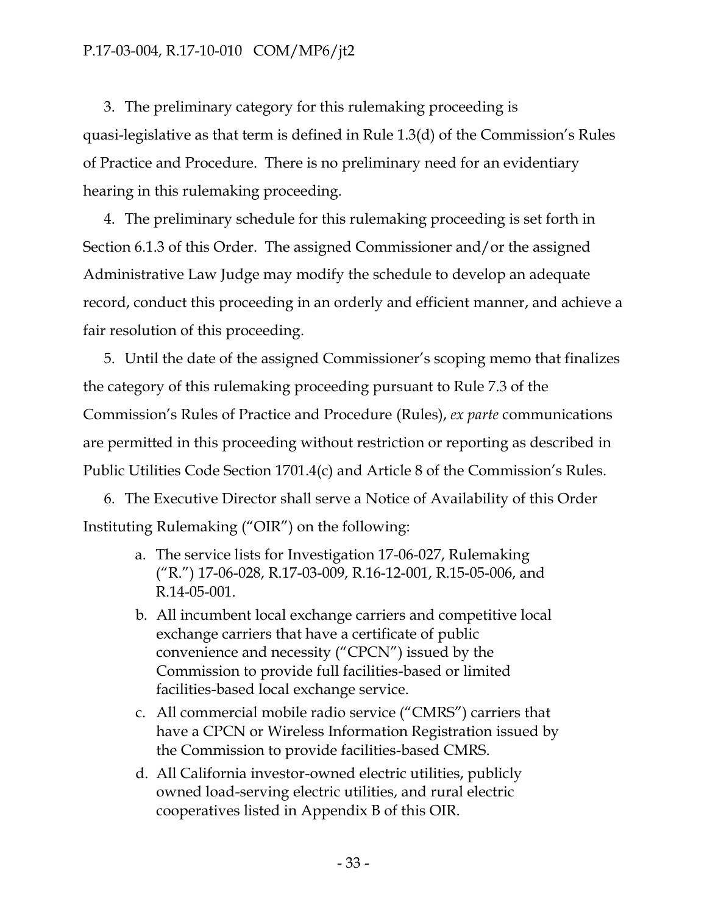3. The preliminary category for this rulemaking proceeding is quasi-legislative as that term is defined in Rule 1.3(d) of the Commission's Rules of Practice and Procedure. There is no preliminary need for an evidentiary hearing in this rulemaking proceeding.

4. The preliminary schedule for this rulemaking proceeding is set forth in Section 6.1.3 of this Order. The assigned Commissioner and/or the assigned Administrative Law Judge may modify the schedule to develop an adequate record, conduct this proceeding in an orderly and efficient manner, and achieve a fair resolution of this proceeding.

5. Until the date of the assigned Commissioner's scoping memo that finalizes the category of this rulemaking proceeding pursuant to Rule 7.3 of the Commission's Rules of Practice and Procedure (Rules), *ex parte* communications are permitted in this proceeding without restriction or reporting as described in Public Utilities Code Section 1701.4(c) and Article 8 of the Commission's Rules.

6. The Executive Director shall serve a Notice of Availability of this Order Instituting Rulemaking ("OIR") on the following:

   a. The service lists for Investigation 17-06-027, Rulemaking ("R.") 17-06-028, R.17-03-009, R.16-12-001, R.15-05-006, and R.14-05-001.

   b. All incumbent local exchange carriers and competitive local exchange carriers that have a certificate of public convenience and necessity ("CPCN") issued by the Commission to provide full facilities-based or limited facilities-based local exchange service.

   c. All commercial mobile radio service ("CMRS") carriers that have a CPCN or Wireless Information Registration issued by the Commission to provide facilities-based CMRS.

   d. All California investor-owned electric utilities, publicly owned load-serving electric utilities, and rural electric cooperatives listed in Appendix B of this OIR.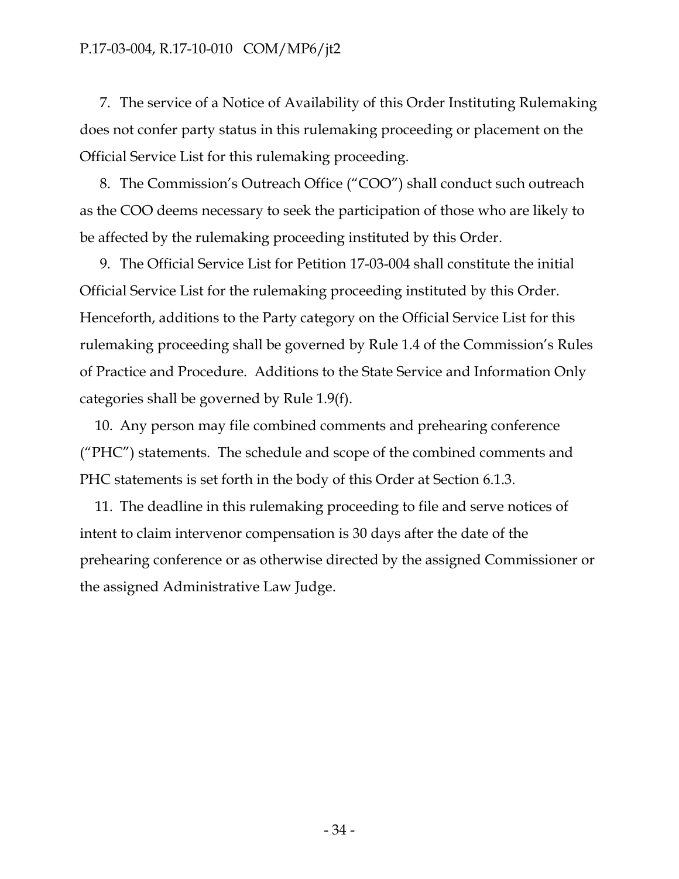7. The service of a Notice of Availability of this Order Instituting Rulemaking does not confer party status in this rulemaking proceeding or placement on the Official Service List for this rulemaking proceeding.

8. The Commission's Outreach Office ("COO") shall conduct such outreach as the COO deems necessary to seek the participation of those who are likely to be affected by the rulemaking proceeding instituted by this Order.

9. The Official Service List for Petition 17-03-004 shall constitute the initial Official Service List for the rulemaking proceeding instituted by this Order. Henceforth, additions to the Party category on the Official Service List for this rulemaking proceeding shall be governed by Rule 1.4 of the Commission's Rules of Practice and Procedure. Additions to the State Service and Information Only categories shall be governed by Rule 1.9(f).

10. Any person may file combined comments and prehearing conference ("PHC") statements. The schedule and scope of the combined comments and PHC statements is set forth in the body of this Order at Section 6.1.3.

11. The deadline in this rulemaking proceeding to file and serve notices of intent to claim intervenor compensation is 30 days after the date of the prehearing conference or as otherwise directed by the assigned Commissioner or the assigned Administrative Law Judge.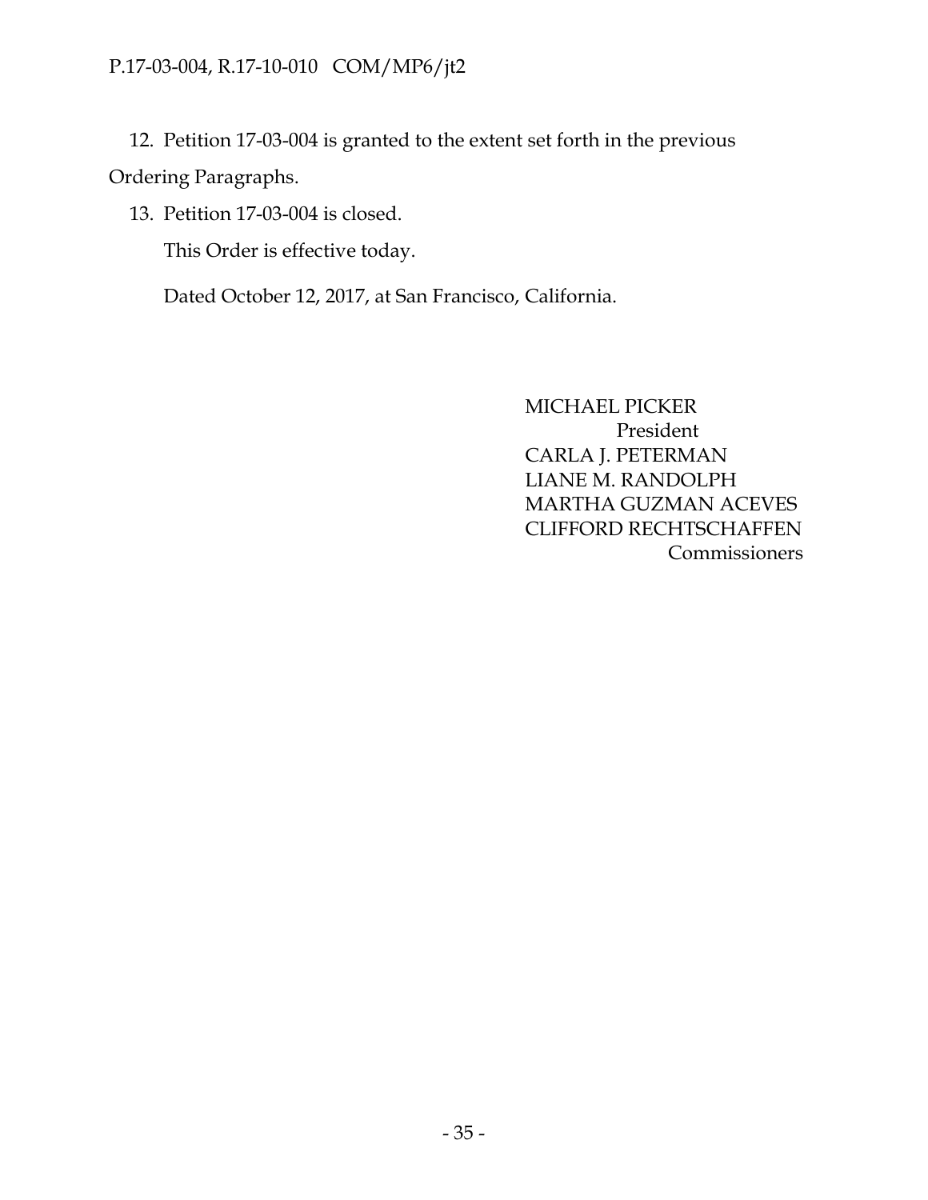12. Petition 17-03-004 is granted to the extent set forth in the previous Ordering Paragraphs.

13. Petition 17-03-004 is closed.

This Order is effective today.

Dated October 12, 2017, at San Francisco, California.

MICHAEL PICKER
President
CARLA J. PETERMAN
LIANE M. RANDOLPH
MARTHA GUZMAN ACEVES
CLIFFORD RECHTSCHAFFEN
Commissioners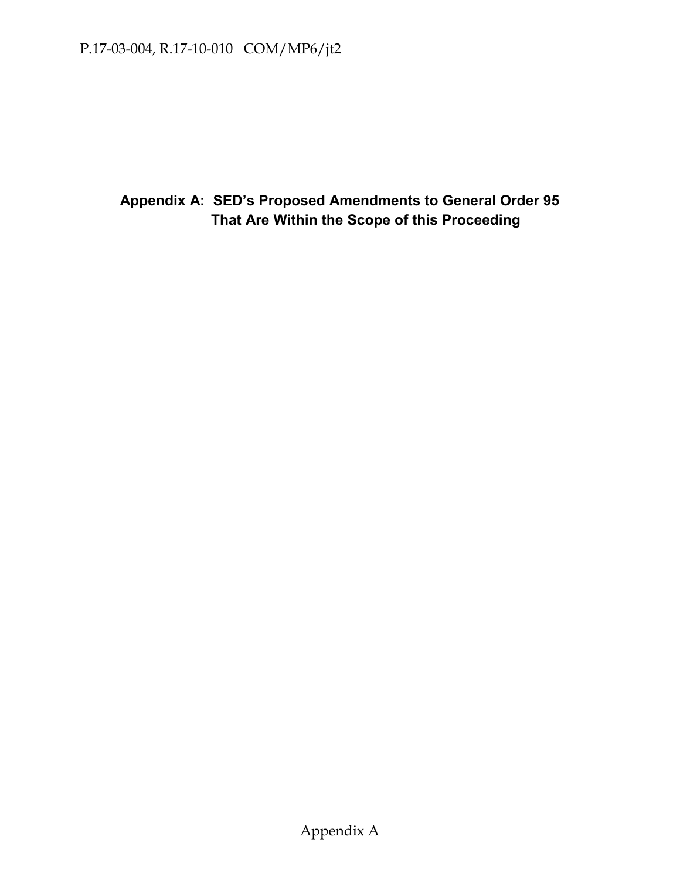**Appendix A: SED's Proposed Amendments to General Order 95 That Are Within the Scope of this Proceeding**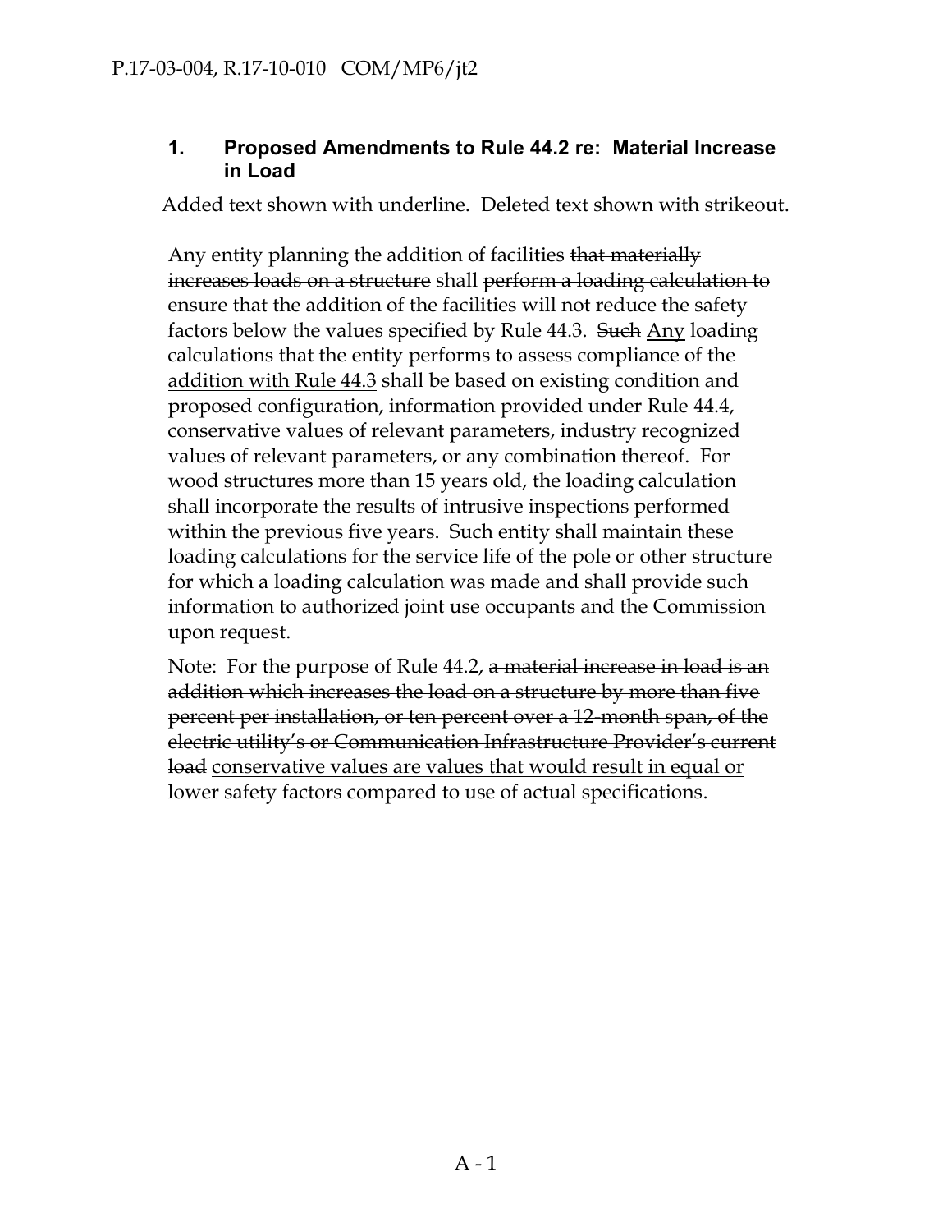### 1. Proposed Amendments to Rule 44.2 re: Material Increase in Load

Added text shown with underline. Deleted text shown with strikeout.

Any entity planning the addition of facilities ~~that materially increases loads on a structure~~ shall ~~perform a loading calculation to~~ ensure that the addition of the facilities will not reduce the safety factors below the values specified by Rule 44.3. ~~Such~~ <u>Any</u> loading calculations <u>that the entity performs to assess compliance of the addition with Rule 44.3</u> shall be based on existing condition and proposed configuration, information provided under Rule 44.4, conservative values of relevant parameters, industry recognized values of relevant parameters, or any combination thereof. For wood structures more than 15 years old, the loading calculation shall incorporate the results of intrusive inspections performed within the previous five years. Such entity shall maintain these loading calculations for the service life of the pole or other structure for which a loading calculation was made and shall provide such information to authorized joint use occupants and the Commission upon request.

Note: For the purpose of Rule 44.2, ~~a material increase in load is an addition which increases the load on a structure by more than five percent per installation, or ten percent over a 12-month span, of the electric utility's or Communication Infrastructure Provider's current load~~ <u>conservative values are values that would result in equal or lower safety factors compared to use of actual specifications</u>.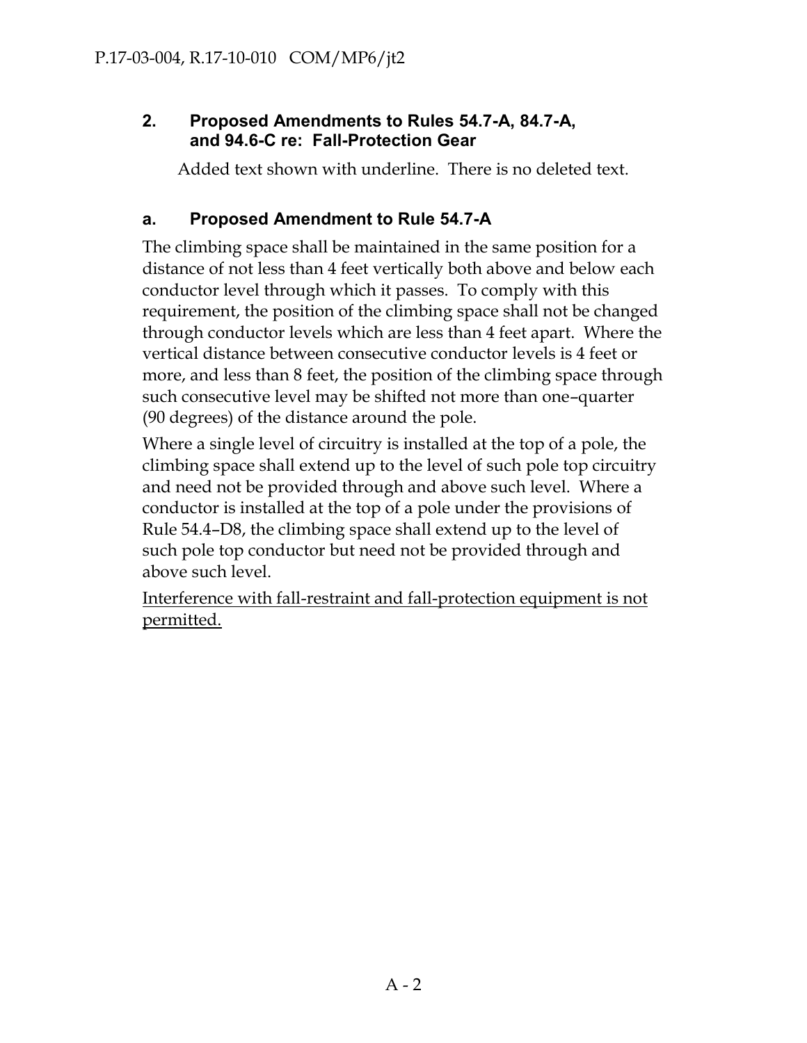## 2. Proposed Amendments to Rules 54.7-A, 84.7-A, and 94.6-C re: Fall-Protection Gear

Added text shown with underline. There is no deleted text.

### a. Proposed Amendment to Rule 54.7-A

The climbing space shall be maintained in the same position for a distance of not less than 4 feet vertically both above and below each conductor level through which it passes. To comply with this requirement, the position of the climbing space shall not be changed through conductor levels which are less than 4 feet apart. Where the vertical distance between consecutive conductor levels is 4 feet or more, and less than 8 feet, the position of the climbing space through such consecutive level may be shifted not more than one–quarter (90 degrees) of the distance around the pole.

Where a single level of circuitry is installed at the top of a pole, the climbing space shall extend up to the level of such pole top circuitry and need not be provided through and above such level. Where a conductor is installed at the top of a pole under the provisions of Rule 54.4–D8, the climbing space shall extend up to the level of such pole top conductor but need not be provided through and above such level.

<u>Interference with fall-restraint and fall-protection equipment is not permitted.</u>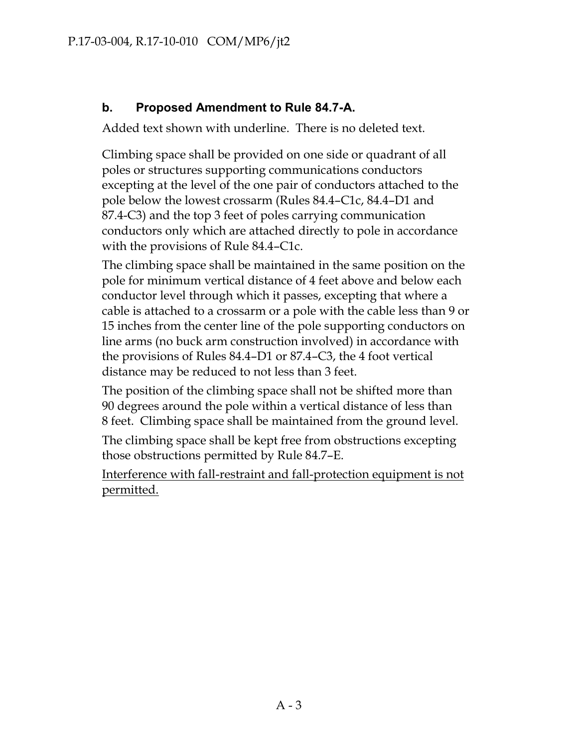### b. Proposed Amendment to Rule 84.7-A.

Added text shown with underline. There is no deleted text.

Climbing space shall be provided on one side or quadrant of all poles or structures supporting communications conductors excepting at the level of the one pair of conductors attached to the pole below the lowest crossarm (Rules 84.4–C1c, 84.4–D1 and 87.4-C3) and the top 3 feet of poles carrying communication conductors only which are attached directly to pole in accordance with the provisions of Rule 84.4–C1c.

The climbing space shall be maintained in the same position on the pole for minimum vertical distance of 4 feet above and below each conductor level through which it passes, excepting that where a cable is attached to a crossarm or a pole with the cable less than 9 or 15 inches from the center line of the pole supporting conductors on line arms (no buck arm construction involved) in accordance with the provisions of Rules 84.4–D1 or 87.4–C3, the 4 foot vertical distance may be reduced to not less than 3 feet.

The position of the climbing space shall not be shifted more than 90 degrees around the pole within a vertical distance of less than 8 feet. Climbing space shall be maintained from the ground level.

The climbing space shall be kept free from obstructions excepting those obstructions permitted by Rule 84.7–E.

<u>Interference with fall-restraint and fall-protection equipment is not permitted.</u>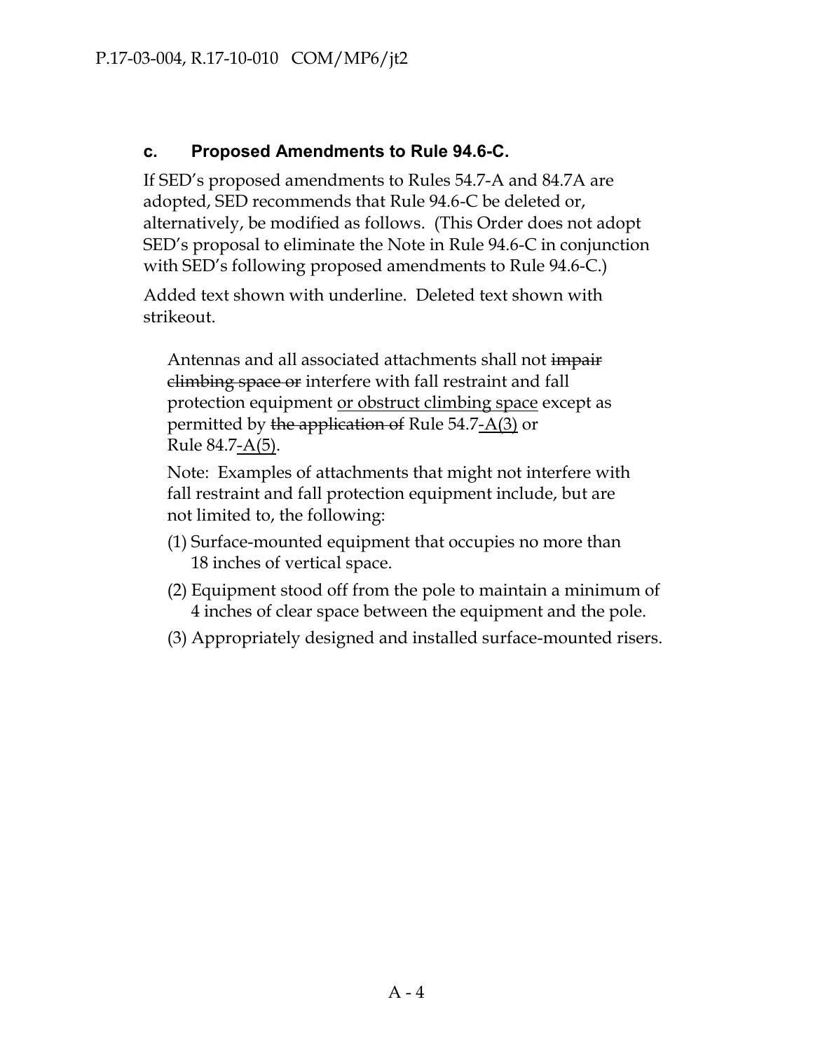### c. Proposed Amendments to Rule 94.6-C.

If SED's proposed amendments to Rules 54.7-A and 84.7A are adopted, SED recommends that Rule 94.6-C be deleted or, alternatively, be modified as follows. (This Order does not adopt SED's proposal to eliminate the Note in Rule 94.6-C in conjunction with SED's following proposed amendments to Rule 94.6-C.)

Added text shown with underline. Deleted text shown with strikeout.

> Antennas and all associated attachments shall not ~~impair climbing space or~~ interfere with fall restraint and fall protection equipment <u>or obstruct climbing space</u> except as permitted by ~~the application of~~ Rule 54.7<u>-A(3)</u> or Rule 84.7<u>-A(5)</u>.
>
> Note: Examples of attachments that might not interfere with fall restraint and fall protection equipment include, but are not limited to, the following:
>
> (1) Surface-mounted equipment that occupies no more than 18 inches of vertical space.
>
> (2) Equipment stood off from the pole to maintain a minimum of 4 inches of clear space between the equipment and the pole.
>
> (3) Appropriately designed and installed surface-mounted risers.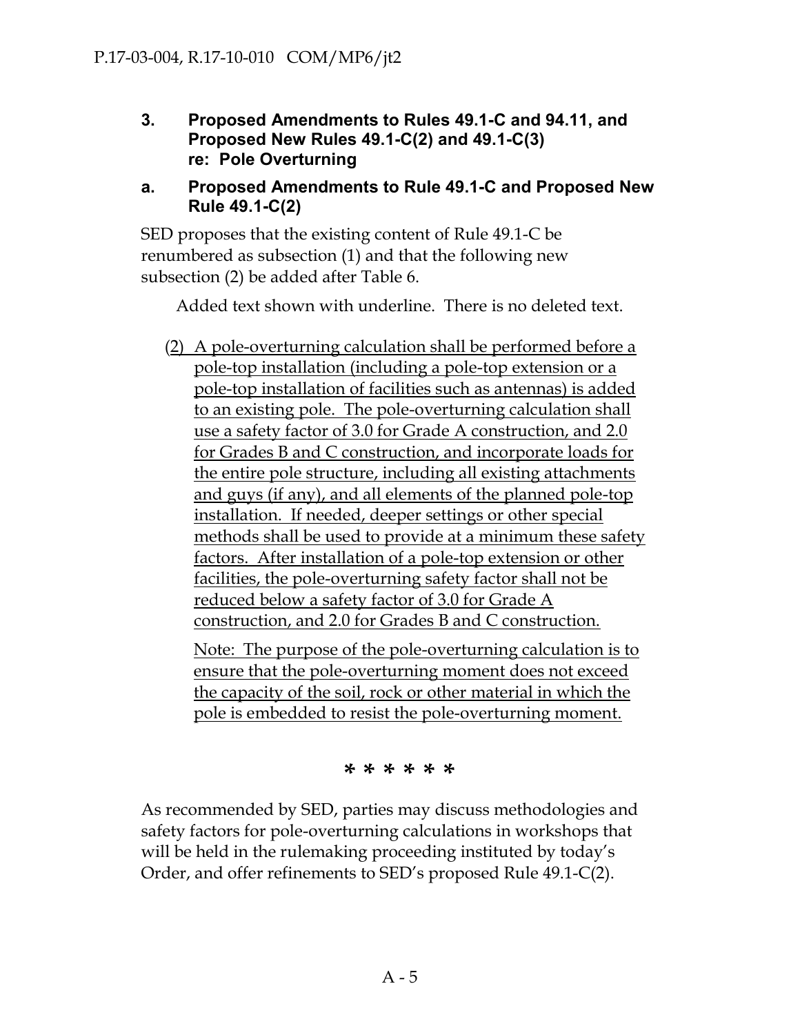### 3. Proposed Amendments to Rules 49.1-C and 94.11, and Proposed New Rules 49.1-C(2) and 49.1-C(3) re: Pole Overturning

### a. Proposed Amendments to Rule 49.1-C and Proposed New Rule 49.1-C(2)

SED proposes that the existing content of Rule 49.1-C be renumbered as subsection (1) and that the following new subsection (2) be added after Table 6.

Added text shown with underline. There is no deleted text.

(2) A pole-overturning calculation shall be performed before a pole-top installation (including a pole-top extension or a pole-top installation of facilities such as antennas) is added to an existing pole. The pole-overturning calculation shall use a safety factor of 3.0 for Grade A construction, and 2.0 for Grades B and C construction, and incorporate loads for the entire pole structure, including all existing attachments and guys (if any), and all elements of the planned pole-top installation. If needed, deeper settings or other special methods shall be used to provide at a minimum these safety factors. After installation of a pole-top extension or other facilities, the pole-overturning safety factor shall not be reduced below a safety factor of 3.0 for Grade A construction, and 2.0 for Grades B and C construction.

Note: The purpose of the pole-overturning calculation is to ensure that the pole-overturning moment does not exceed the capacity of the soil, rock or other material in which the pole is embedded to resist the pole-overturning moment.

\* \* \* \* \* \*

As recommended by SED, parties may discuss methodologies and safety factors for pole-overturning calculations in workshops that will be held in the rulemaking proceeding instituted by today's Order, and offer refinements to SED's proposed Rule 49.1-C(2).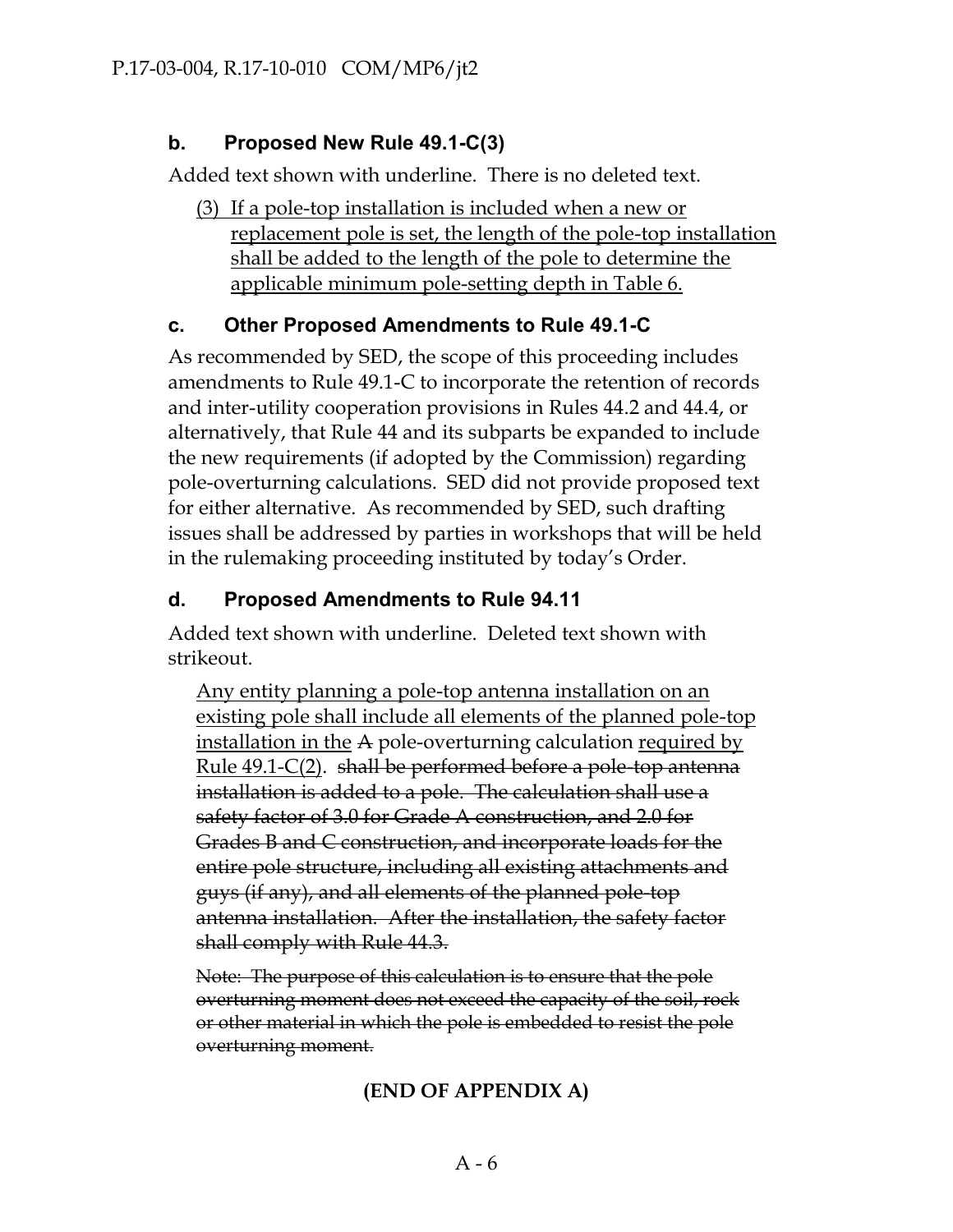### b. Proposed New Rule 49.1-C(3)

Added text shown with underline. There is no deleted text.

<u>(3) If a pole-top installation is included when a new or replacement pole is set, the length of the pole-top installation shall be added to the length of the pole to determine the applicable minimum pole-setting depth in Table 6.</u>

### c. Other Proposed Amendments to Rule 49.1-C

As recommended by SED, the scope of this proceeding includes amendments to Rule 49.1-C to incorporate the retention of records and inter-utility cooperation provisions in Rules 44.2 and 44.4, or alternatively, that Rule 44 and its subparts be expanded to include the new requirements (if adopted by the Commission) regarding pole-overturning calculations. SED did not provide proposed text for either alternative. As recommended by SED, such drafting issues shall be addressed by parties in workshops that will be held in the rulemaking proceeding instituted by today's Order.

### d. Proposed Amendments to Rule 94.11

Added text shown with underline. Deleted text shown with strikeout.

<u>Any entity planning a pole-top antenna installation on an existing pole shall include all elements of the planned pole-top installation in the</u> ~~A~~ pole-overturning calculation <u>required by Rule 49.1-C(2)</u>. ~~shall be performed before a pole-top antenna installation is added to a pole. The calculation shall use a safety factor of 3.0 for Grade A construction, and 2.0 for Grades B and C construction, and incorporate loads for the entire pole structure, including all existing attachments and guys (if any), and all elements of the planned pole-top antenna installation. After the installation, the safety factor shall comply with Rule 44.3.~~

~~Note: The purpose of this calculation is to ensure that the pole overturning moment does not exceed the capacity of the soil, rock or other material in which the pole is embedded to resist the pole overturning moment.~~

**(END OF APPENDIX A)**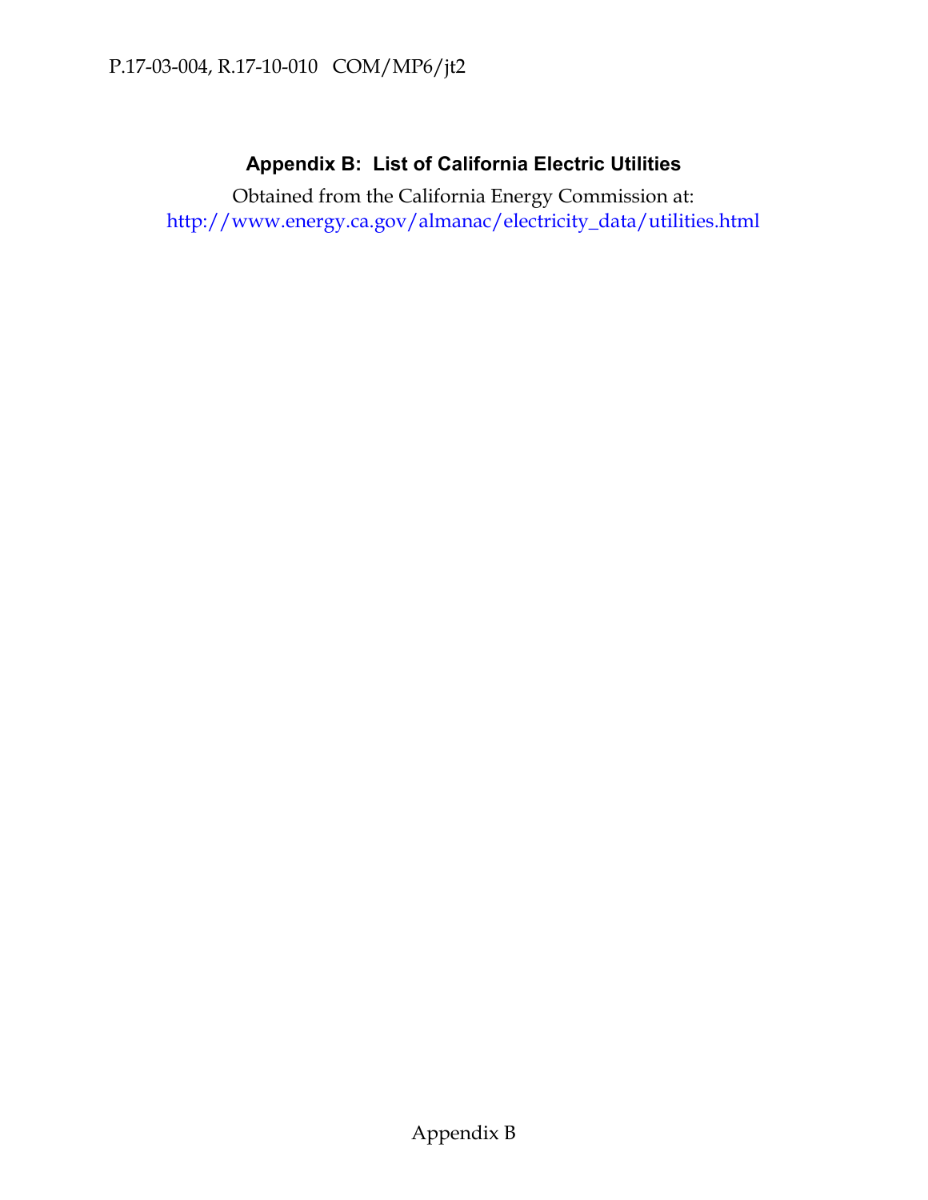## Appendix B: List of California Electric Utilities

Obtained from the California Energy Commission at:
http://www.energy.ca.gov/almanac/electricity_data/utilities.html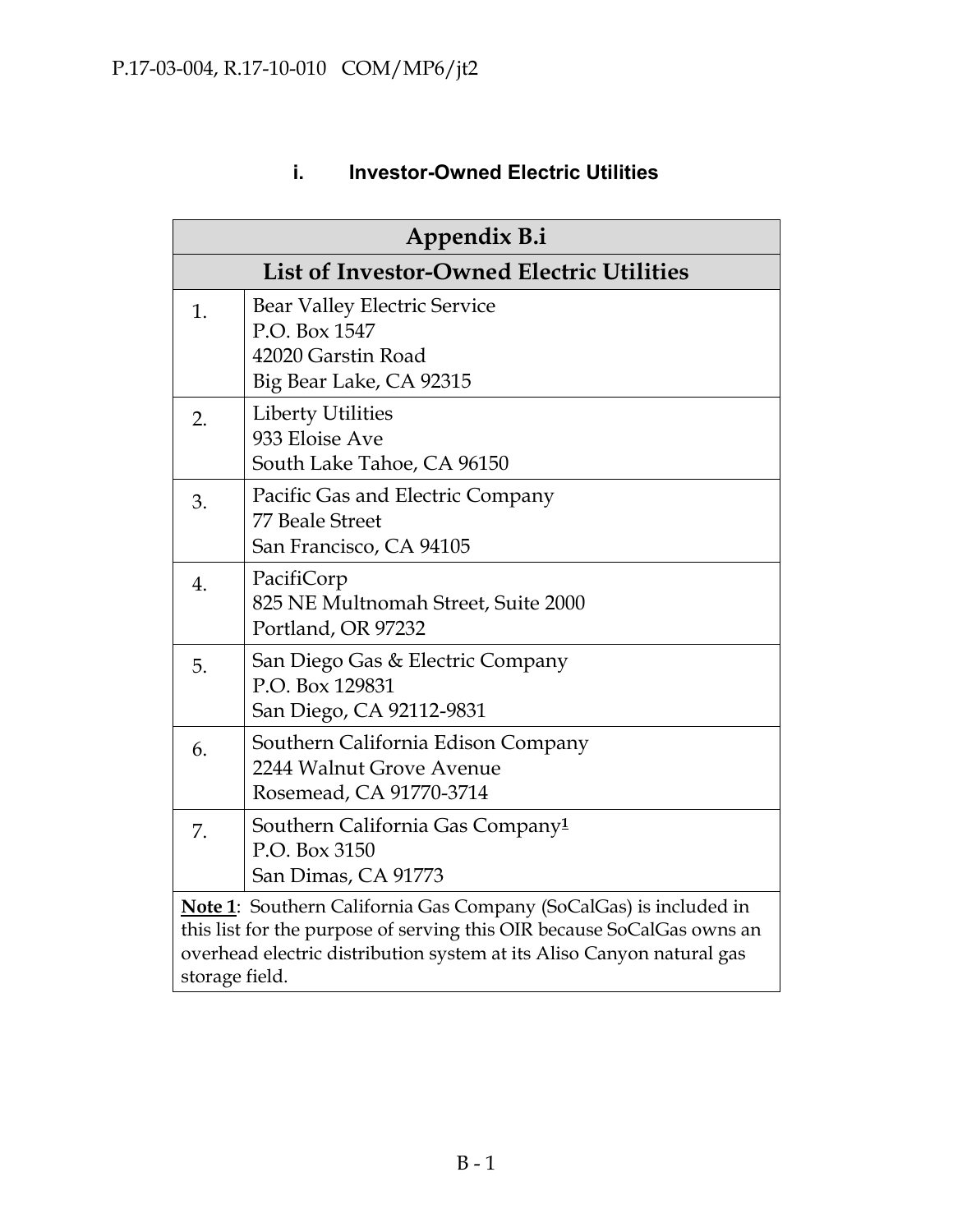### i. Investor-Owned Electric Utilities

| Appendix B.i | |
|---|---|
| **List of Investor-Owned Electric Utilities** | |
| 1. | Bear Valley Electric Service<br>P.O. Box 1547<br>42020 Garstin Road<br>Big Bear Lake, CA 92315 |
| 2. | Liberty Utilities<br>933 Eloise Ave<br>South Lake Tahoe, CA 96150 |
| 3. | Pacific Gas and Electric Company<br>77 Beale Street<br>San Francisco, CA 94105 |
| 4. | PacifiCorp<br>825 NE Multnomah Street, Suite 2000<br>Portland, OR 97232 |
| 5. | San Diego Gas & Electric Company<br>P.O. Box 129831<br>San Diego, CA 92112-9831 |
| 6. | Southern California Edison Company<br>2244 Walnut Grove Avenue<br>Rosemead, CA 91770-3714 |
| 7. | Southern California Gas Company[1]<br>P.O. Box 3150<br>San Dimas, CA 91773 |
| **Note 1**: Southern California Gas Company (SoCalGas) is included in this list for the purpose of serving this OIR because SoCalGas owns an overhead electric distribution system at its Aliso Canyon natural gas storage field. | |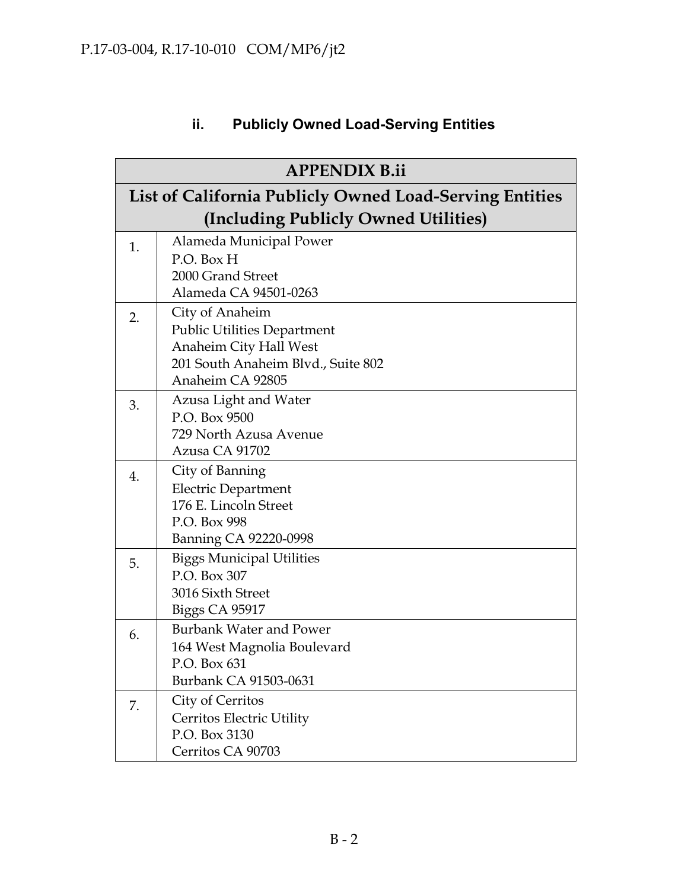### ii. Publicly Owned Load-Serving Entities

| APPENDIX B.ii | |
|---|---|
| **List of California Publicly Owned Load-Serving Entities (Including Publicly Owned Utilities)** | |
| 1. | Alameda Municipal Power<br>P.O. Box H<br>2000 Grand Street<br>Alameda CA 94501-0263 |
| 2. | City of Anaheim<br>Public Utilities Department<br>Anaheim City Hall West<br>201 South Anaheim Blvd., Suite 802<br>Anaheim CA 92805 |
| 3. | Azusa Light and Water<br>P.O. Box 9500<br>729 North Azusa Avenue<br>Azusa CA 91702 |
| 4. | City of Banning<br>Electric Department<br>176 E. Lincoln Street<br>P.O. Box 998<br>Banning CA 92220-0998 |
| 5. | Biggs Municipal Utilities<br>P.O. Box 307<br>3016 Sixth Street<br>Biggs CA 95917 |
| 6. | Burbank Water and Power<br>164 West Magnolia Boulevard<br>P.O. Box 631<br>Burbank CA 91503-0631 |
| 7. | City of Cerritos<br>Cerritos Electric Utility<br>P.O. Box 3130<br>Cerritos CA 90703 |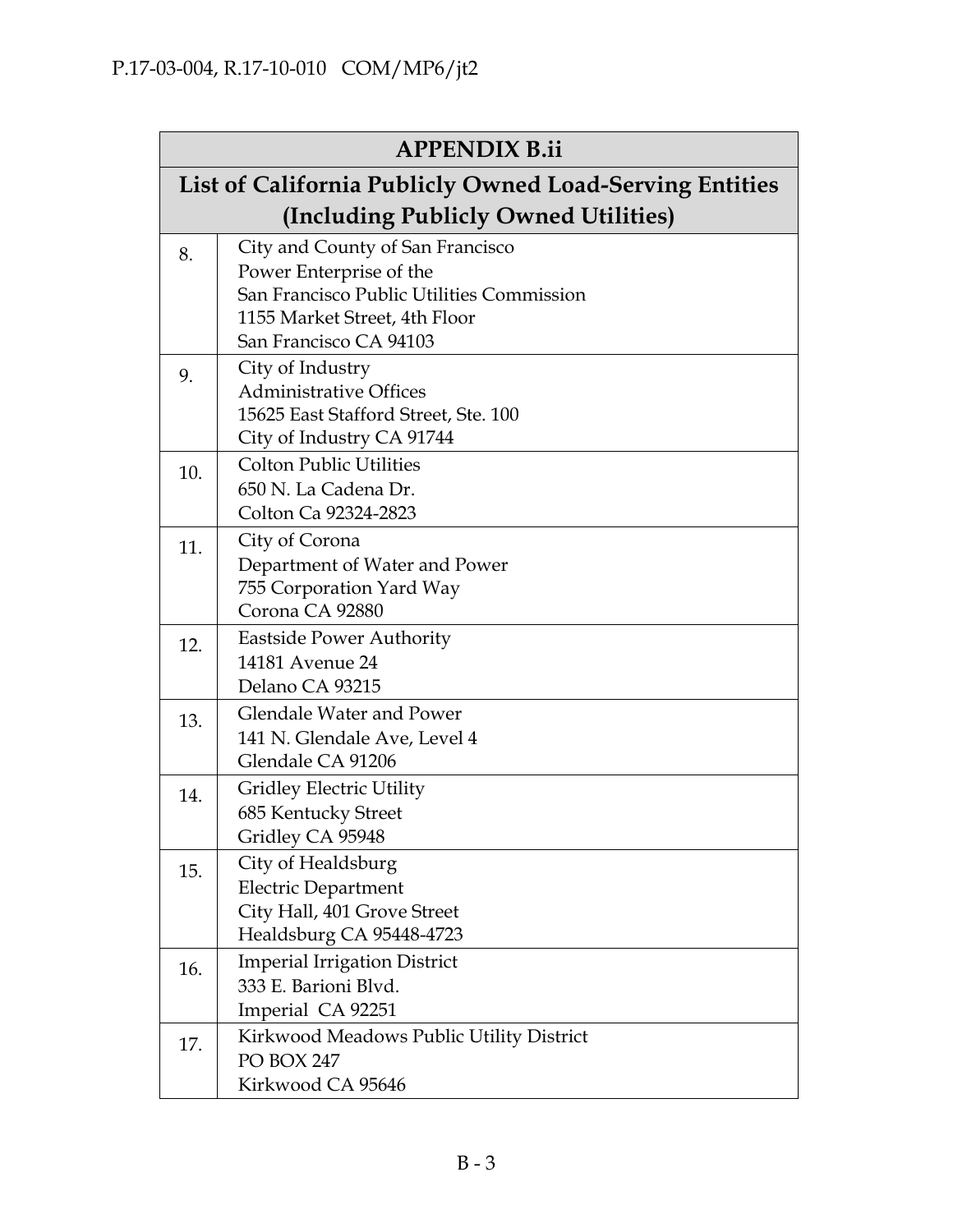| APPENDIX B.ii | |
|---|---|
| **List of California Publicly Owned Load-Serving Entities (Including Publicly Owned Utilities)** | |
| 8. | City and County of San Francisco<br>Power Enterprise of the<br>San Francisco Public Utilities Commission<br>1155 Market Street, 4th Floor<br>San Francisco CA 94103 |
| 9. | City of Industry<br>Administrative Offices<br>15625 East Stafford Street, Ste. 100<br>City of Industry CA 91744 |
| 10. | Colton Public Utilities<br>650 N. La Cadena Dr.<br>Colton Ca 92324-2823 |
| 11. | City of Corona<br>Department of Water and Power<br>755 Corporation Yard Way<br>Corona CA 92880 |
| 12. | Eastside Power Authority<br>14181 Avenue 24<br>Delano CA 93215 |
| 13. | Glendale Water and Power<br>141 N. Glendale Ave, Level 4<br>Glendale CA 91206 |
| 14. | Gridley Electric Utility<br>685 Kentucky Street<br>Gridley CA 95948 |
| 15. | City of Healdsburg<br>Electric Department<br>City Hall, 401 Grove Street<br>Healdsburg CA 95448-4723 |
| 16. | Imperial Irrigation District<br>333 E. Barioni Blvd.<br>Imperial CA 92251 |
| 17. | Kirkwood Meadows Public Utility District<br>PO BOX 247<br>Kirkwood CA 95646 |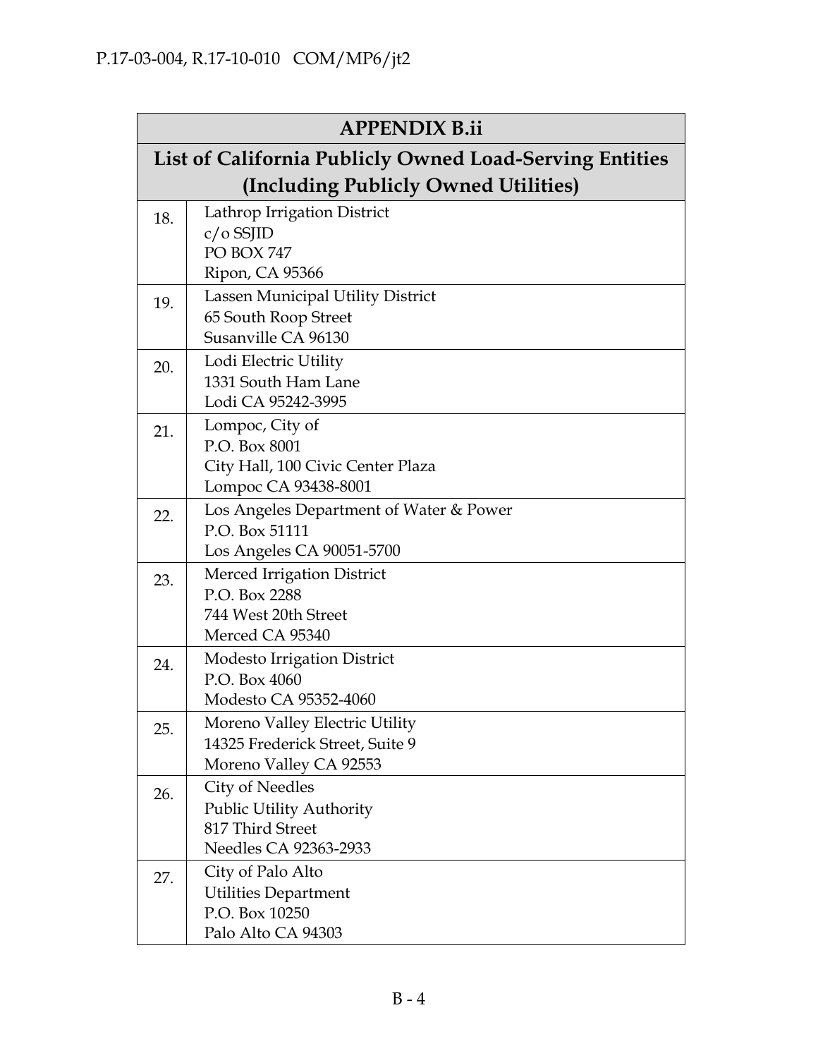| APPENDIX B.ii | |
|---|---|
| **List of California Publicly Owned Load-Serving Entities (Including Publicly Owned Utilities)** | |
| 18. | Lathrop Irrigation District<br>c/o SSJID<br>PO BOX 747<br>Ripon, CA 95366 |
| 19. | Lassen Municipal Utility District<br>65 South Roop Street<br>Susanville CA 96130 |
| 20. | Lodi Electric Utility<br>1331 South Ham Lane<br>Lodi CA 95242-3995 |
| 21. | Lompoc, City of<br>P.O. Box 8001<br>City Hall, 100 Civic Center Plaza<br>Lompoc CA 93438-8001 |
| 22. | Los Angeles Department of Water & Power<br>P.O. Box 51111<br>Los Angeles CA 90051-5700 |
| 23. | Merced Irrigation District<br>P.O. Box 2288<br>744 West 20th Street<br>Merced CA 95340 |
| 24. | Modesto Irrigation District<br>P.O. Box 4060<br>Modesto CA 95352-4060 |
| 25. | Moreno Valley Electric Utility<br>14325 Frederick Street, Suite 9<br>Moreno Valley CA 92553 |
| 26. | City of Needles<br>Public Utility Authority<br>817 Third Street<br>Needles CA 92363-2933 |
| 27. | City of Palo Alto<br>Utilities Department<br>P.O. Box 10250<br>Palo Alto CA 94303 |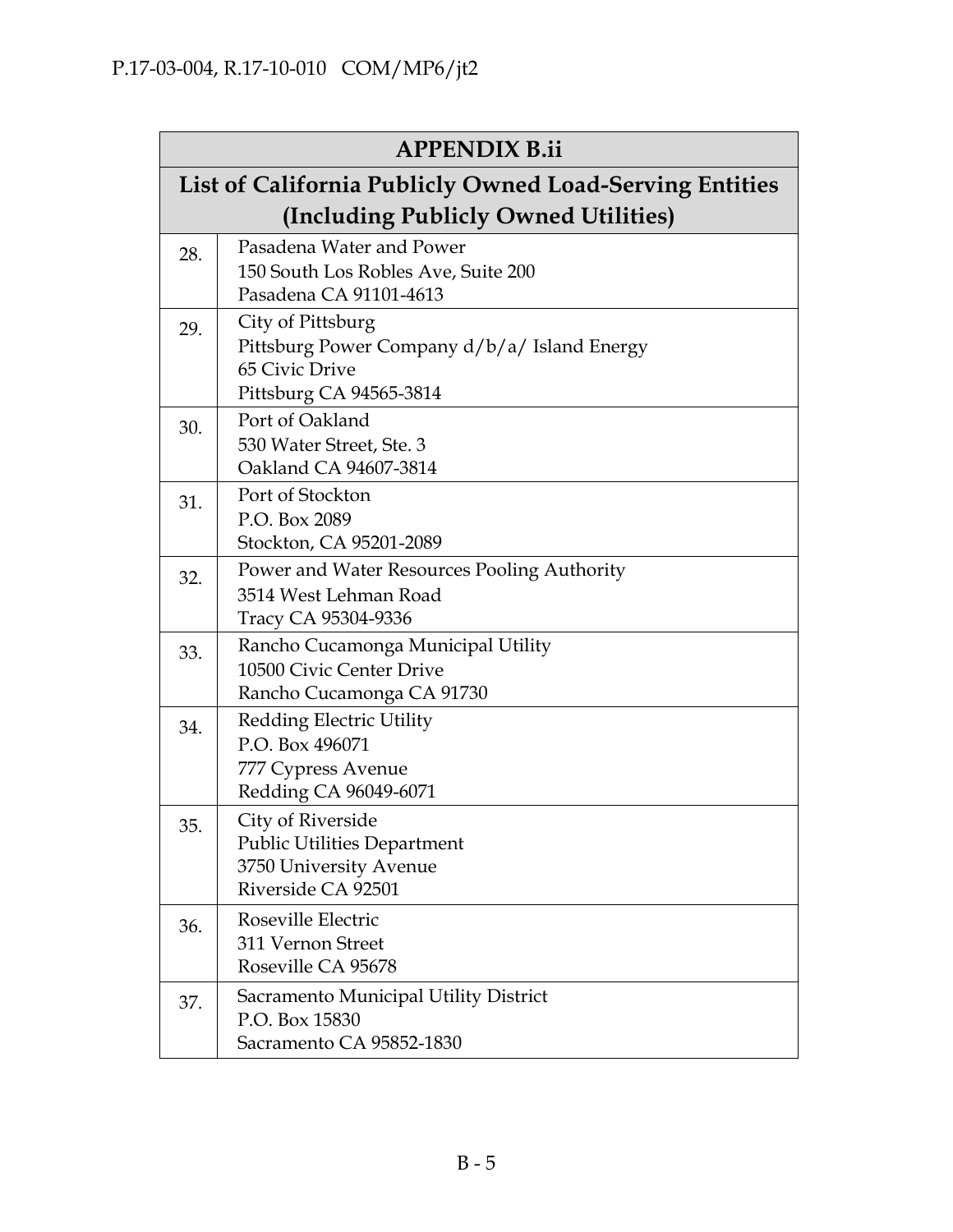| APPENDIX B.ii | |
|---|---|
| **List of California Publicly Owned Load-Serving Entities (Including Publicly Owned Utilities)** | |
| 28. | Pasadena Water and Power<br>150 South Los Robles Ave, Suite 200<br>Pasadena CA 91101-4613 |
| 29. | City of Pittsburg<br>Pittsburg Power Company d/b/a/ Island Energy<br>65 Civic Drive<br>Pittsburg CA 94565-3814 |
| 30. | Port of Oakland<br>530 Water Street, Ste. 3<br>Oakland CA 94607-3814 |
| 31. | Port of Stockton<br>P.O. Box 2089<br>Stockton, CA 95201-2089 |
| 32. | Power and Water Resources Pooling Authority<br>3514 West Lehman Road<br>Tracy CA 95304-9336 |
| 33. | Rancho Cucamonga Municipal Utility<br>10500 Civic Center Drive<br>Rancho Cucamonga CA 91730 |
| 34. | Redding Electric Utility<br>P.O. Box 496071<br>777 Cypress Avenue<br>Redding CA 96049-6071 |
| 35. | City of Riverside<br>Public Utilities Department<br>3750 University Avenue<br>Riverside CA 92501 |
| 36. | Roseville Electric<br>311 Vernon Street<br>Roseville CA 95678 |
| 37. | Sacramento Municipal Utility District<br>P.O. Box 15830<br>Sacramento CA 95852-1830 |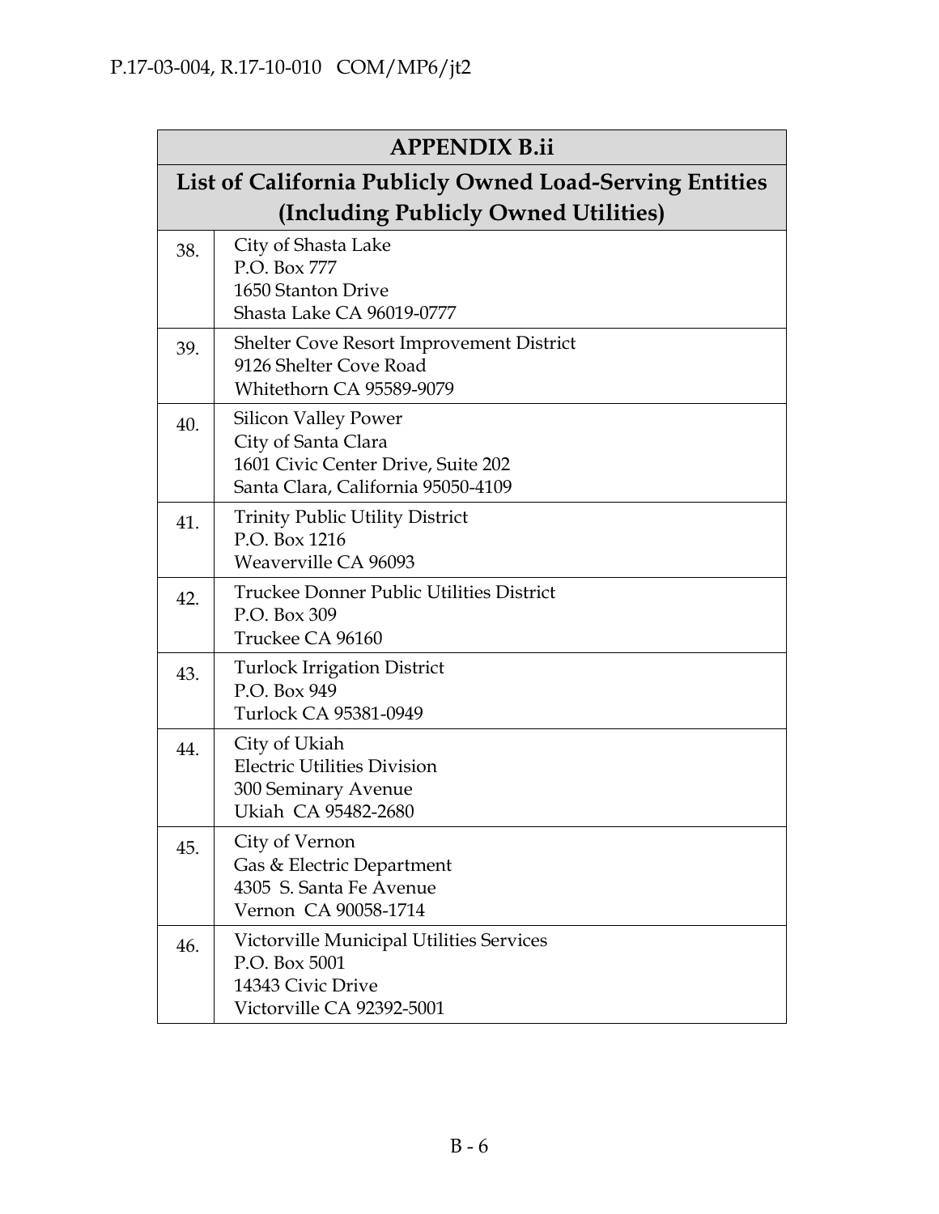| APPENDIX B.ii | |
|---|---|
| **List of California Publicly Owned Load-Serving Entities (Including Publicly Owned Utilities)** | |
| 38. | City of Shasta Lake<br>P.O. Box 777<br>1650 Stanton Drive<br>Shasta Lake CA 96019-0777 |
| 39. | Shelter Cove Resort Improvement District<br>9126 Shelter Cove Road<br>Whitethorn CA 95589-9079 |
| 40. | Silicon Valley Power<br>City of Santa Clara<br>1601 Civic Center Drive, Suite 202<br>Santa Clara, California 95050-4109 |
| 41. | Trinity Public Utility District<br>P.O. Box 1216<br>Weaverville CA 96093 |
| 42. | Truckee Donner Public Utilities District<br>P.O. Box 309<br>Truckee CA 96160 |
| 43. | Turlock Irrigation District<br>P.O. Box 949<br>Turlock CA 95381-0949 |
| 44. | City of Ukiah<br>Electric Utilities Division<br>300 Seminary Avenue<br>Ukiah CA 95482-2680 |
| 45. | City of Vernon<br>Gas & Electric Department<br>4305 S. Santa Fe Avenue<br>Vernon CA 90058-1714 |
| 46. | Victorville Municipal Utilities Services<br>P.O. Box 5001<br>14343 Civic Drive<br>Victorville CA 92392-5001 |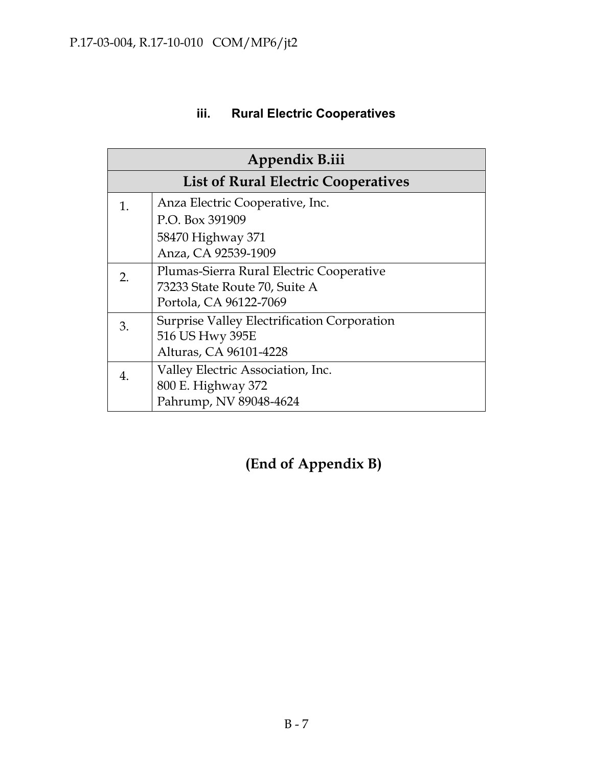### iii. Rural Electric Cooperatives

| Appendix B.iii | |
|---|---|
| **List of Rural Electric Cooperatives** | |
| 1. | Anza Electric Cooperative, Inc.<br>P.O. Box 391909<br>58470 Highway 371<br>Anza, CA 92539-1909 |
| 2. | Plumas-Sierra Rural Electric Cooperative<br>73233 State Route 70, Suite A<br>Portola, CA 96122-7069 |
| 3. | Surprise Valley Electrification Corporation<br>516 US Hwy 395E<br>Alturas, CA 96101-4228 |
| 4. | Valley Electric Association, Inc.<br>800 E. Highway 372<br>Pahrump, NV 89048-4624 |

**(End of Appendix B)**